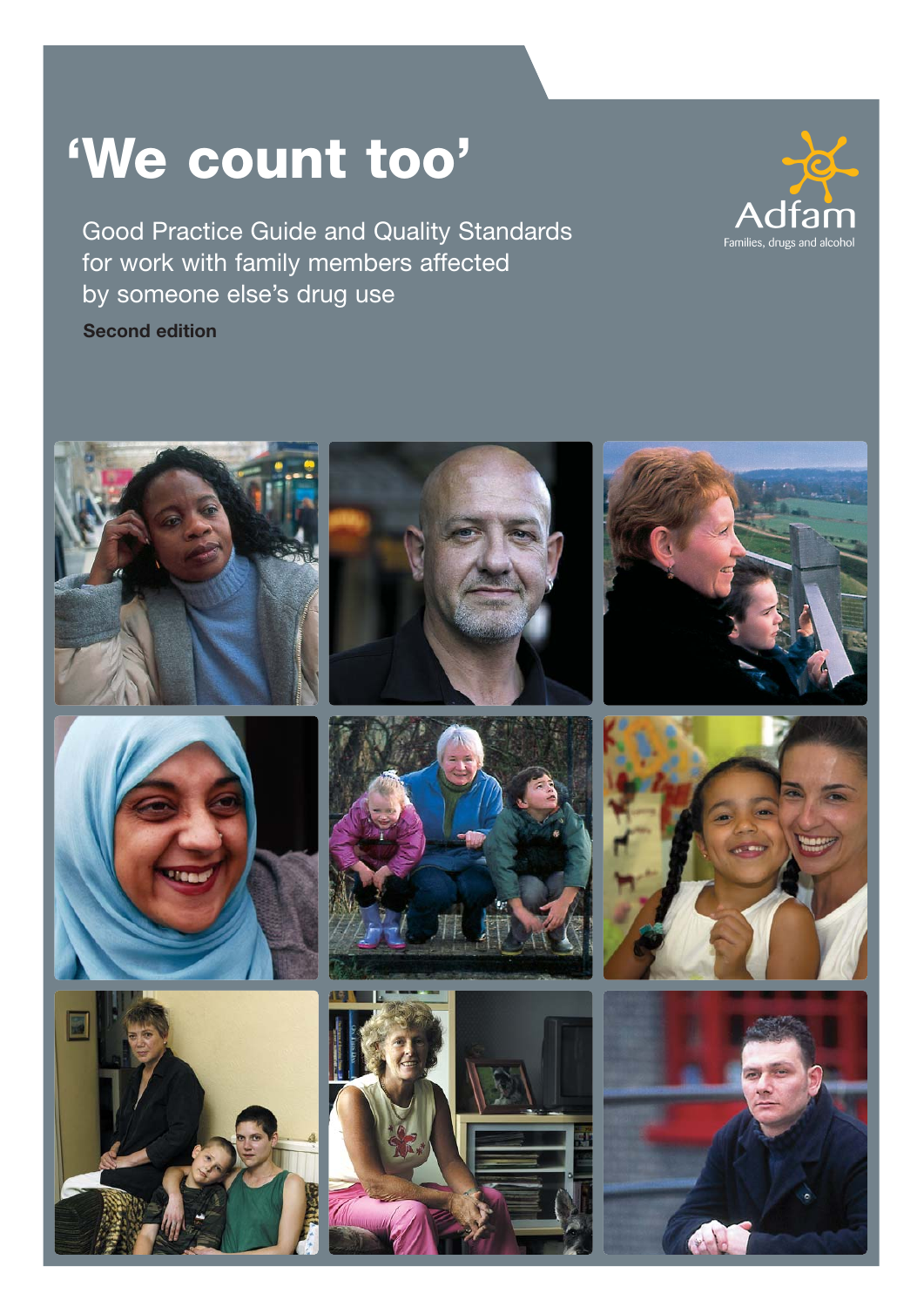# 'We count too'

Good Practice Guide and Quality Standards for work with family members affected by someone else's drug use

**Second edition**

Adfam

Families, drugs and alcohol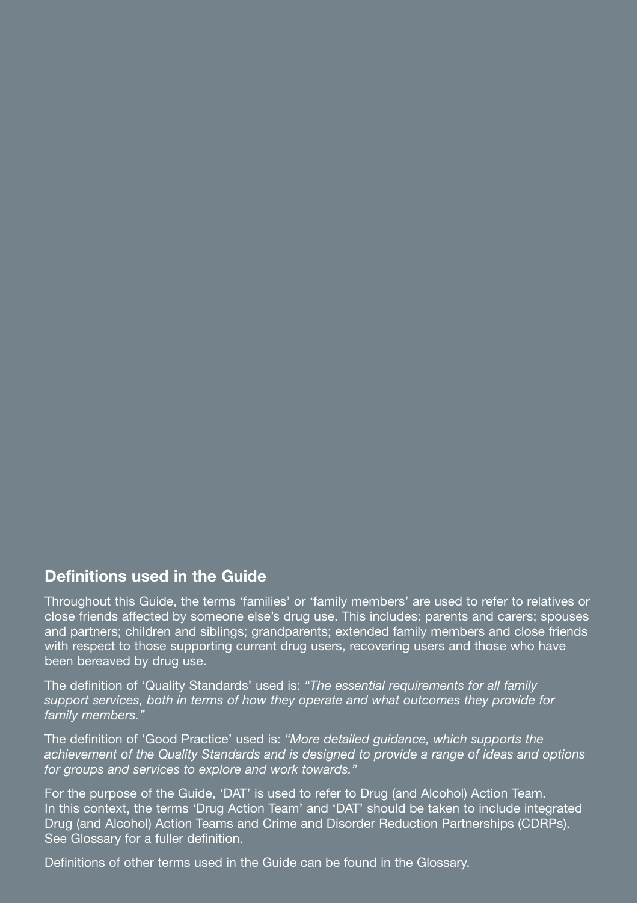## Definitions used in the Guide

Throughout this Guide, the terms 'families' or 'family members' are used to refer to relatives or close friends affected by someone else's drug use. This includes: parents and carers; spouses and partners; children and siblings; grandparents; extended family members and close friends with respect to those supporting current drug users, recovering users and those who have been bereaved by drug use.

The definition of 'Quality Standards' used is: *"The essential requirements for all family support services, both in terms of how they operate and what outcomes they provide for family members."*

The definition of 'Good Practice' used is: *"More detailed guidance, which supports the achievement of the Quality Standards and is designed to provide a range of ideas and options for groups and services to explore and work towards."*

For the purpose of the Guide, 'DAT' is used to refer to Drug (and Alcohol) Action Team. In this context, the terms 'Drug Action Team' and 'DAT' should be taken to include integrated Drug (and Alcohol) Action Teams and Crime and Disorder Reduction Partnerships (CDRPs). See Glossary for a fuller definition.

Definitions of other terms used in the Guide can be found in the Glossary.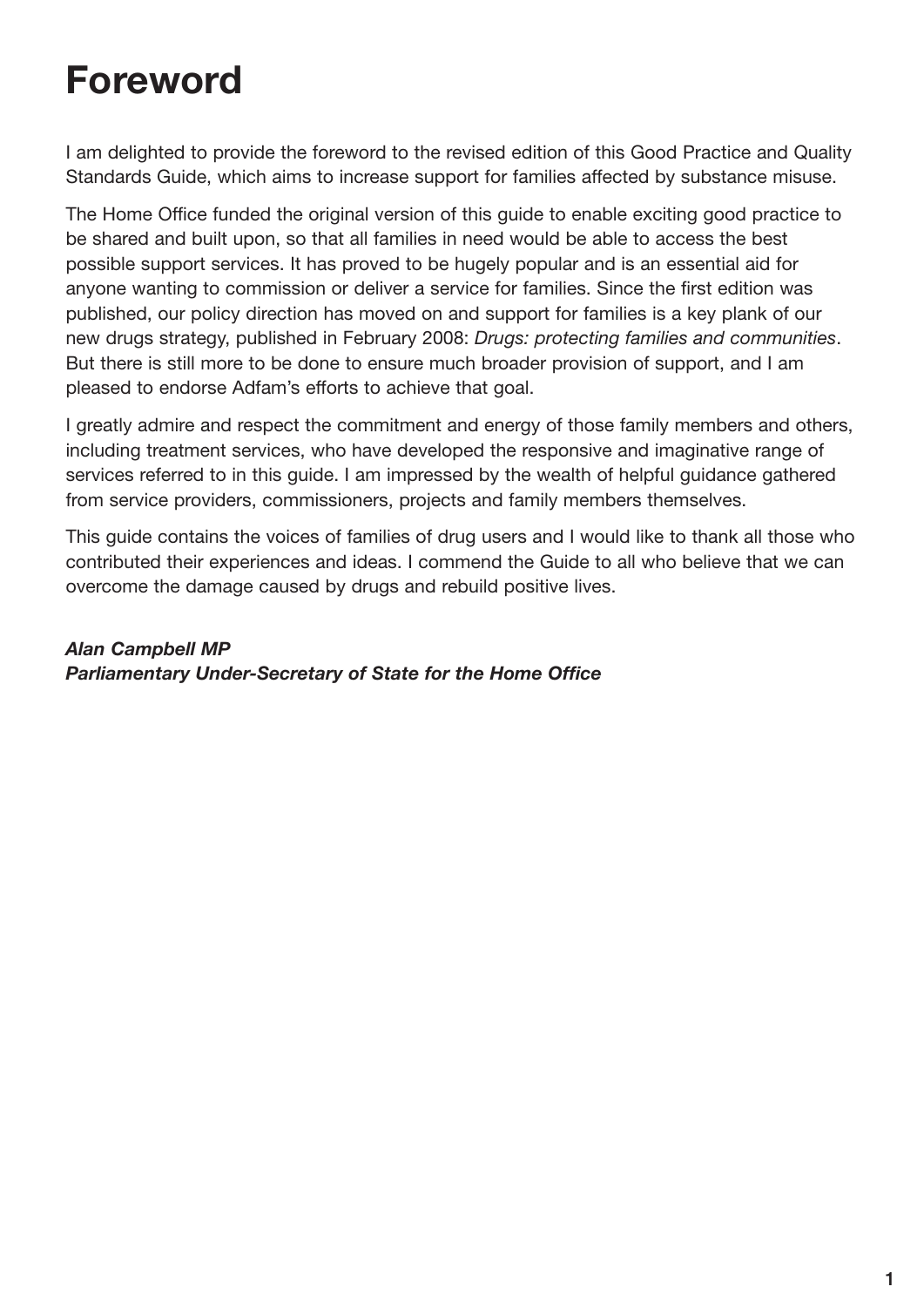# Foreword

I am delighted to provide the foreword to the revised edition of this Good Practice and Quality Standards Guide, which aims to increase support for families affected by substance misuse.

The Home Office funded the original version of this guide to enable exciting good practice to be shared and built upon, so that all families in need would be able to access the best possible support services. It has proved to be hugely popular and is an essential aid for anyone wanting to commission or deliver a service for families. Since the first edition was published, our policy direction has moved on and support for families is a key plank of our new drugs strategy, published in February 2008: *Drugs: protecting families and communities*. But there is still more to be done to ensure much broader provision of support, and I am pleased to endorse Adfam's efforts to achieve that goal.

I greatly admire and respect the commitment and energy of those family members and others, including treatment services, who have developed the responsive and imaginative range of services referred to in this guide. I am impressed by the wealth of helpful guidance gathered from service providers, commissioners, projects and family members themselves.

This guide contains the voices of families of drug users and I would like to thank all those who contributed their experiences and ideas. I commend the Guide to all who believe that we can overcome the damage caused by drugs and rebuild positive lives.

***Alan Campbell MP***
***Parliamentary Under-Secretary of State for the Home Office***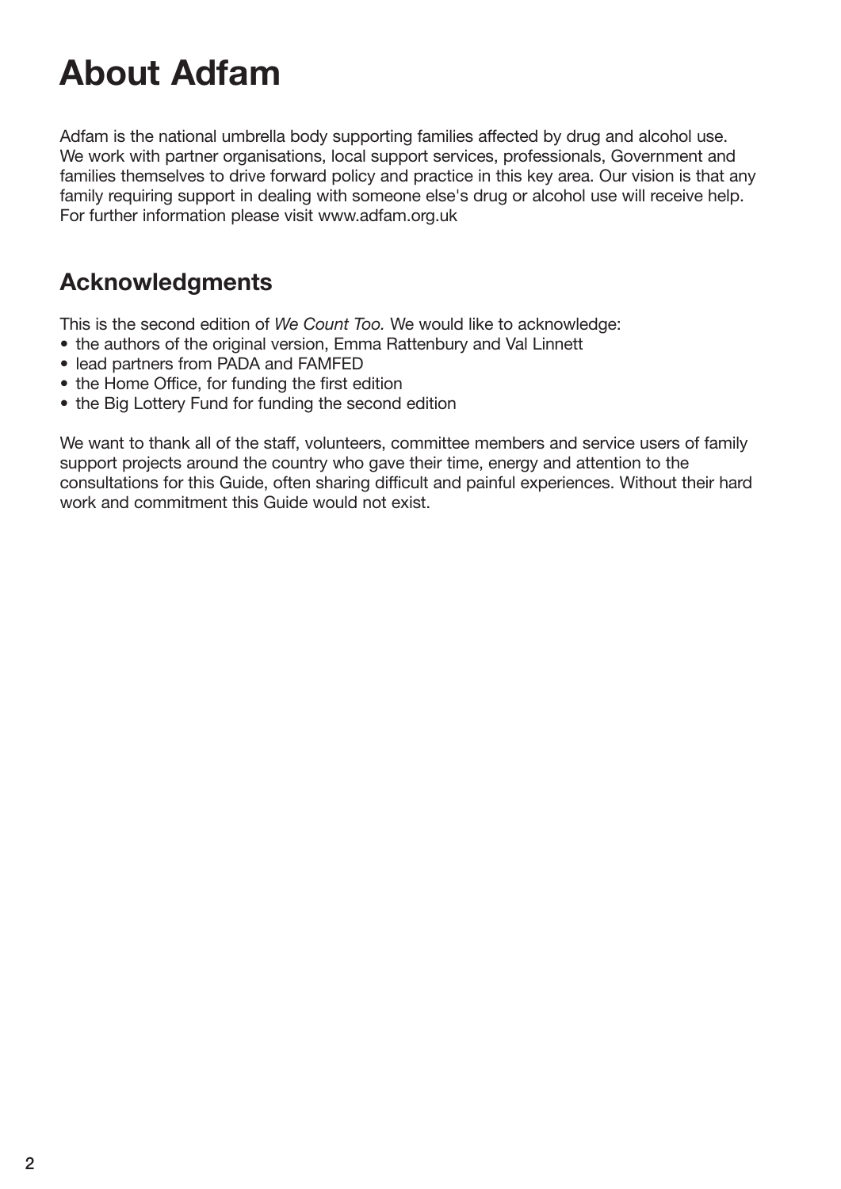# About Adfam

Adfam is the national umbrella body supporting families affected by drug and alcohol use. We work with partner organisations, local support services, professionals, Government and families themselves to drive forward policy and practice in this key area. Our vision is that any family requiring support in dealing with someone else's drug or alcohol use will receive help. For further information please visit www.adfam.org.uk

## Acknowledgments

This is the second edition of *We Count Too.* We would like to acknowledge:

- the authors of the original version, Emma Rattenbury and Val Linnett
- lead partners from PADA and FAMFED
- the Home Office, for funding the first edition
- the Big Lottery Fund for funding the second edition

We want to thank all of the staff, volunteers, committee members and service users of family support projects around the country who gave their time, energy and attention to the consultations for this Guide, often sharing difficult and painful experiences. Without their hard work and commitment this Guide would not exist.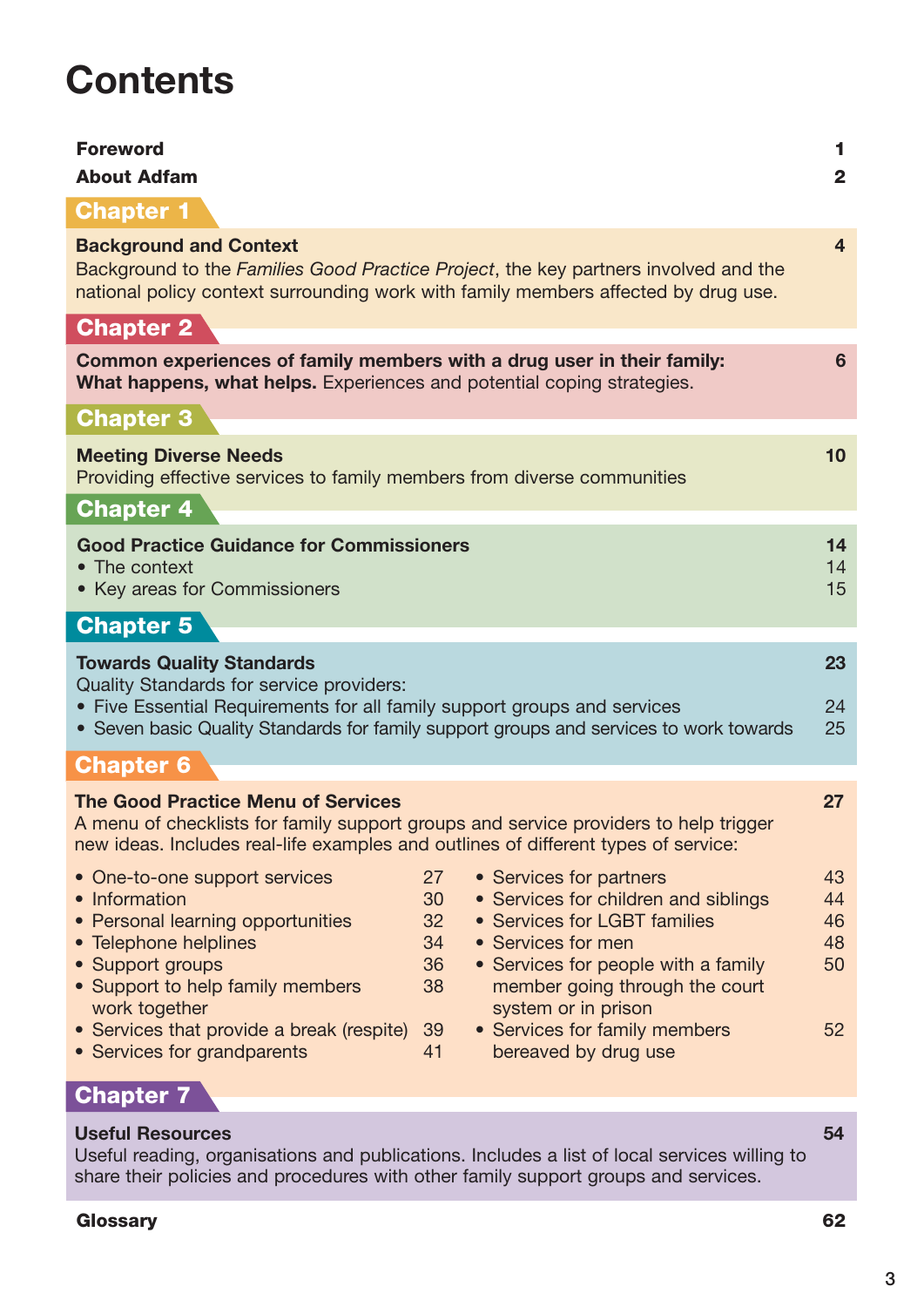# Contents

| | |
|---|---|
| **Foreword** | **1** |
| **About Adfam** | **2** |

## Chapter 1

**Background and Context** — **4**

Background to the *Families Good Practice Project*, the key partners involved and the national policy context surrounding work with family members affected by drug use.

## Chapter 2

**Common experiences of family members with a drug user in their family: What happens, what helps.** Experiences and potential coping strategies. — **6**

## Chapter 3

**Meeting Diverse Needs** — **10**

Providing effective services to family members from diverse communities

## Chapter 4

**Good Practice Guidance for Commissioners** — **14**

- The context — 14
- Key areas for Commissioners — 15

## Chapter 5

**Towards Quality Standards** — **23**

Quality Standards for service providers:

- Five Essential Requirements for all family support groups and services — 24
- Seven basic Quality Standards for family support groups and services to work towards — 25

## Chapter 6

**The Good Practice Menu of Services** — **27**

A menu of checklists for family support groups and service providers to help trigger new ideas. Includes real-life examples and outlines of different types of service:

- One-to-one support services — 27
- Information — 30
- Personal learning opportunities — 32
- Telephone helplines — 34
- Support groups — 36
- Support to help family members work together — 38
- Services that provide a break (respite) — 39
- Services for grandparents — 41
- Services for partners — 43
- Services for children and siblings — 44
- Services for LGBT families — 46
- Services for men — 48
- Services for people with a family member going through the court system or in prison — 50
- Services for family members bereaved by drug use — 52

## Chapter 7

**Useful Resources** — **54**

Useful reading, organisations and publications. Includes a list of local services willing to share their policies and procedures with other family support groups and services.

**Glossary** — **62**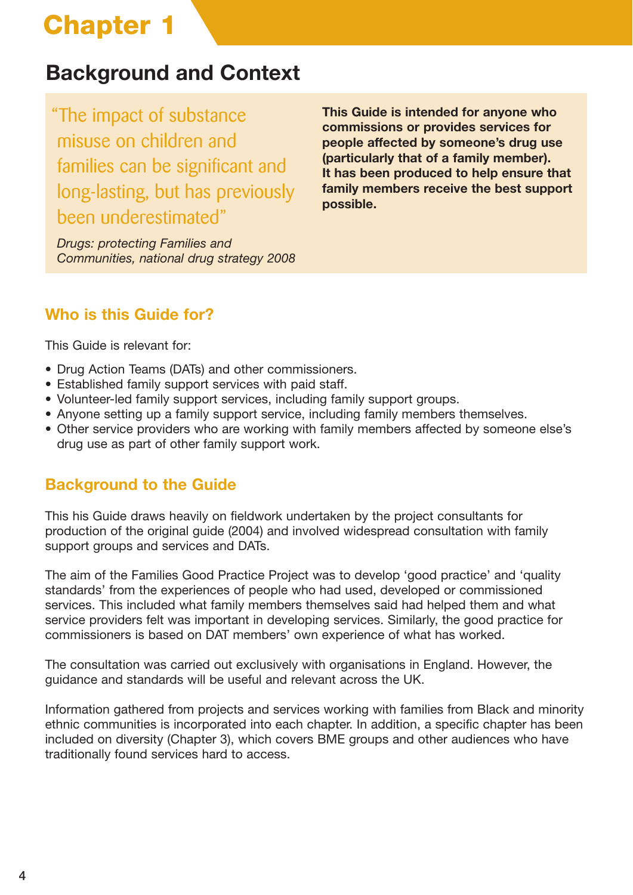# Chapter 1

## Background and Context

> "The impact of substance misuse on children and families can be significant and long-lasting, but has previously been underestimated"
>
> *Drugs: protecting Families and Communities, national drug strategy 2008*

**This Guide is intended for anyone who commissions or provides services for people affected by someone's drug use (particularly that of a family member). It has been produced to help ensure that family members receive the best support possible.**

### Who is this Guide for?

This Guide is relevant for:

- Drug Action Teams (DATs) and other commissioners.
- Established family support services with paid staff.
- Volunteer-led family support services, including family support groups.
- Anyone setting up a family support service, including family members themselves.
- Other service providers who are working with family members affected by someone else's drug use as part of other family support work.

### Background to the Guide

This his Guide draws heavily on fieldwork undertaken by the project consultants for production of the original guide (2004) and involved widespread consultation with family support groups and services and DATs.

The aim of the Families Good Practice Project was to develop 'good practice' and 'quality standards' from the experiences of people who had used, developed or commissioned services. This included what family members themselves said had helped them and what service providers felt was important in developing services. Similarly, the good practice for commissioners is based on DAT members' own experience of what has worked.

The consultation was carried out exclusively with organisations in England. However, the guidance and standards will be useful and relevant across the UK.

Information gathered from projects and services working with families from Black and minority ethnic communities is incorporated into each chapter. In addition, a specific chapter has been included on diversity (Chapter 3), which covers BME groups and other audiences who have traditionally found services hard to access.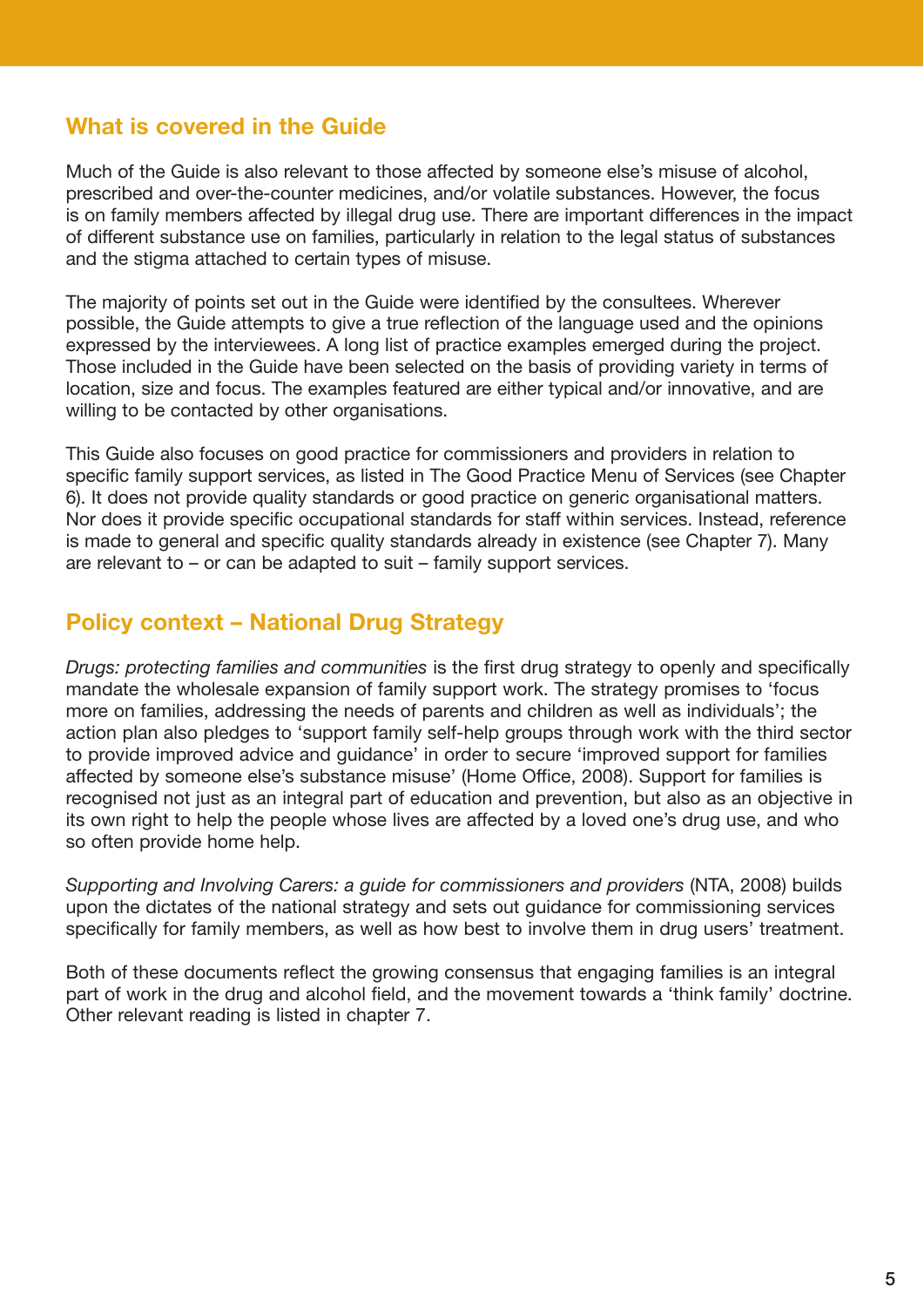## What is covered in the Guide

Much of the Guide is also relevant to those affected by someone else's misuse of alcohol, prescribed and over-the-counter medicines, and/or volatile substances. However, the focus is on family members affected by illegal drug use. There are important differences in the impact of different substance use on families, particularly in relation to the legal status of substances and the stigma attached to certain types of misuse.

The majority of points set out in the Guide were identified by the consultees. Wherever possible, the Guide attempts to give a true reflection of the language used and the opinions expressed by the interviewees. A long list of practice examples emerged during the project. Those included in the Guide have been selected on the basis of providing variety in terms of location, size and focus. The examples featured are either typical and/or innovative, and are willing to be contacted by other organisations.

This Guide also focuses on good practice for commissioners and providers in relation to specific family support services, as listed in The Good Practice Menu of Services (see Chapter 6). It does not provide quality standards or good practice on generic organisational matters. Nor does it provide specific occupational standards for staff within services. Instead, reference is made to general and specific quality standards already in existence (see Chapter 7). Many are relevant to – or can be adapted to suit – family support services.

## Policy context – National Drug Strategy

*Drugs: protecting families and communities* is the first drug strategy to openly and specifically mandate the wholesale expansion of family support work. The strategy promises to 'focus more on families, addressing the needs of parents and children as well as individuals'; the action plan also pledges to 'support family self-help groups through work with the third sector to provide improved advice and guidance' in order to secure 'improved support for families affected by someone else's substance misuse' (Home Office, 2008). Support for families is recognised not just as an integral part of education and prevention, but also as an objective in its own right to help the people whose lives are affected by a loved one's drug use, and who so often provide home help.

*Supporting and Involving Carers: a guide for commissioners and providers* (NTA, 2008) builds upon the dictates of the national strategy and sets out guidance for commissioning services specifically for family members, as well as how best to involve them in drug users' treatment.

Both of these documents reflect the growing consensus that engaging families is an integral part of work in the drug and alcohol field, and the movement towards a 'think family' doctrine. Other relevant reading is listed in chapter 7.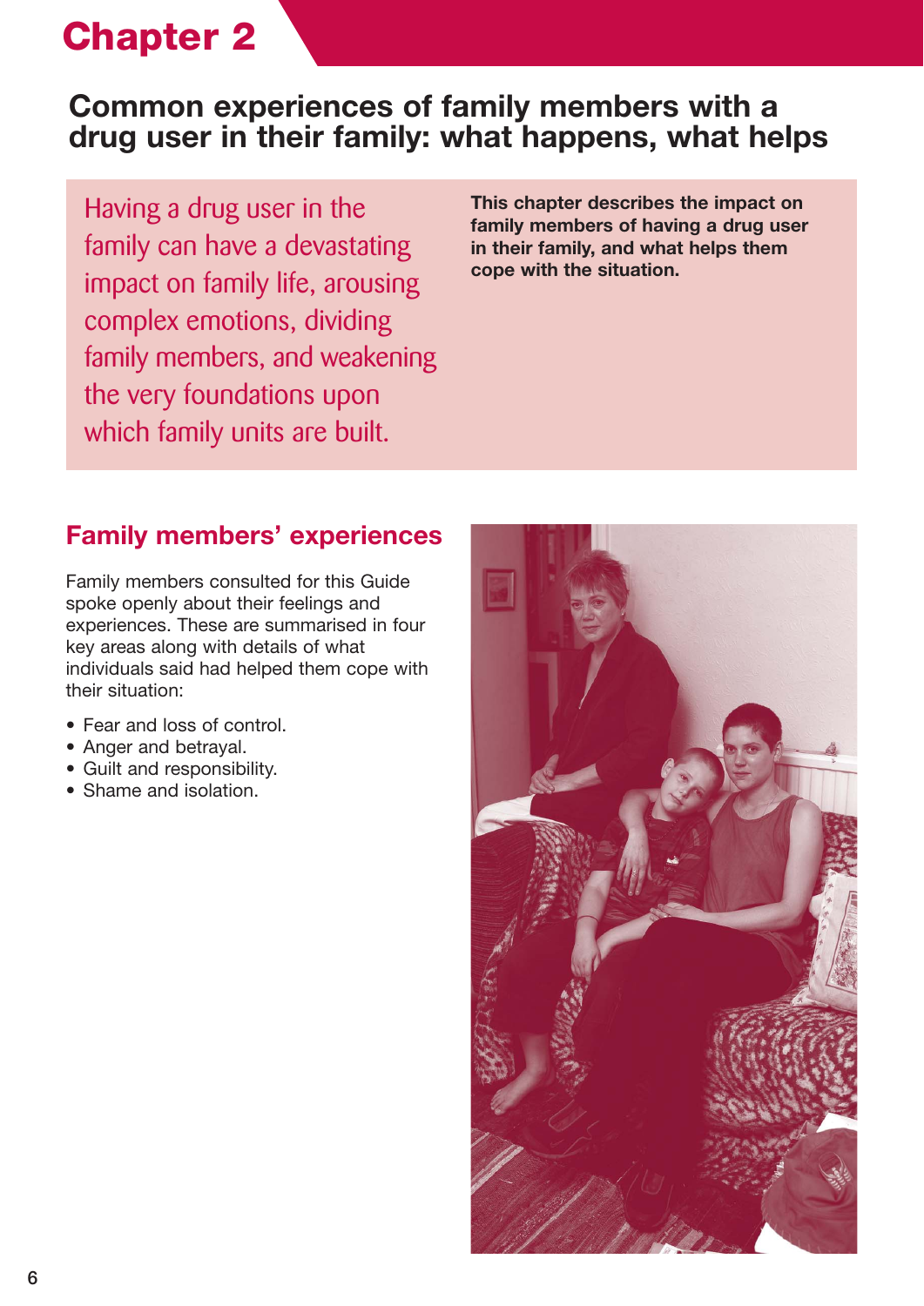# Chapter 2

## Common experiences of family members with a drug user in their family: what happens, what helps

Having a drug user in the family can have a devastating impact on family life, arousing complex emotions, dividing family members, and weakening the very foundations upon which family units are built.

**This chapter describes the impact on family members of having a drug user in their family, and what helps them cope with the situation.**

### Family members' experiences

Family members consulted for this Guide spoke openly about their feelings and experiences. These are summarised in four key areas along with details of what individuals said had helped them cope with their situation:

- Fear and loss of control.
- Anger and betrayal.
- Guilt and responsibility.
- Shame and isolation.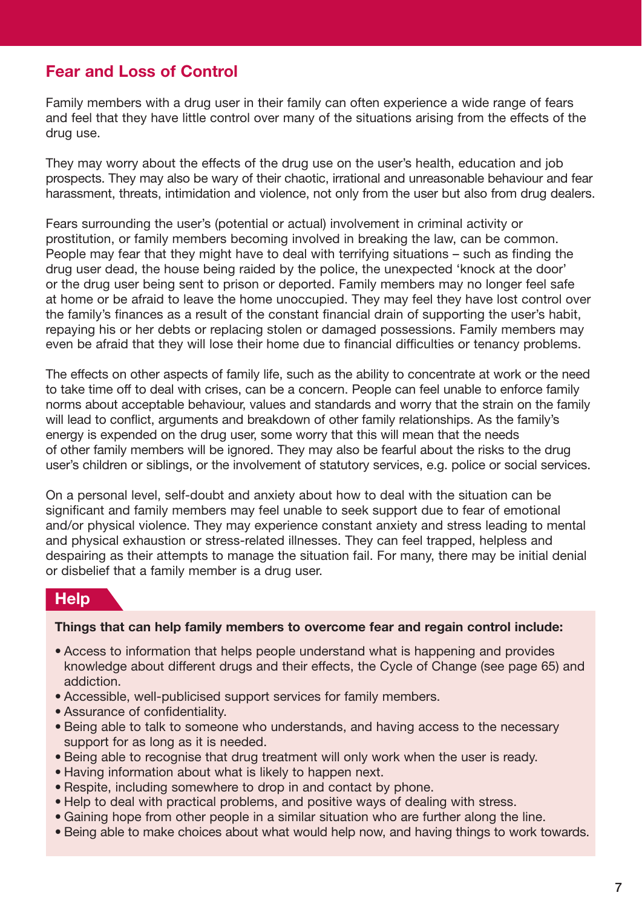## Fear and Loss of Control

Family members with a drug user in their family can often experience a wide range of fears and feel that they have little control over many of the situations arising from the effects of the drug use.

They may worry about the effects of the drug use on the user's health, education and job prospects. They may also be wary of their chaotic, irrational and unreasonable behaviour and fear harassment, threats, intimidation and violence, not only from the user but also from drug dealers.

Fears surrounding the user's (potential or actual) involvement in criminal activity or prostitution, or family members becoming involved in breaking the law, can be common. People may fear that they might have to deal with terrifying situations – such as finding the drug user dead, the house being raided by the police, the unexpected 'knock at the door' or the drug user being sent to prison or deported. Family members may no longer feel safe at home or be afraid to leave the home unoccupied. They may feel they have lost control over the family's finances as a result of the constant financial drain of supporting the user's habit, repaying his or her debts or replacing stolen or damaged possessions. Family members may even be afraid that they will lose their home due to financial difficulties or tenancy problems.

The effects on other aspects of family life, such as the ability to concentrate at work or the need to take time off to deal with crises, can be a concern. People can feel unable to enforce family norms about acceptable behaviour, values and standards and worry that the strain on the family will lead to conflict, arguments and breakdown of other family relationships. As the family's energy is expended on the drug user, some worry that this will mean that the needs of other family members will be ignored. They may also be fearful about the risks to the drug user's children or siblings, or the involvement of statutory services, e.g. police or social services.

On a personal level, self-doubt and anxiety about how to deal with the situation can be significant and family members may feel unable to seek support due to fear of emotional and/or physical violence. They may experience constant anxiety and stress leading to mental and physical exhaustion or stress-related illnesses. They can feel trapped, helpless and despairing as their attempts to manage the situation fail. For many, there may be initial denial or disbelief that a family member is a drug user.

### Help

**Things that can help family members to overcome fear and regain control include:**

- Access to information that helps people understand what is happening and provides knowledge about different drugs and their effects, the Cycle of Change (see page 65) and addiction.
- Accessible, well-publicised support services for family members.
- Assurance of confidentiality.
- Being able to talk to someone who understands, and having access to the necessary support for as long as it is needed.
- Being able to recognise that drug treatment will only work when the user is ready.
- Having information about what is likely to happen next.
- Respite, including somewhere to drop in and contact by phone.
- Help to deal with practical problems, and positive ways of dealing with stress.
- Gaining hope from other people in a similar situation who are further along the line.
- Being able to make choices about what would help now, and having things to work towards.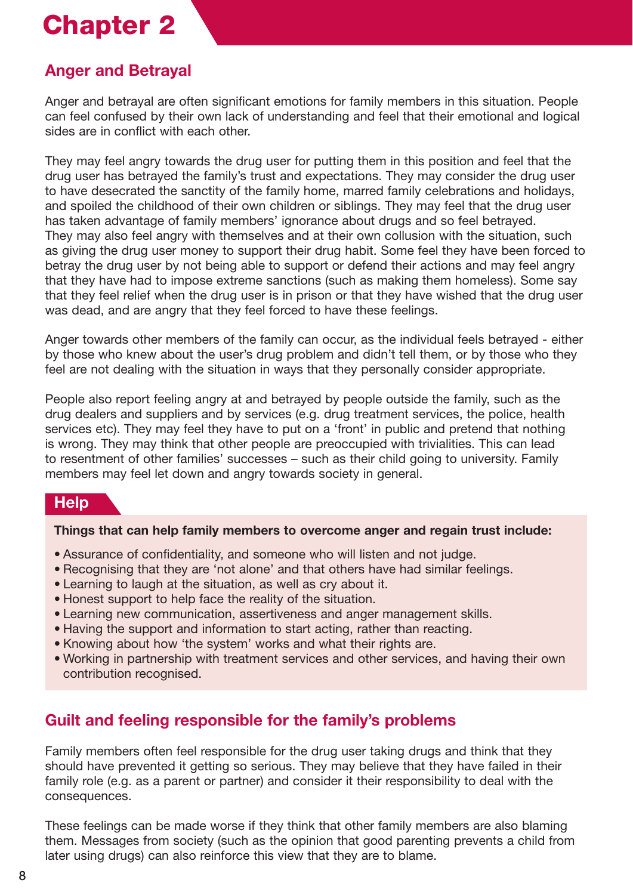# Chapter 2

## Anger and Betrayal

Anger and betrayal are often significant emotions for family members in this situation. People can feel confused by their own lack of understanding and feel that their emotional and logical sides are in conflict with each other.

They may feel angry towards the drug user for putting them in this position and feel that the drug user has betrayed the family's trust and expectations. They may consider the drug user to have desecrated the sanctity of the family home, marred family celebrations and holidays, and spoiled the childhood of their own children or siblings. They may feel that the drug user has taken advantage of family members' ignorance about drugs and so feel betrayed. They may also feel angry with themselves and at their own collusion with the situation, such as giving the drug user money to support their drug habit. Some feel they have been forced to betray the drug user by not being able to support or defend their actions and may feel angry that they have had to impose extreme sanctions (such as making them homeless). Some say that they feel relief when the drug user is in prison or that they have wished that the drug user was dead, and are angry that they feel forced to have these feelings.

Anger towards other members of the family can occur, as the individual feels betrayed - either by those who knew about the user's drug problem and didn't tell them, or by those who they feel are not dealing with the situation in ways that they personally consider appropriate.

People also report feeling angry at and betrayed by people outside the family, such as the drug dealers and suppliers and by services (e.g. drug treatment services, the police, health services etc). They may feel they have to put on a 'front' in public and pretend that nothing is wrong. They may think that other people are preoccupied with trivialities. This can lead to resentment of other families' successes – such as their child going to university. Family members may feel let down and angry towards society in general.

### Help

**Things that can help family members to overcome anger and regain trust include:**

- Assurance of confidentiality, and someone who will listen and not judge.
- Recognising that they are 'not alone' and that others have had similar feelings.
- Learning to laugh at the situation, as well as cry about it.
- Honest support to help face the reality of the situation.
- Learning new communication, assertiveness and anger management skills.
- Having the support and information to start acting, rather than reacting.
- Knowing about how 'the system' works and what their rights are.
- Working in partnership with treatment services and other services, and having their own contribution recognised.

## Guilt and feeling responsible for the family's problems

Family members often feel responsible for the drug user taking drugs and think that they should have prevented it getting so serious. They may believe that they have failed in their family role (e.g. as a parent or partner) and consider it their responsibility to deal with the consequences.

These feelings can be made worse if they think that other family members are also blaming them. Messages from society (such as the opinion that good parenting prevents a child from later using drugs) can also reinforce this view that they are to blame.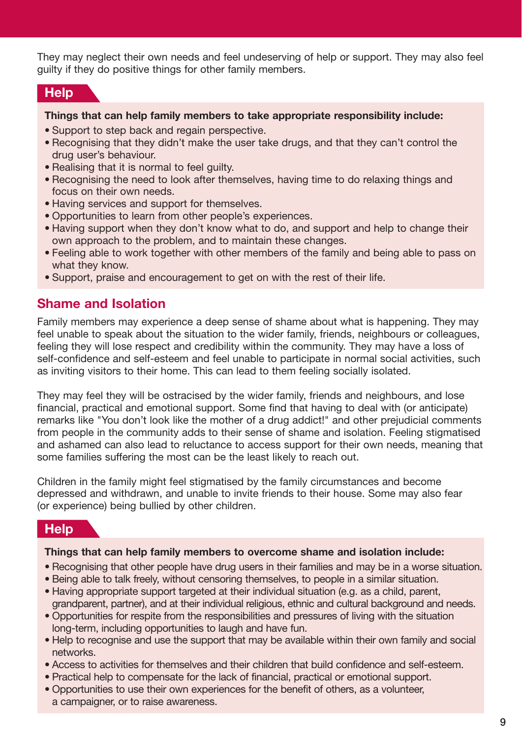They may neglect their own needs and feel undeserving of help or support. They may also feel guilty if they do positive things for other family members.

### Help

**Things that can help family members to take appropriate responsibility include:**

- Support to step back and regain perspective.
- Recognising that they didn't make the user take drugs, and that they can't control the drug user's behaviour.
- Realising that it is normal to feel guilty.
- Recognising the need to look after themselves, having time to do relaxing things and focus on their own needs.
- Having services and support for themselves.
- Opportunities to learn from other people's experiences.
- Having support when they don't know what to do, and support and help to change their own approach to the problem, and to maintain these changes.
- Feeling able to work together with other members of the family and being able to pass on what they know.
- Support, praise and encouragement to get on with the rest of their life.

## Shame and Isolation

Family members may experience a deep sense of shame about what is happening. They may feel unable to speak about the situation to the wider family, friends, neighbours or colleagues, feeling they will lose respect and credibility within the community. They may have a loss of self-confidence and self-esteem and feel unable to participate in normal social activities, such as inviting visitors to their home. This can lead to them feeling socially isolated.

They may feel they will be ostracised by the wider family, friends and neighbours, and lose financial, practical and emotional support. Some find that having to deal with (or anticipate) remarks like "You don't look like the mother of a drug addict!" and other prejudicial comments from people in the community adds to their sense of shame and isolation. Feeling stigmatised and ashamed can also lead to reluctance to access support for their own needs, meaning that some families suffering the most can be the least likely to reach out.

Children in the family might feel stigmatised by the family circumstances and become depressed and withdrawn, and unable to invite friends to their house. Some may also fear (or experience) being bullied by other children.

### Help

**Things that can help family members to overcome shame and isolation include:**

- Recognising that other people have drug users in their families and may be in a worse situation.
- Being able to talk freely, without censoring themselves, to people in a similar situation.
- Having appropriate support targeted at their individual situation (e.g. as a child, parent, grandparent, partner), and at their individual religious, ethnic and cultural background and needs.
- Opportunities for respite from the responsibilities and pressures of living with the situation long-term, including opportunities to laugh and have fun.
- Help to recognise and use the support that may be available within their own family and social networks.
- Access to activities for themselves and their children that build confidence and self-esteem.
- Practical help to compensate for the lack of financial, practical or emotional support.
- Opportunities to use their own experiences for the benefit of others, as a volunteer, a campaigner, or to raise awareness.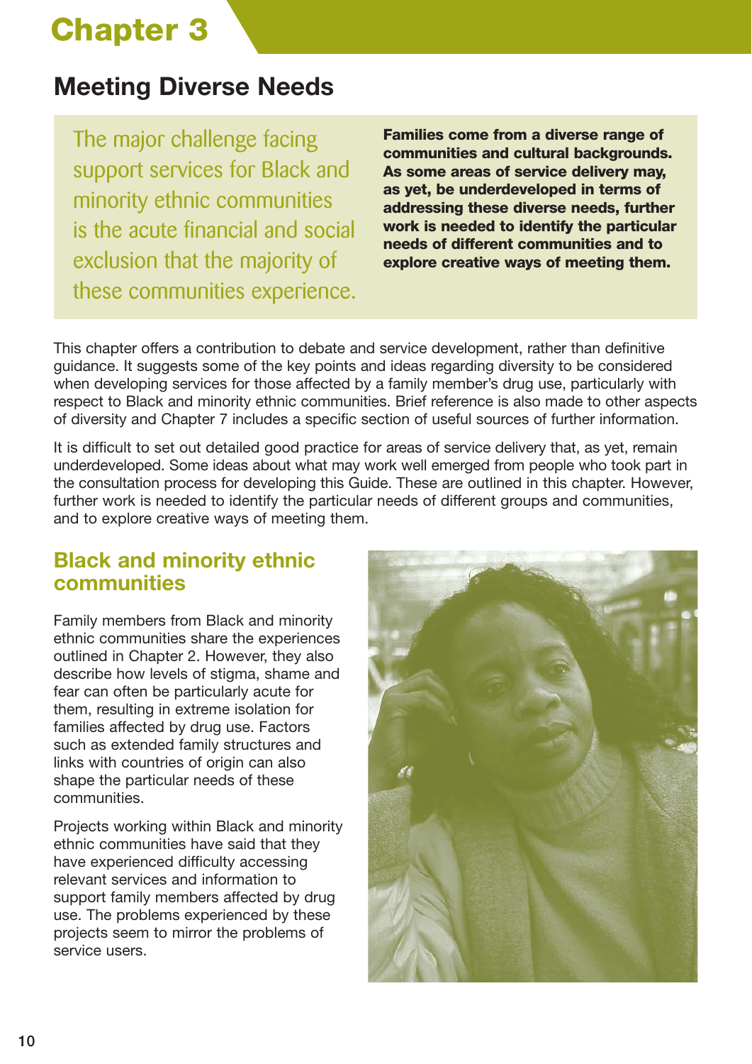# Chapter 3

## Meeting Diverse Needs

The major challenge facing support services for Black and minority ethnic communities is the acute financial and social exclusion that the majority of these communities experience.

**Families come from a diverse range of communities and cultural backgrounds. As some areas of service delivery may, as yet, be underdeveloped in terms of addressing these diverse needs, further work is needed to identify the particular needs of different communities and to explore creative ways of meeting them.**

This chapter offers a contribution to debate and service development, rather than definitive guidance. It suggests some of the key points and ideas regarding diversity to be considered when developing services for those affected by a family member's drug use, particularly with respect to Black and minority ethnic communities. Brief reference is also made to other aspects of diversity and Chapter 7 includes a specific section of useful sources of further information.

It is difficult to set out detailed good practice for areas of service delivery that, as yet, remain underdeveloped. Some ideas about what may work well emerged from people who took part in the consultation process for developing this Guide. These are outlined in this chapter. However, further work is needed to identify the particular needs of different groups and communities, and to explore creative ways of meeting them.

### Black and minority ethnic communities

Family members from Black and minority ethnic communities share the experiences outlined in Chapter 2. However, they also describe how levels of stigma, shame and fear can often be particularly acute for them, resulting in extreme isolation for families affected by drug use. Factors such as extended family structures and links with countries of origin can also shape the particular needs of these communities.

Projects working within Black and minority ethnic communities have said that they have experienced difficulty accessing relevant services and information to support family members affected by drug use. The problems experienced by these projects seem to mirror the problems of service users.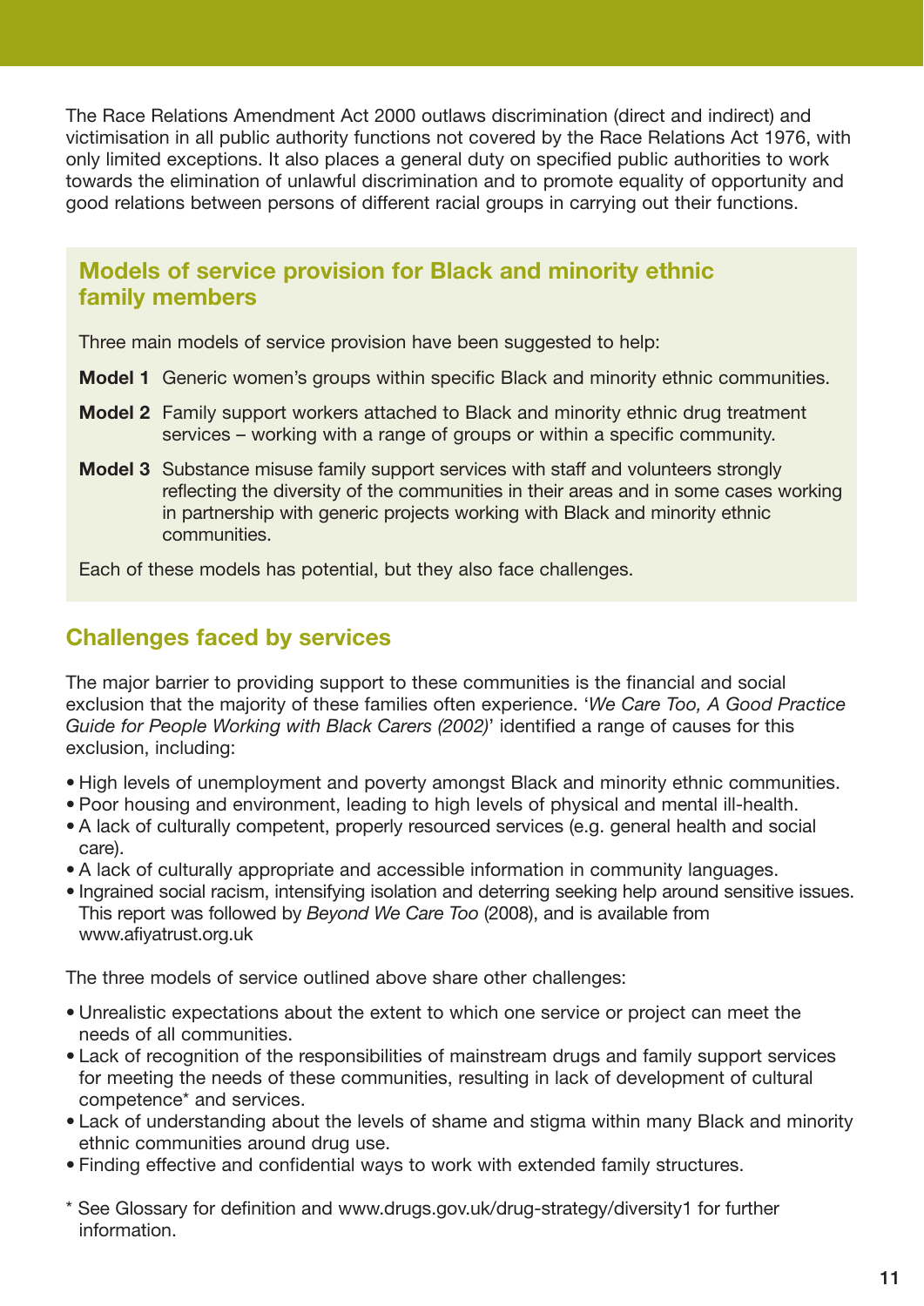The Race Relations Amendment Act 2000 outlaws discrimination (direct and indirect) and victimisation in all public authority functions not covered by the Race Relations Act 1976, with only limited exceptions. It also places a general duty on specified public authorities to work towards the elimination of unlawful discrimination and to promote equality of opportunity and good relations between persons of different racial groups in carrying out their functions.

## Models of service provision for Black and minority ethnic family members

Three main models of service provision have been suggested to help:

**Model 1** Generic women's groups within specific Black and minority ethnic communities.

**Model 2** Family support workers attached to Black and minority ethnic drug treatment services – working with a range of groups or within a specific community.

**Model 3** Substance misuse family support services with staff and volunteers strongly reflecting the diversity of the communities in their areas and in some cases working in partnership with generic projects working with Black and minority ethnic communities.

Each of these models has potential, but they also face challenges.

## Challenges faced by services

The major barrier to providing support to these communities is the financial and social exclusion that the majority of these families often experience. '*We Care Too, A Good Practice Guide for People Working with Black Carers (2002)*' identified a range of causes for this exclusion, including:

- High levels of unemployment and poverty amongst Black and minority ethnic communities.
- Poor housing and environment, leading to high levels of physical and mental ill-health.
- A lack of culturally competent, properly resourced services (e.g. general health and social care).
- A lack of culturally appropriate and accessible information in community languages.
- Ingrained social racism, intensifying isolation and deterring seeking help around sensitive issues. This report was followed by *Beyond We Care Too* (2008), and is available from www.afiyatrust.org.uk

The three models of service outlined above share other challenges:

- Unrealistic expectations about the extent to which one service or project can meet the needs of all communities.
- Lack of recognition of the responsibilities of mainstream drugs and family support services for meeting the needs of these communities, resulting in lack of development of cultural competence* and services.
- Lack of understanding about the levels of shame and stigma within many Black and minority ethnic communities around drug use.
- Finding effective and confidential ways to work with extended family structures.

\* See Glossary for definition and www.drugs.gov.uk/drug-strategy/diversity1 for further information.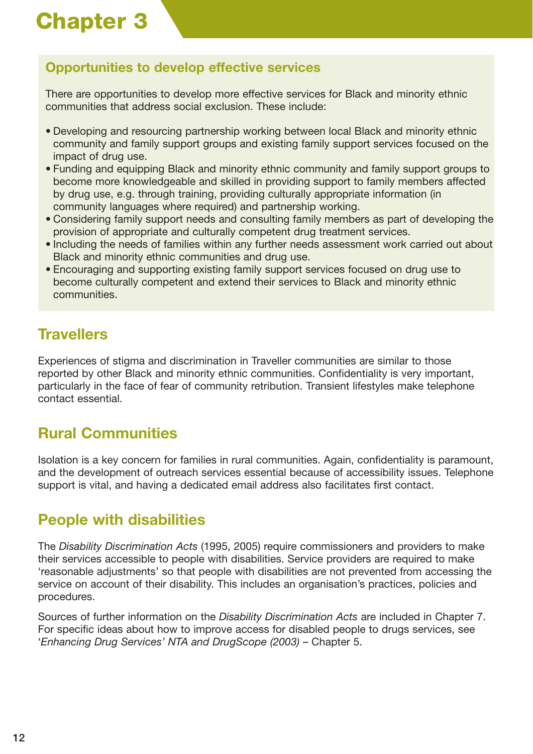### Opportunities to develop effective services

There are opportunities to develop more effective services for Black and minority ethnic communities that address social exclusion. These include:

- Developing and resourcing partnership working between local Black and minority ethnic community and family support groups and existing family support services focused on the impact of drug use.
- Funding and equipping Black and minority ethnic community and family support groups to become more knowledgeable and skilled in providing support to family members affected by drug use, e.g. through training, providing culturally appropriate information (in community languages where required) and partnership working.
- Considering family support needs and consulting family members as part of developing the provision of appropriate and culturally competent drug treatment services.
- Including the needs of families within any further needs assessment work carried out about Black and minority ethnic communities and drug use.
- Encouraging and supporting existing family support services focused on drug use to become culturally competent and extend their services to Black and minority ethnic communities.

## Travellers

Experiences of stigma and discrimination in Traveller communities are similar to those reported by other Black and minority ethnic communities. Confidentiality is very important, particularly in the face of fear of community retribution. Transient lifestyles make telephone contact essential.

## Rural Communities

Isolation is a key concern for families in rural communities. Again, confidentiality is paramount, and the development of outreach services essential because of accessibility issues. Telephone support is vital, and having a dedicated email address also facilitates first contact.

## People with disabilities

The *Disability Discrimination Acts* (1995, 2005) require commissioners and providers to make their services accessible to people with disabilities. Service providers are required to make 'reasonable adjustments' so that people with disabilities are not prevented from accessing the service on account of their disability. This includes an organisation's practices, policies and procedures.

Sources of further information on the *Disability Discrimination Acts* are included in Chapter 7. For specific ideas about how to improve access for disabled people to drugs services, see '*Enhancing Drug Services' NTA and DrugScope (2003)* – Chapter 5.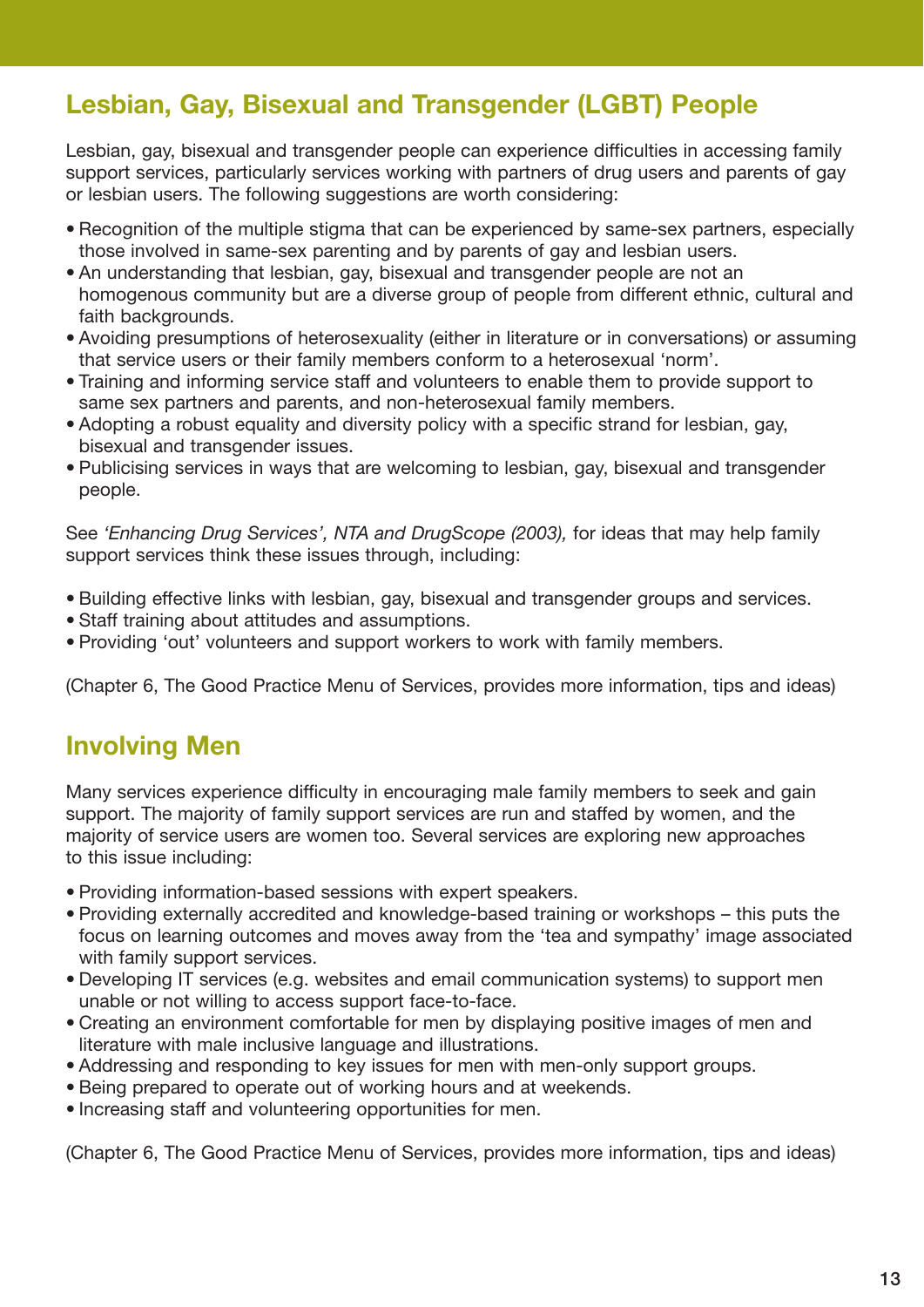## Lesbian, Gay, Bisexual and Transgender (LGBT) People

Lesbian, gay, bisexual and transgender people can experience difficulties in accessing family support services, particularly services working with partners of drug users and parents of gay or lesbian users. The following suggestions are worth considering:

- Recognition of the multiple stigma that can be experienced by same-sex partners, especially those involved in same-sex parenting and by parents of gay and lesbian users.
- An understanding that lesbian, gay, bisexual and transgender people are not an homogenous community but are a diverse group of people from different ethnic, cultural and faith backgrounds.
- Avoiding presumptions of heterosexuality (either in literature or in conversations) or assuming that service users or their family members conform to a heterosexual 'norm'.
- Training and informing service staff and volunteers to enable them to provide support to same sex partners and parents, and non-heterosexual family members.
- Adopting a robust equality and diversity policy with a specific strand for lesbian, gay, bisexual and transgender issues.
- Publicising services in ways that are welcoming to lesbian, gay, bisexual and transgender people.

See *'Enhancing Drug Services', NTA and DrugScope (2003),* for ideas that may help family support services think these issues through, including:

- Building effective links with lesbian, gay, bisexual and transgender groups and services.
- Staff training about attitudes and assumptions.
- Providing 'out' volunteers and support workers to work with family members.

(Chapter 6, The Good Practice Menu of Services, provides more information, tips and ideas)

## Involving Men

Many services experience difficulty in encouraging male family members to seek and gain support. The majority of family support services are run and staffed by women, and the majority of service users are women too. Several services are exploring new approaches to this issue including:

- Providing information-based sessions with expert speakers.
- Providing externally accredited and knowledge-based training or workshops – this puts the focus on learning outcomes and moves away from the 'tea and sympathy' image associated with family support services.
- Developing IT services (e.g. websites and email communication systems) to support men unable or not willing to access support face-to-face.
- Creating an environment comfortable for men by displaying positive images of men and literature with male inclusive language and illustrations.
- Addressing and responding to key issues for men with men-only support groups.
- Being prepared to operate out of working hours and at weekends.
- Increasing staff and volunteering opportunities for men.

(Chapter 6, The Good Practice Menu of Services, provides more information, tips and ideas)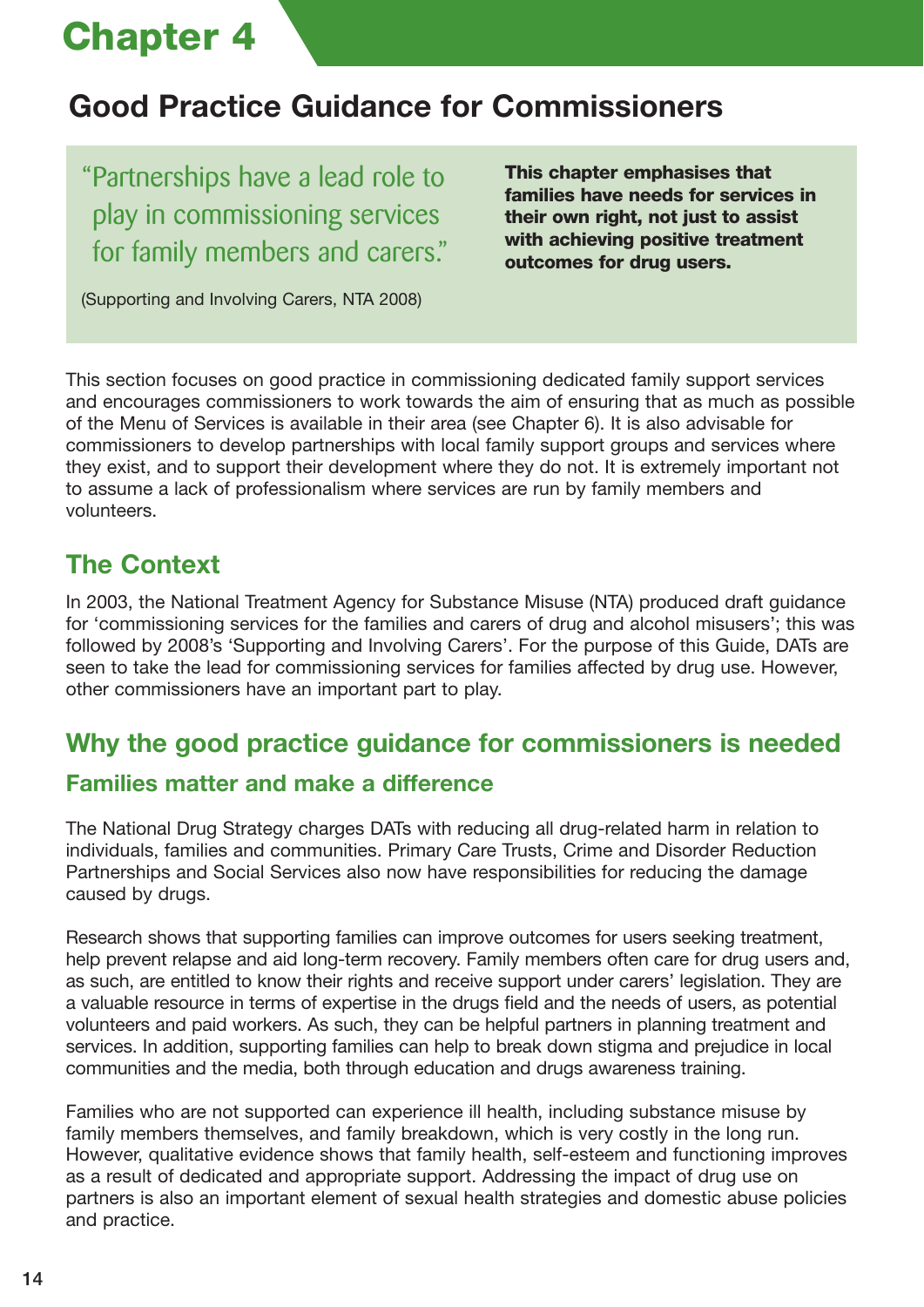# Chapter 4

## Good Practice Guidance for Commissioners

> "Partnerships have a lead role to play in commissioning services for family members and carers."
>
> (Supporting and Involving Carers, NTA 2008)

**This chapter emphasises that families have needs for services in their own right, not just to assist with achieving positive treatment outcomes for drug users.**

This section focuses on good practice in commissioning dedicated family support services and encourages commissioners to work towards the aim of ensuring that as much as possible of the Menu of Services is available in their area (see Chapter 6). It is also advisable for commissioners to develop partnerships with local family support groups and services where they exist, and to support their development where they do not. It is extremely important not to assume a lack of professionalism where services are run by family members and volunteers.

## The Context

In 2003, the National Treatment Agency for Substance Misuse (NTA) produced draft guidance for 'commissioning services for the families and carers of drug and alcohol misusers'; this was followed by 2008's 'Supporting and Involving Carers'. For the purpose of this Guide, DATs are seen to take the lead for commissioning services for families affected by drug use. However, other commissioners have an important part to play.

## Why the good practice guidance for commissioners is needed

### Families matter and make a difference

The National Drug Strategy charges DATs with reducing all drug-related harm in relation to individuals, families and communities. Primary Care Trusts, Crime and Disorder Reduction Partnerships and Social Services also now have responsibilities for reducing the damage caused by drugs.

Research shows that supporting families can improve outcomes for users seeking treatment, help prevent relapse and aid long-term recovery. Family members often care for drug users and, as such, are entitled to know their rights and receive support under carers' legislation. They are a valuable resource in terms of expertise in the drugs field and the needs of users, as potential volunteers and paid workers. As such, they can be helpful partners in planning treatment and services. In addition, supporting families can help to break down stigma and prejudice in local communities and the media, both through education and drugs awareness training.

Families who are not supported can experience ill health, including substance misuse by family members themselves, and family breakdown, which is very costly in the long run. However, qualitative evidence shows that family health, self-esteem and functioning improves as a result of dedicated and appropriate support. Addressing the impact of drug use on partners is also an important element of sexual health strategies and domestic abuse policies and practice.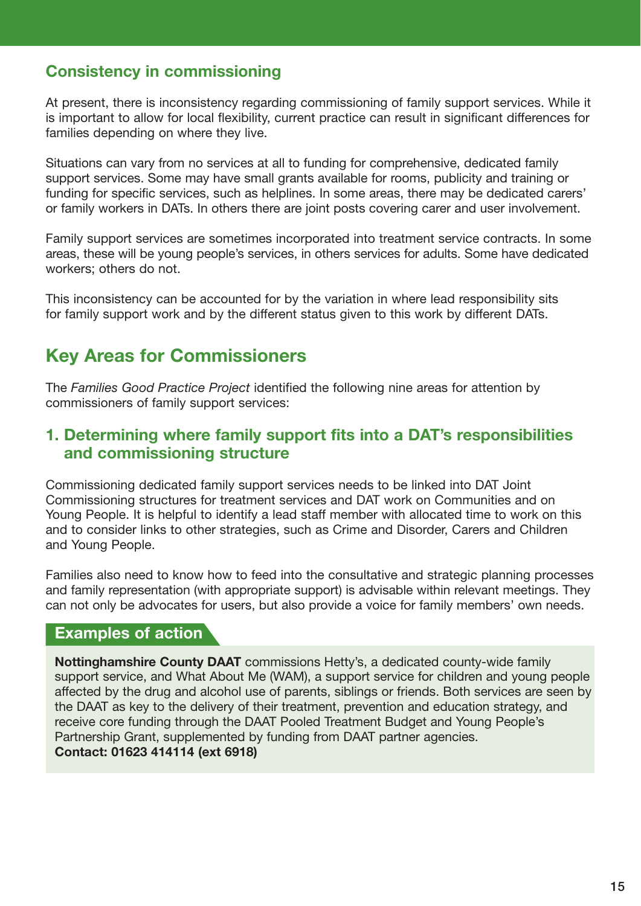### Consistency in commissioning

At present, there is inconsistency regarding commissioning of family support services. While it is important to allow for local flexibility, current practice can result in significant differences for families depending on where they live.

Situations can vary from no services at all to funding for comprehensive, dedicated family support services. Some may have small grants available for rooms, publicity and training or funding for specific services, such as helplines. In some areas, there may be dedicated carers' or family workers in DATs. In others there are joint posts covering carer and user involvement.

Family support services are sometimes incorporated into treatment service contracts. In some areas, these will be young people's services, in others services for adults. Some have dedicated workers; others do not.

This inconsistency can be accounted for by the variation in where lead responsibility sits for family support work and by the different status given to this work by different DATs.

## Key Areas for Commissioners

The *Families Good Practice Project* identified the following nine areas for attention by commissioners of family support services:

### 1. Determining where family support fits into a DAT's responsibilities and commissioning structure

Commissioning dedicated family support services needs to be linked into DAT Joint Commissioning structures for treatment services and DAT work on Communities and on Young People. It is helpful to identify a lead staff member with allocated time to work on this and to consider links to other strategies, such as Crime and Disorder, Carers and Children and Young People.

Families also need to know how to feed into the consultative and strategic planning processes and family representation (with appropriate support) is advisable within relevant meetings. They can not only be advocates for users, but also provide a voice for family members' own needs.

#### Examples of action

**Nottinghamshire County DAAT** commissions Hetty's, a dedicated county-wide family support service, and What About Me (WAM), a support service for children and young people affected by the drug and alcohol use of parents, siblings or friends. Both services are seen by the DAAT as key to the delivery of their treatment, prevention and education strategy, and receive core funding through the DAAT Pooled Treatment Budget and Young People's Partnership Grant, supplemented by funding from DAAT partner agencies.
**Contact: 01623 414114 (ext 6918)**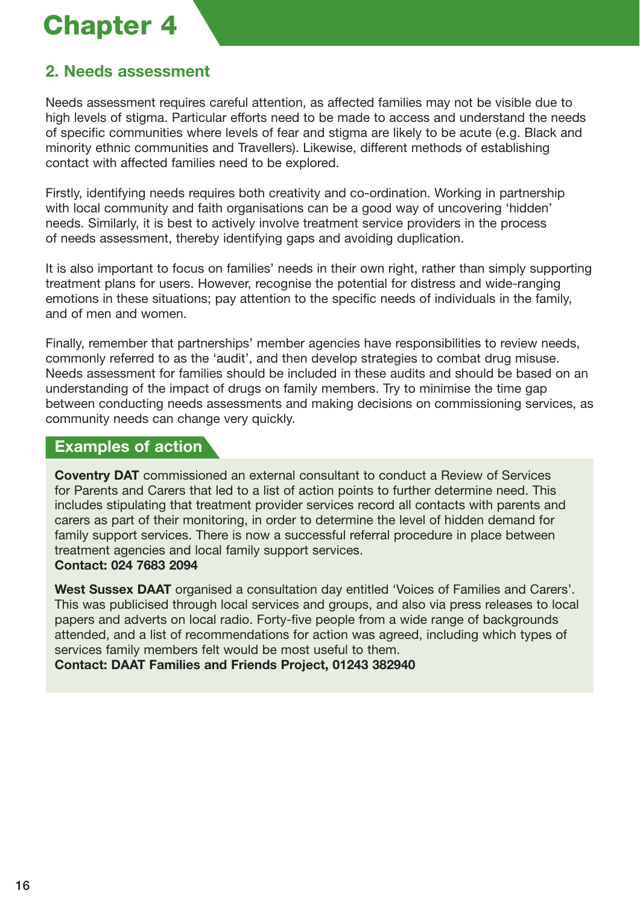# Chapter 4

## 2. Needs assessment

Needs assessment requires careful attention, as affected families may not be visible due to high levels of stigma. Particular efforts need to be made to access and understand the needs of specific communities where levels of fear and stigma are likely to be acute (e.g. Black and minority ethnic communities and Travellers). Likewise, different methods of establishing contact with affected families need to be explored.

Firstly, identifying needs requires both creativity and co-ordination. Working in partnership with local community and faith organisations can be a good way of uncovering 'hidden' needs. Similarly, it is best to actively involve treatment service providers in the process of needs assessment, thereby identifying gaps and avoiding duplication.

It is also important to focus on families' needs in their own right, rather than simply supporting treatment plans for users. However, recognise the potential for distress and wide-ranging emotions in these situations; pay attention to the specific needs of individuals in the family, and of men and women.

Finally, remember that partnerships' member agencies have responsibilities to review needs, commonly referred to as the 'audit', and then develop strategies to combat drug misuse. Needs assessment for families should be included in these audits and should be based on an understanding of the impact of drugs on family members. Try to minimise the time gap between conducting needs assessments and making decisions on commissioning services, as community needs can change very quickly.

### Examples of action

**Coventry DAT** commissioned an external consultant to conduct a Review of Services for Parents and Carers that led to a list of action points to further determine need. This includes stipulating that treatment provider services record all contacts with parents and carers as part of their monitoring, in order to determine the level of hidden demand for family support services. There is now a successful referral procedure in place between treatment agencies and local family support services.
**Contact: 024 7683 2094**

**West Sussex DAAT** organised a consultation day entitled 'Voices of Families and Carers'. This was publicised through local services and groups, and also via press releases to local papers and adverts on local radio. Forty-five people from a wide range of backgrounds attended, and a list of recommendations for action was agreed, including which types of services family members felt would be most useful to them.
**Contact: DAAT Families and Friends Project, 01243 382940**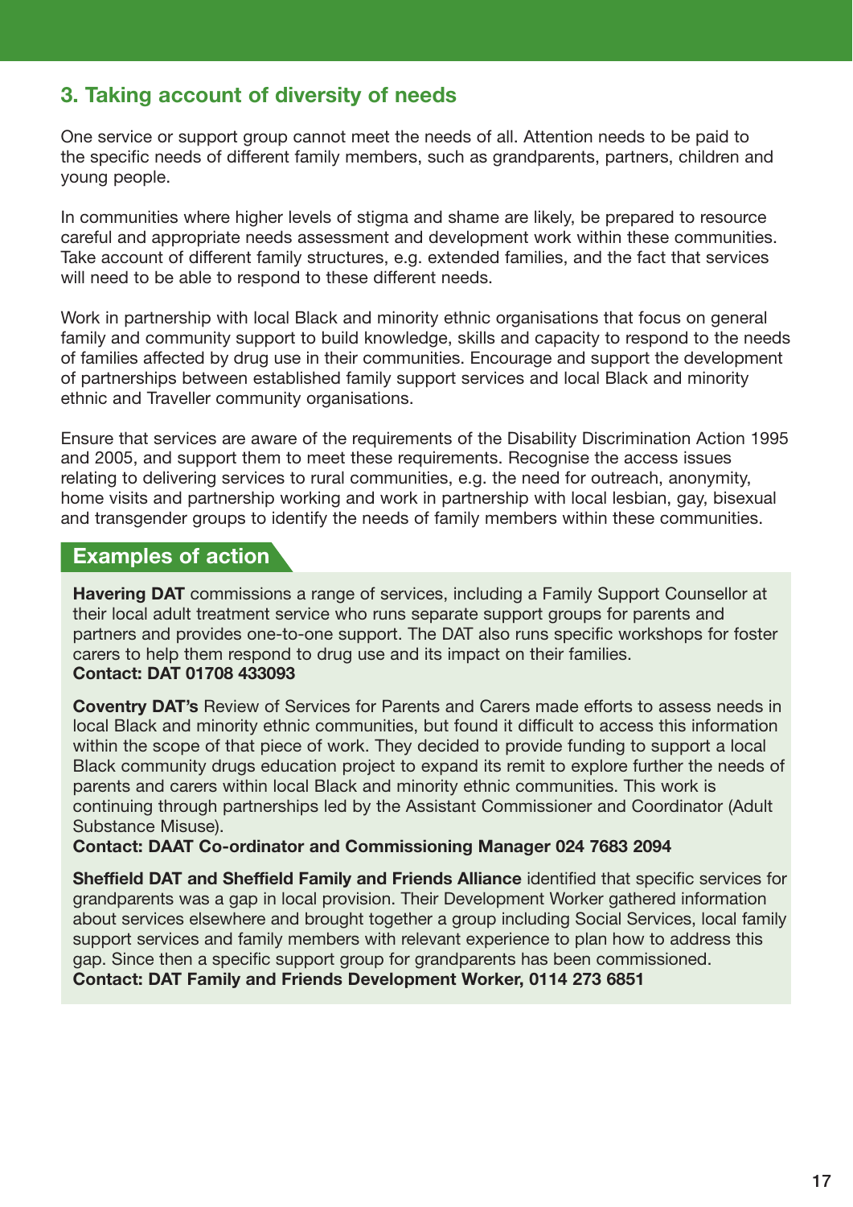## 3. Taking account of diversity of needs

One service or support group cannot meet the needs of all. Attention needs to be paid to the specific needs of different family members, such as grandparents, partners, children and young people.

In communities where higher levels of stigma and shame are likely, be prepared to resource careful and appropriate needs assessment and development work within these communities. Take account of different family structures, e.g. extended families, and the fact that services will need to be able to respond to these different needs.

Work in partnership with local Black and minority ethnic organisations that focus on general family and community support to build knowledge, skills and capacity to respond to the needs of families affected by drug use in their communities. Encourage and support the development of partnerships between established family support services and local Black and minority ethnic and Traveller community organisations.

Ensure that services are aware of the requirements of the Disability Discrimination Action 1995 and 2005, and support them to meet these requirements. Recognise the access issues relating to delivering services to rural communities, e.g. the need for outreach, anonymity, home visits and partnership working and work in partnership with local lesbian, gay, bisexual and transgender groups to identify the needs of family members within these communities.

### Examples of action

**Havering DAT** commissions a range of services, including a Family Support Counsellor at their local adult treatment service who runs separate support groups for parents and partners and provides one-to-one support. The DAT also runs specific workshops for foster carers to help them respond to drug use and its impact on their families.
**Contact: DAT 01708 433093**

**Coventry DAT's** Review of Services for Parents and Carers made efforts to assess needs in local Black and minority ethnic communities, but found it difficult to access this information within the scope of that piece of work. They decided to provide funding to support a local Black community drugs education project to expand its remit to explore further the needs of parents and carers within local Black and minority ethnic communities. This work is continuing through partnerships led by the Assistant Commissioner and Coordinator (Adult Substance Misuse).
**Contact: DAAT Co-ordinator and Commissioning Manager 024 7683 2094**

**Sheffield DAT and Sheffield Family and Friends Alliance** identified that specific services for grandparents was a gap in local provision. Their Development Worker gathered information about services elsewhere and brought together a group including Social Services, local family support services and family members with relevant experience to plan how to address this gap. Since then a specific support group for grandparents has been commissioned.
**Contact: DAT Family and Friends Development Worker, 0114 273 6851**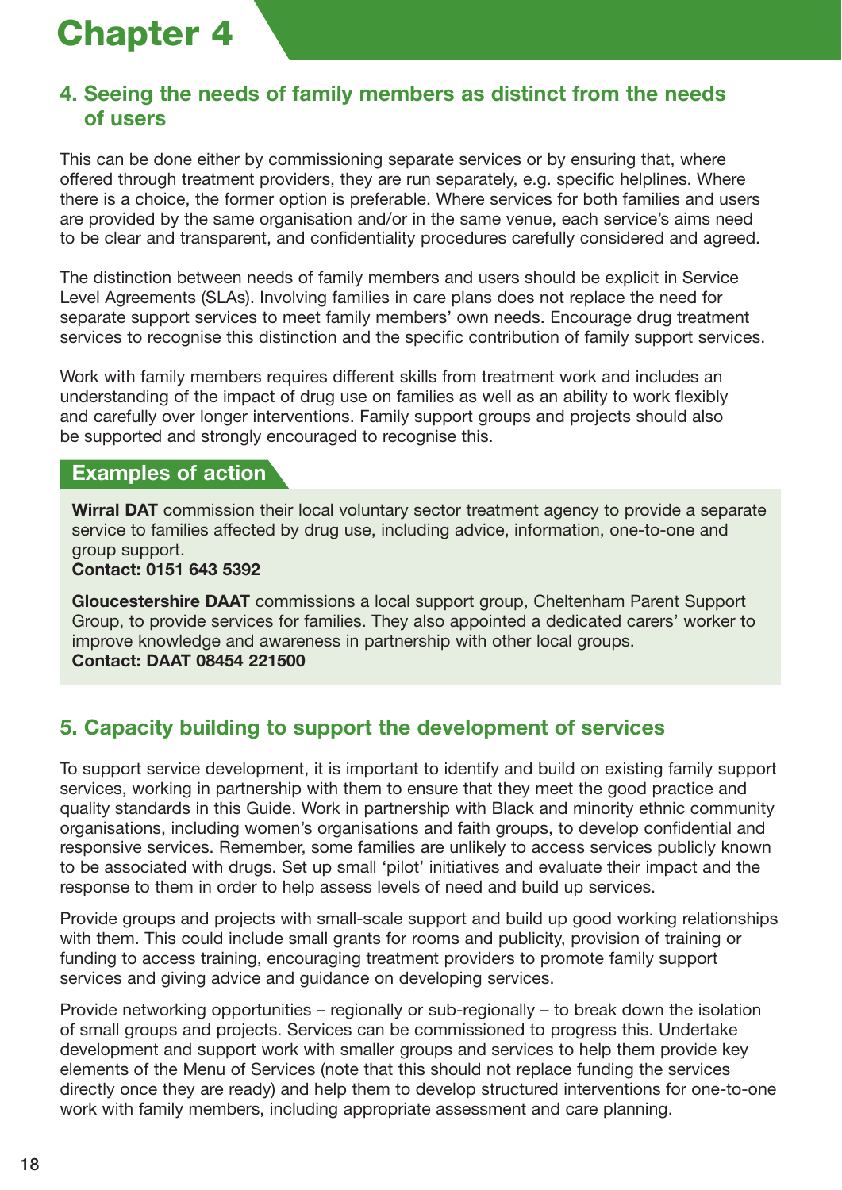# Chapter 4

## 4. Seeing the needs of family members as distinct from the needs of users

This can be done either by commissioning separate services or by ensuring that, where offered through treatment providers, they are run separately, e.g. specific helplines. Where there is a choice, the former option is preferable. Where services for both families and users are provided by the same organisation and/or in the same venue, each service's aims need to be clear and transparent, and confidentiality procedures carefully considered and agreed.

The distinction between needs of family members and users should be explicit in Service Level Agreements (SLAs). Involving families in care plans does not replace the need for separate support services to meet family members' own needs. Encourage drug treatment services to recognise this distinction and the specific contribution of family support services.

Work with family members requires different skills from treatment work and includes an understanding of the impact of drug use on families as well as an ability to work flexibly and carefully over longer interventions. Family support groups and projects should also be supported and strongly encouraged to recognise this.

### Examples of action

**Wirral DAT** commission their local voluntary sector treatment agency to provide a separate service to families affected by drug use, including advice, information, one-to-one and group support.
**Contact: 0151 643 5392**

**Gloucestershire DAAT** commissions a local support group, Cheltenham Parent Support Group, to provide services for families. They also appointed a dedicated carers' worker to improve knowledge and awareness in partnership with other local groups.
**Contact: DAAT 08454 221500**

## 5. Capacity building to support the development of services

To support service development, it is important to identify and build on existing family support services, working in partnership with them to ensure that they meet the good practice and quality standards in this Guide. Work in partnership with Black and minority ethnic community organisations, including women's organisations and faith groups, to develop confidential and responsive services. Remember, some families are unlikely to access services publicly known to be associated with drugs. Set up small 'pilot' initiatives and evaluate their impact and the response to them in order to help assess levels of need and build up services.

Provide groups and projects with small-scale support and build up good working relationships with them. This could include small grants for rooms and publicity, provision of training or funding to access training, encouraging treatment providers to promote family support services and giving advice and guidance on developing services.

Provide networking opportunities – regionally or sub-regionally – to break down the isolation of small groups and projects. Services can be commissioned to progress this. Undertake development and support work with smaller groups and services to help them provide key elements of the Menu of Services (note that this should not replace funding the services directly once they are ready) and help them to develop structured interventions for one-to-one work with family members, including appropriate assessment and care planning.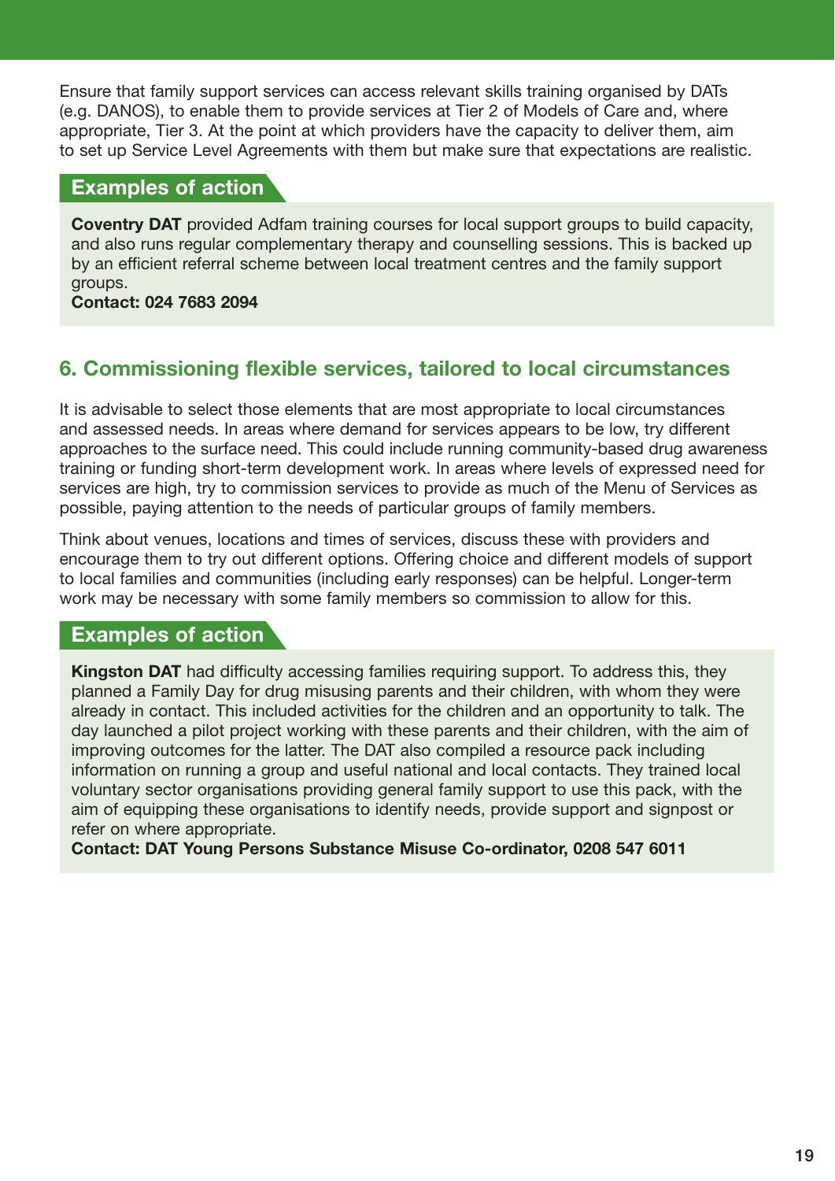Ensure that family support services can access relevant skills training organised by DATs (e.g. DANOS), to enable them to provide services at Tier 2 of Models of Care and, where appropriate, Tier 3. At the point at which providers have the capacity to deliver them, aim to set up Service Level Agreements with them but make sure that expectations are realistic.

### Examples of action

**Coventry DAT** provided Adfam training courses for local support groups to build capacity, and also runs regular complementary therapy and counselling sessions. This is backed up by an efficient referral scheme between local treatment centres and the family support groups.
**Contact: 024 7683 2094**

## 6. Commissioning flexible services, tailored to local circumstances

It is advisable to select those elements that are most appropriate to local circumstances and assessed needs. In areas where demand for services appears to be low, try different approaches to the surface need. This could include running community-based drug awareness training or funding short-term development work. In areas where levels of expressed need for services are high, try to commission services to provide as much of the Menu of Services as possible, paying attention to the needs of particular groups of family members.

Think about venues, locations and times of services, discuss these with providers and encourage them to try out different options. Offering choice and different models of support to local families and communities (including early responses) can be helpful. Longer-term work may be necessary with some family members so commission to allow for this.

### Examples of action

**Kingston DAT** had difficulty accessing families requiring support. To address this, they planned a Family Day for drug misusing parents and their children, with whom they were already in contact. This included activities for the children and an opportunity to talk. The day launched a pilot project working with these parents and their children, with the aim of improving outcomes for the latter. The DAT also compiled a resource pack including information on running a group and useful national and local contacts. They trained local voluntary sector organisations providing general family support to use this pack, with the aim of equipping these organisations to identify needs, provide support and signpost or refer on where appropriate.
**Contact: DAT Young Persons Substance Misuse Co-ordinator, 0208 547 6011**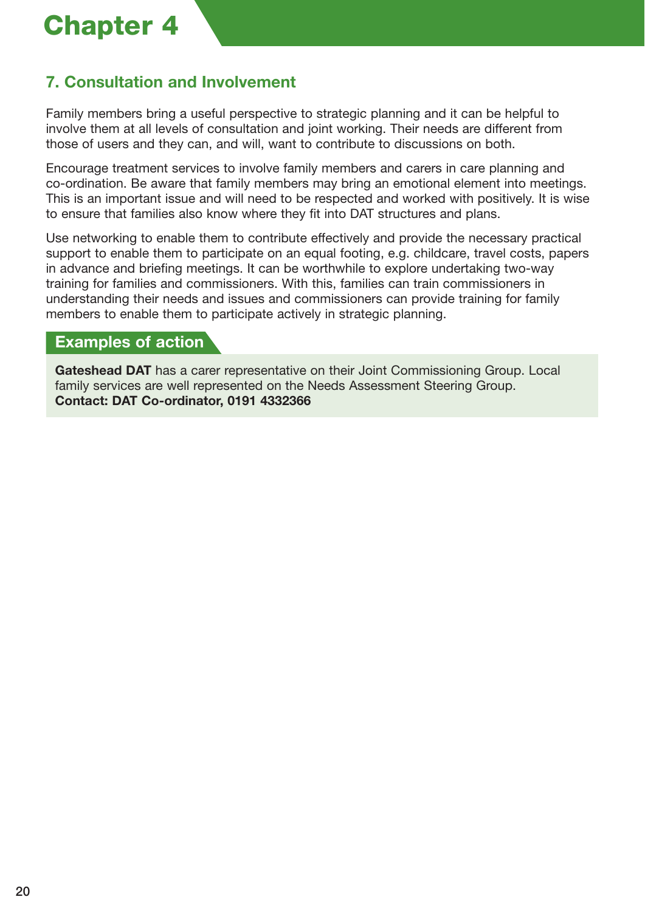# Chapter 4

## 7. Consultation and Involvement

Family members bring a useful perspective to strategic planning and it can be helpful to involve them at all levels of consultation and joint working. Their needs are different from those of users and they can, and will, want to contribute to discussions on both.

Encourage treatment services to involve family members and carers in care planning and co-ordination. Be aware that family members may bring an emotional element into meetings. This is an important issue and will need to be respected and worked with positively. It is wise to ensure that families also know where they fit into DAT structures and plans.

Use networking to enable them to contribute effectively and provide the necessary practical support to enable them to participate on an equal footing, e.g. childcare, travel costs, papers in advance and briefing meetings. It can be worthwhile to explore undertaking two-way training for families and commissioners. With this, families can train commissioners in understanding their needs and issues and commissioners can provide training for family members to enable them to participate actively in strategic planning.

### Examples of action

**Gateshead DAT** has a carer representative on their Joint Commissioning Group. Local family services are well represented on the Needs Assessment Steering Group.
**Contact: DAT Co-ordinator, 0191 4332366**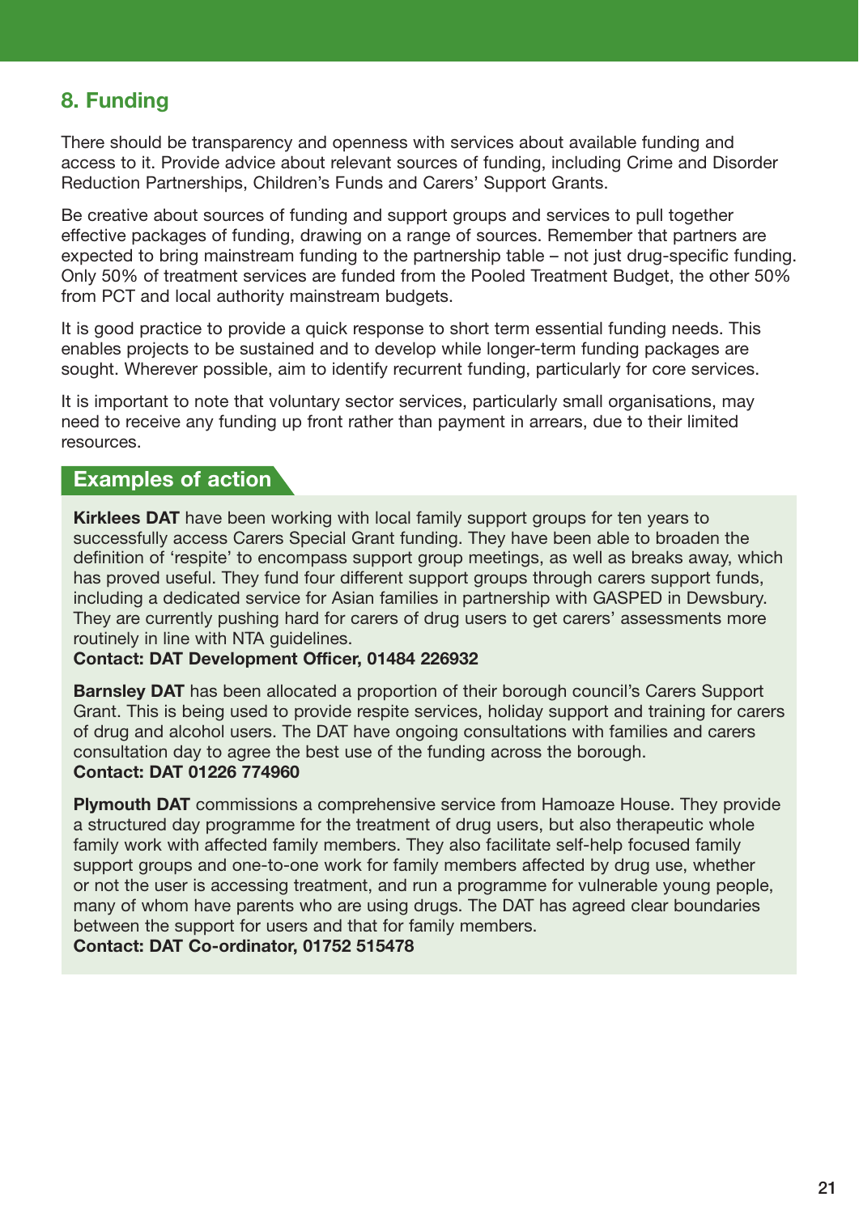## 8. Funding

There should be transparency and openness with services about available funding and access to it. Provide advice about relevant sources of funding, including Crime and Disorder Reduction Partnerships, Children's Funds and Carers' Support Grants.

Be creative about sources of funding and support groups and services to pull together effective packages of funding, drawing on a range of sources. Remember that partners are expected to bring mainstream funding to the partnership table – not just drug-specific funding. Only 50% of treatment services are funded from the Pooled Treatment Budget, the other 50% from PCT and local authority mainstream budgets.

It is good practice to provide a quick response to short term essential funding needs. This enables projects to be sustained and to develop while longer-term funding packages are sought. Wherever possible, aim to identify recurrent funding, particularly for core services.

It is important to note that voluntary sector services, particularly small organisations, may need to receive any funding up front rather than payment in arrears, due to their limited resources.

### Examples of action

**Kirklees DAT** have been working with local family support groups for ten years to successfully access Carers Special Grant funding. They have been able to broaden the definition of 'respite' to encompass support group meetings, as well as breaks away, which has proved useful. They fund four different support groups through carers support funds, including a dedicated service for Asian families in partnership with GASPED in Dewsbury. They are currently pushing hard for carers of drug users to get carers' assessments more routinely in line with NTA guidelines.
**Contact: DAT Development Officer, 01484 226932**

**Barnsley DAT** has been allocated a proportion of their borough council's Carers Support Grant. This is being used to provide respite services, holiday support and training for carers of drug and alcohol users. The DAT have ongoing consultations with families and carers consultation day to agree the best use of the funding across the borough.
**Contact: DAT 01226 774960**

**Plymouth DAT** commissions a comprehensive service from Hamoaze House. They provide a structured day programme for the treatment of drug users, but also therapeutic whole family work with affected family members. They also facilitate self-help focused family support groups and one-to-one work for family members affected by drug use, whether or not the user is accessing treatment, and run a programme for vulnerable young people, many of whom have parents who are using drugs. The DAT has agreed clear boundaries between the support for users and that for family members.
**Contact: DAT Co-ordinator, 01752 515478**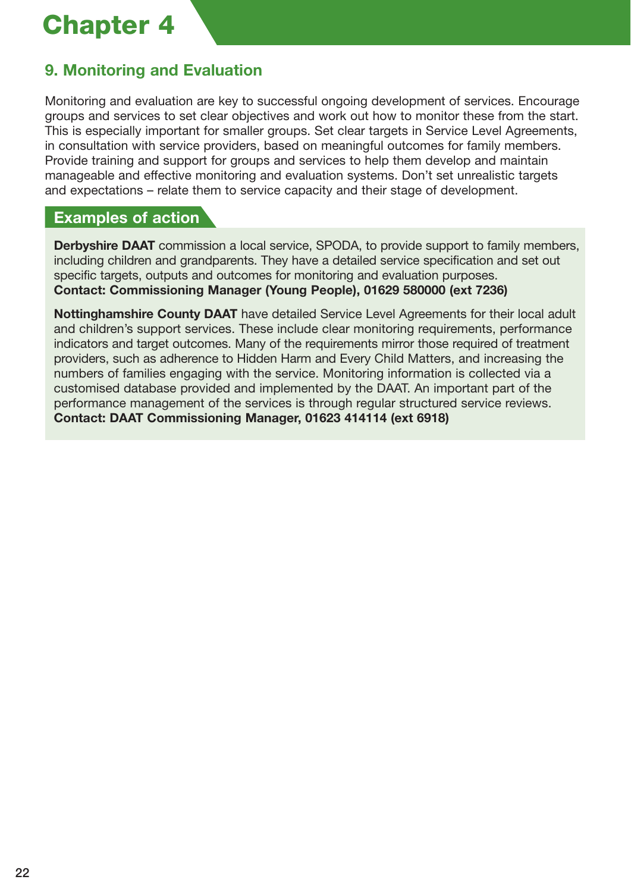# Chapter 4

## 9. Monitoring and Evaluation

Monitoring and evaluation are key to successful ongoing development of services. Encourage groups and services to set clear objectives and work out how to monitor these from the start. This is especially important for smaller groups. Set clear targets in Service Level Agreements, in consultation with service providers, based on meaningful outcomes for family members. Provide training and support for groups and services to help them develop and maintain manageable and effective monitoring and evaluation systems. Don't set unrealistic targets and expectations – relate them to service capacity and their stage of development.

### Examples of action

**Derbyshire DAAT** commission a local service, SPODA, to provide support to family members, including children and grandparents. They have a detailed service specification and set out specific targets, outputs and outcomes for monitoring and evaluation purposes.
**Contact: Commissioning Manager (Young People), 01629 580000 (ext 7236)**

**Nottinghamshire County DAAT** have detailed Service Level Agreements for their local adult and children's support services. These include clear monitoring requirements, performance indicators and target outcomes. Many of the requirements mirror those required of treatment providers, such as adherence to Hidden Harm and Every Child Matters, and increasing the numbers of families engaging with the service. Monitoring information is collected via a customised database provided and implemented by the DAAT. An important part of the performance management of the services is through regular structured service reviews.
**Contact: DAAT Commissioning Manager, 01623 414114 (ext 6918)**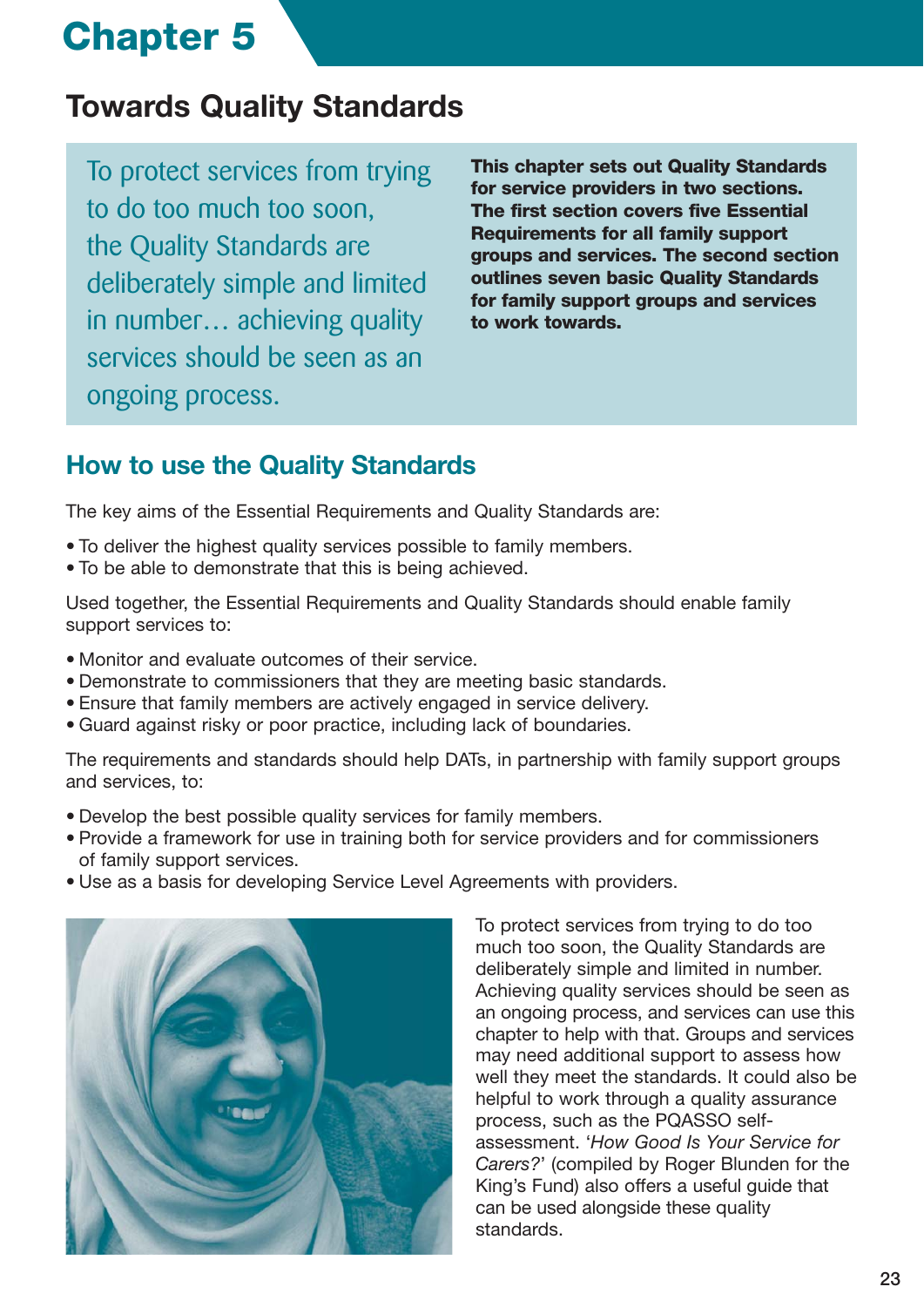# Chapter 5

## Towards Quality Standards

To protect services from trying to do too much too soon, the Quality Standards are deliberately simple and limited in number… achieving quality services should be seen as an ongoing process.

**This chapter sets out Quality Standards for service providers in two sections. The first section covers five Essential Requirements for all family support groups and services. The second section outlines seven basic Quality Standards for family support groups and services to work towards.**

### How to use the Quality Standards

The key aims of the Essential Requirements and Quality Standards are:

- To deliver the highest quality services possible to family members.
- To be able to demonstrate that this is being achieved.

Used together, the Essential Requirements and Quality Standards should enable family support services to:

- Monitor and evaluate outcomes of their service.
- Demonstrate to commissioners that they are meeting basic standards.
- Ensure that family members are actively engaged in service delivery.
- Guard against risky or poor practice, including lack of boundaries.

The requirements and standards should help DATs, in partnership with family support groups and services, to:

- Develop the best possible quality services for family members.
- Provide a framework for use in training both for service providers and for commissioners of family support services.
- Use as a basis for developing Service Level Agreements with providers.

To protect services from trying to do too much too soon, the Quality Standards are deliberately simple and limited in number. Achieving quality services should be seen as an ongoing process, and services can use this chapter to help with that. Groups and services may need additional support to assess how well they meet the standards. It could also be helpful to work through a quality assurance process, such as the PQASSO self-assessment. '*How Good Is Your Service for Carers?*' (compiled by Roger Blunden for the King's Fund) also offers a useful guide that can be used alongside these quality standards.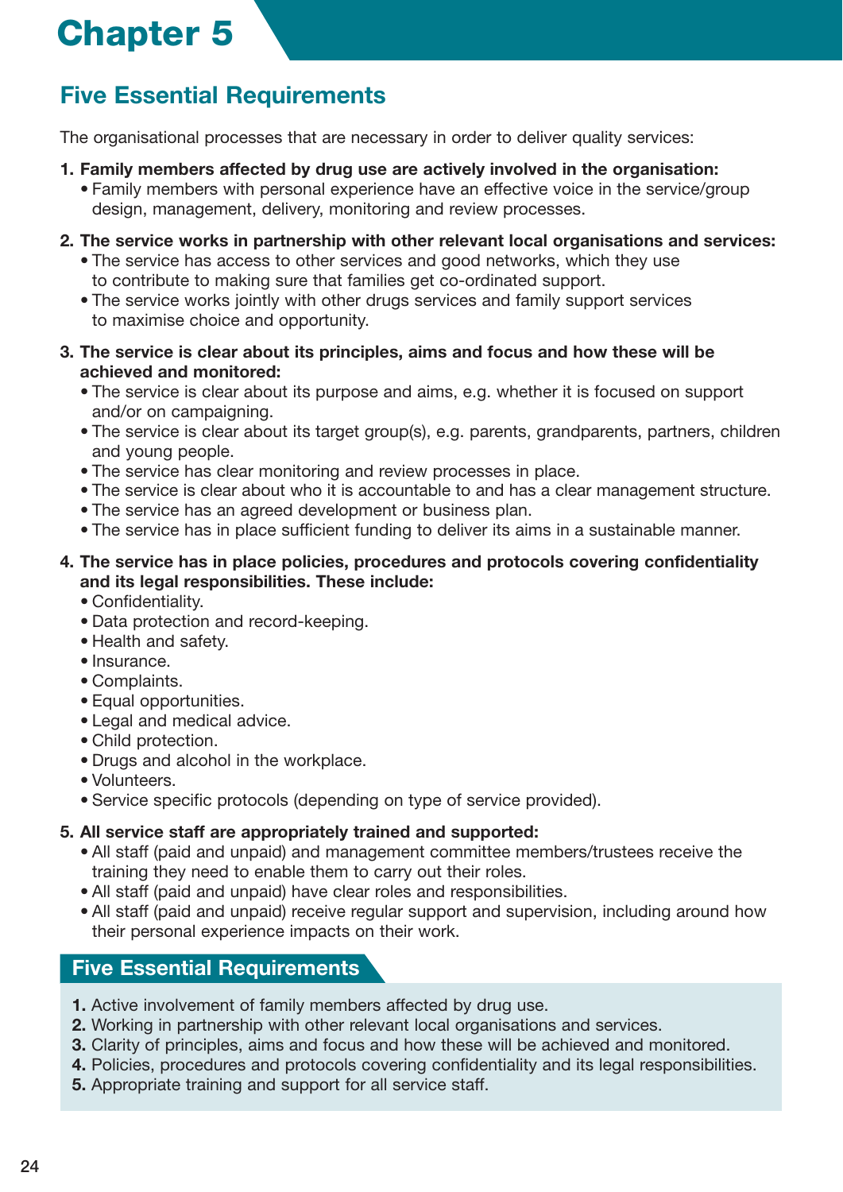# Chapter 5

## Five Essential Requirements

The organisational processes that are necessary in order to deliver quality services:

1. **Family members affected by drug use are actively involved in the organisation:**
   - Family members with personal experience have an effective voice in the service/group design, management, delivery, monitoring and review processes.

2. **The service works in partnership with other relevant local organisations and services:**
   - The service has access to other services and good networks, which they use to contribute to making sure that families get co-ordinated support.
   - The service works jointly with other drugs services and family support services to maximise choice and opportunity.

3. **The service is clear about its principles, aims and focus and how these will be achieved and monitored:**
   - The service is clear about its purpose and aims, e.g. whether it is focused on support and/or on campaigning.
   - The service is clear about its target group(s), e.g. parents, grandparents, partners, children and young people.
   - The service has clear monitoring and review processes in place.
   - The service is clear about who it is accountable to and has a clear management structure.
   - The service has an agreed development or business plan.
   - The service has in place sufficient funding to deliver its aims in a sustainable manner.

4. **The service has in place policies, procedures and protocols covering confidentiality and its legal responsibilities. These include:**
   - Confidentiality.
   - Data protection and record-keeping.
   - Health and safety.
   - Insurance.
   - Complaints.
   - Equal opportunities.
   - Legal and medical advice.
   - Child protection.
   - Drugs and alcohol in the workplace.
   - Volunteers.
   - Service specific protocols (depending on type of service provided).

5. **All service staff are appropriately trained and supported:**
   - All staff (paid and unpaid) and management committee members/trustees receive the training they need to enable them to carry out their roles.
   - All staff (paid and unpaid) have clear roles and responsibilities.
   - All staff (paid and unpaid) receive regular support and supervision, including around how their personal experience impacts on their work.

### Five Essential Requirements

1. Active involvement of family members affected by drug use.
2. Working in partnership with other relevant local organisations and services.
3. Clarity of principles, aims and focus and how these will be achieved and monitored.
4. Policies, procedures and protocols covering confidentiality and its legal responsibilities.
5. Appropriate training and support for all service staff.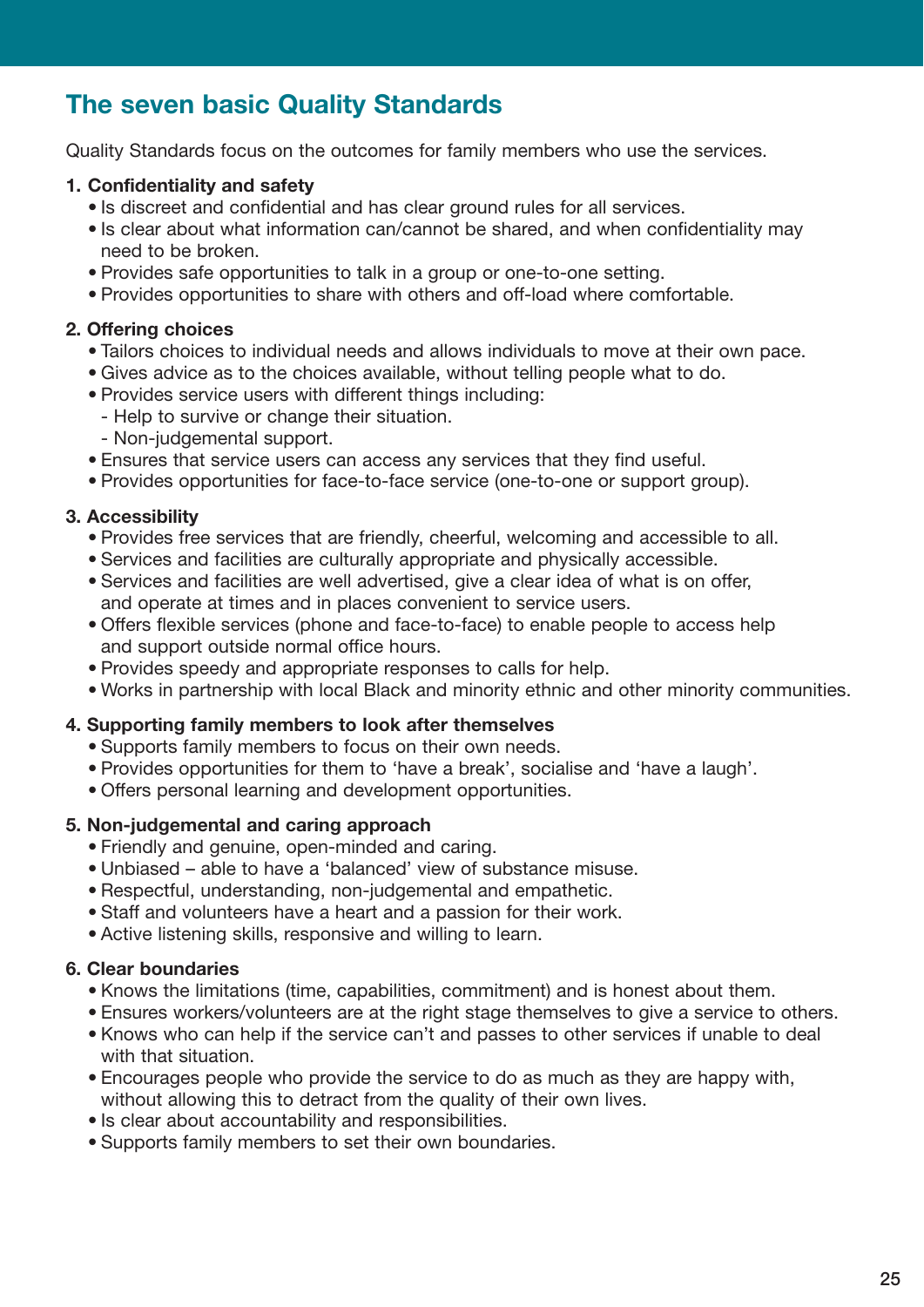## The seven basic Quality Standards

Quality Standards focus on the outcomes for family members who use the services.

**1. Confidentiality and safety**

- Is discreet and confidential and has clear ground rules for all services.
- Is clear about what information can/cannot be shared, and when confidentiality may need to be broken.
- Provides safe opportunities to talk in a group or one-to-one setting.
- Provides opportunities to share with others and off-load where comfortable.

**2. Offering choices**

- Tailors choices to individual needs and allows individuals to move at their own pace.
- Gives advice as to the choices available, without telling people what to do.
- Provides service users with different things including:
  - Help to survive or change their situation.
  - Non-judgemental support.
- Ensures that service users can access any services that they find useful.
- Provides opportunities for face-to-face service (one-to-one or support group).

**3. Accessibility**

- Provides free services that are friendly, cheerful, welcoming and accessible to all.
- Services and facilities are culturally appropriate and physically accessible.
- Services and facilities are well advertised, give a clear idea of what is on offer, and operate at times and in places convenient to service users.
- Offers flexible services (phone and face-to-face) to enable people to access help and support outside normal office hours.
- Provides speedy and appropriate responses to calls for help.
- Works in partnership with local Black and minority ethnic and other minority communities.

**4. Supporting family members to look after themselves**

- Supports family members to focus on their own needs.
- Provides opportunities for them to 'have a break', socialise and 'have a laugh'.
- Offers personal learning and development opportunities.

**5. Non-judgemental and caring approach**

- Friendly and genuine, open-minded and caring.
- Unbiased – able to have a 'balanced' view of substance misuse.
- Respectful, understanding, non-judgemental and empathetic.
- Staff and volunteers have a heart and a passion for their work.
- Active listening skills, responsive and willing to learn.

**6. Clear boundaries**

- Knows the limitations (time, capabilities, commitment) and is honest about them.
- Ensures workers/volunteers are at the right stage themselves to give a service to others.
- Knows who can help if the service can't and passes to other services if unable to deal with that situation.
- Encourages people who provide the service to do as much as they are happy with, without allowing this to detract from the quality of their own lives.
- Is clear about accountability and responsibilities.
- Supports family members to set their own boundaries.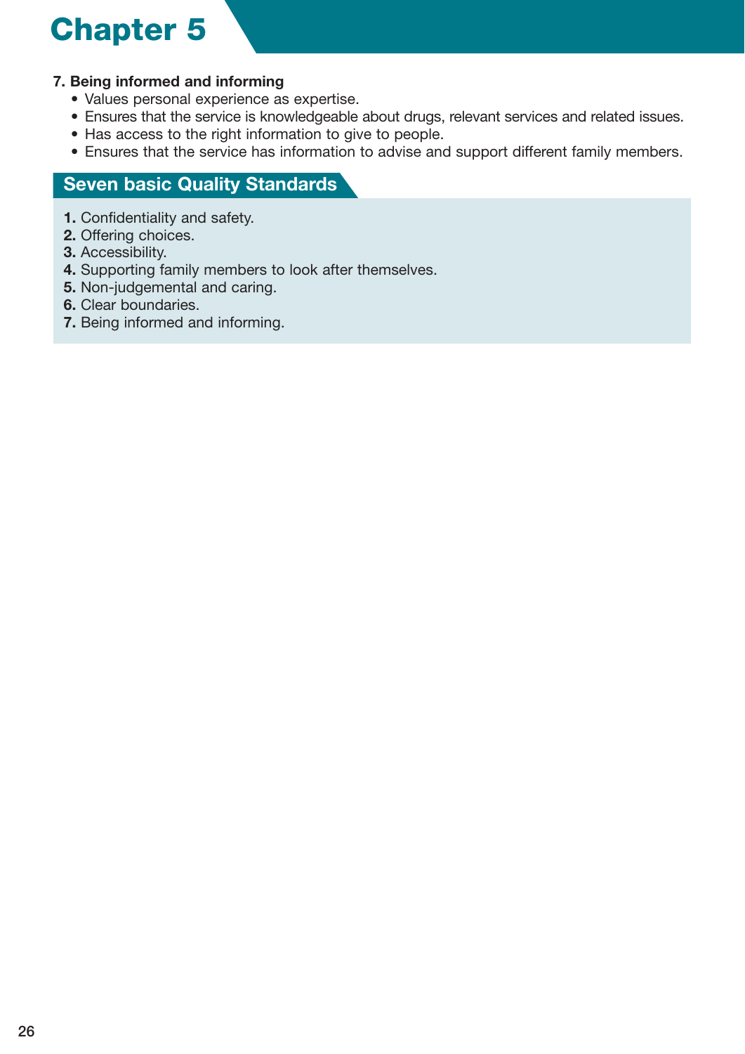**7. Being informed and informing**

- Values personal experience as expertise.
- Ensures that the service is knowledgeable about drugs, relevant services and related issues.
- Has access to the right information to give to people.
- Ensures that the service has information to advise and support different family members.

## Seven basic Quality Standards

**1.** Confidentiality and safety.
**2.** Offering choices.
**3.** Accessibility.
**4.** Supporting family members to look after themselves.
**5.** Non-judgemental and caring.
**6.** Clear boundaries.
**7.** Being informed and informing.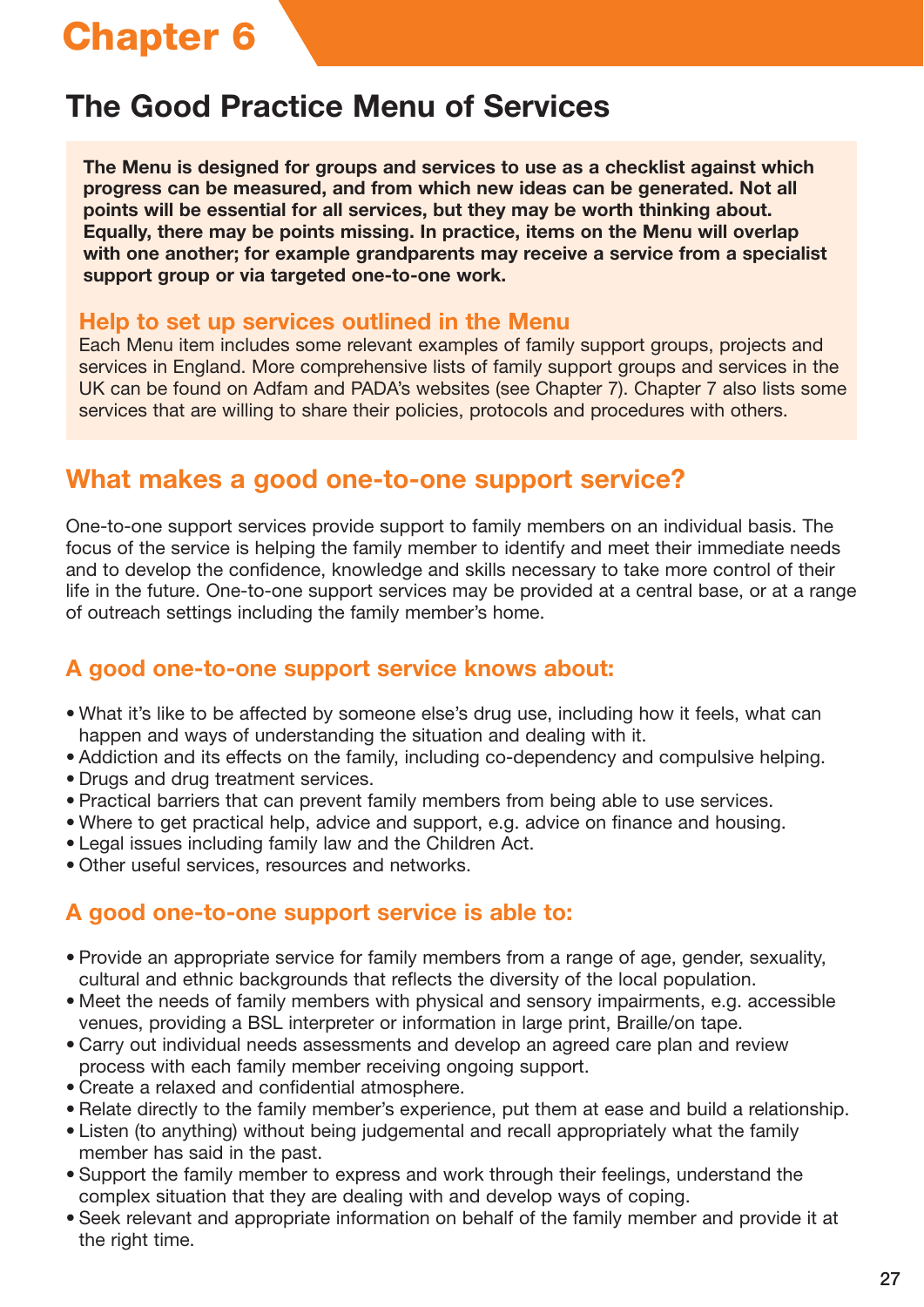# Chapter 6

## The Good Practice Menu of Services

**The Menu is designed for groups and services to use as a checklist against which progress can be measured, and from which new ideas can be generated. Not all points will be essential for all services, but they may be worth thinking about. Equally, there may be points missing. In practice, items on the Menu will overlap with one another; for example grandparents may receive a service from a specialist support group or via targeted one-to-one work.**

### Help to set up services outlined in the Menu

Each Menu item includes some relevant examples of family support groups, projects and services in England. More comprehensive lists of family support groups and services in the UK can be found on Adfam and PADA's websites (see Chapter 7). Chapter 7 also lists some services that are willing to share their policies, protocols and procedures with others.

## What makes a good one-to-one support service?

One-to-one support services provide support to family members on an individual basis. The focus of the service is helping the family member to identify and meet their immediate needs and to develop the confidence, knowledge and skills necessary to take more control of their life in the future. One-to-one support services may be provided at a central base, or at a range of outreach settings including the family member's home.

### A good one-to-one support service knows about:

- What it's like to be affected by someone else's drug use, including how it feels, what can happen and ways of understanding the situation and dealing with it.
- Addiction and its effects on the family, including co-dependency and compulsive helping.
- Drugs and drug treatment services.
- Practical barriers that can prevent family members from being able to use services.
- Where to get practical help, advice and support, e.g. advice on finance and housing.
- Legal issues including family law and the Children Act.
- Other useful services, resources and networks.

### A good one-to-one support service is able to:

- Provide an appropriate service for family members from a range of age, gender, sexuality, cultural and ethnic backgrounds that reflects the diversity of the local population.
- Meet the needs of family members with physical and sensory impairments, e.g. accessible venues, providing a BSL interpreter or information in large print, Braille/on tape.
- Carry out individual needs assessments and develop an agreed care plan and review process with each family member receiving ongoing support.
- Create a relaxed and confidential atmosphere.
- Relate directly to the family member's experience, put them at ease and build a relationship.
- Listen (to anything) without being judgemental and recall appropriately what the family member has said in the past.
- Support the family member to express and work through their feelings, understand the complex situation that they are dealing with and develop ways of coping.
- Seek relevant and appropriate information on behalf of the family member and provide it at the right time.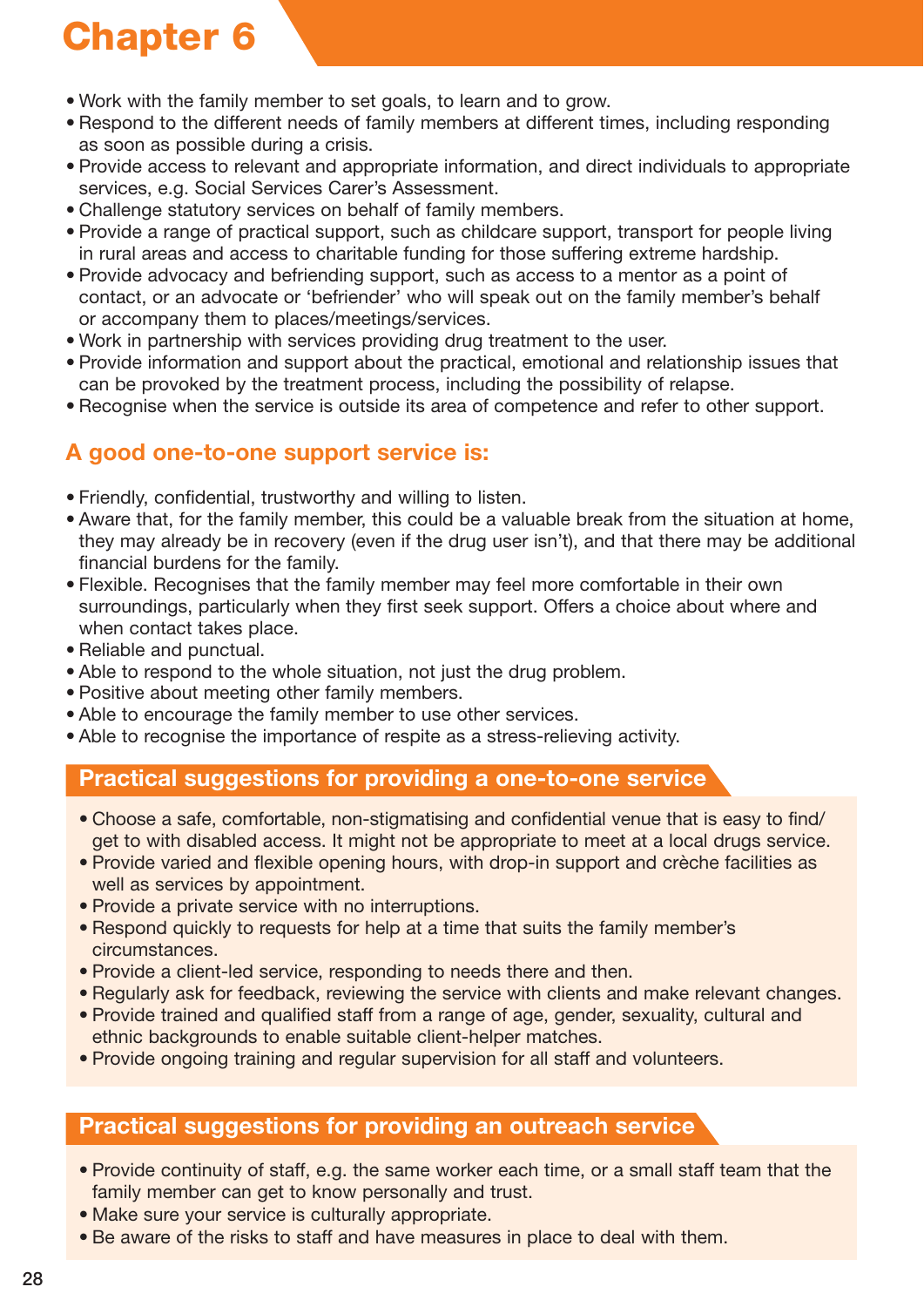- Work with the family member to set goals, to learn and to grow.
- Respond to the different needs of family members at different times, including responding as soon as possible during a crisis.
- Provide access to relevant and appropriate information, and direct individuals to appropriate services, e.g. Social Services Carer's Assessment.
- Challenge statutory services on behalf of family members.
- Provide a range of practical support, such as childcare support, transport for people living in rural areas and access to charitable funding for those suffering extreme hardship.
- Provide advocacy and befriending support, such as access to a mentor as a point of contact, or an advocate or 'befriender' who will speak out on the family member's behalf or accompany them to places/meetings/services.
- Work in partnership with services providing drug treatment to the user.
- Provide information and support about the practical, emotional and relationship issues that can be provoked by the treatment process, including the possibility of relapse.
- Recognise when the service is outside its area of competence and refer to other support.

## A good one-to-one support service is:

- Friendly, confidential, trustworthy and willing to listen.
- Aware that, for the family member, this could be a valuable break from the situation at home, they may already be in recovery (even if the drug user isn't), and that there may be additional financial burdens for the family.
- Flexible. Recognises that the family member may feel more comfortable in their own surroundings, particularly when they first seek support. Offers a choice about where and when contact takes place.
- Reliable and punctual.
- Able to respond to the whole situation, not just the drug problem.
- Positive about meeting other family members.
- Able to encourage the family member to use other services.
- Able to recognise the importance of respite as a stress-relieving activity.

## Practical suggestions for providing a one-to-one service

- Choose a safe, comfortable, non-stigmatising and confidential venue that is easy to find/get to with disabled access. It might not be appropriate to meet at a local drugs service.
- Provide varied and flexible opening hours, with drop-in support and crèche facilities as well as services by appointment.
- Provide a private service with no interruptions.
- Respond quickly to requests for help at a time that suits the family member's circumstances.
- Provide a client-led service, responding to needs there and then.
- Regularly ask for feedback, reviewing the service with clients and make relevant changes.
- Provide trained and qualified staff from a range of age, gender, sexuality, cultural and ethnic backgrounds to enable suitable client-helper matches.
- Provide ongoing training and regular supervision for all staff and volunteers.

## Practical suggestions for providing an outreach service

- Provide continuity of staff, e.g. the same worker each time, or a small staff team that the family member can get to know personally and trust.
- Make sure your service is culturally appropriate.
- Be aware of the risks to staff and have measures in place to deal with them.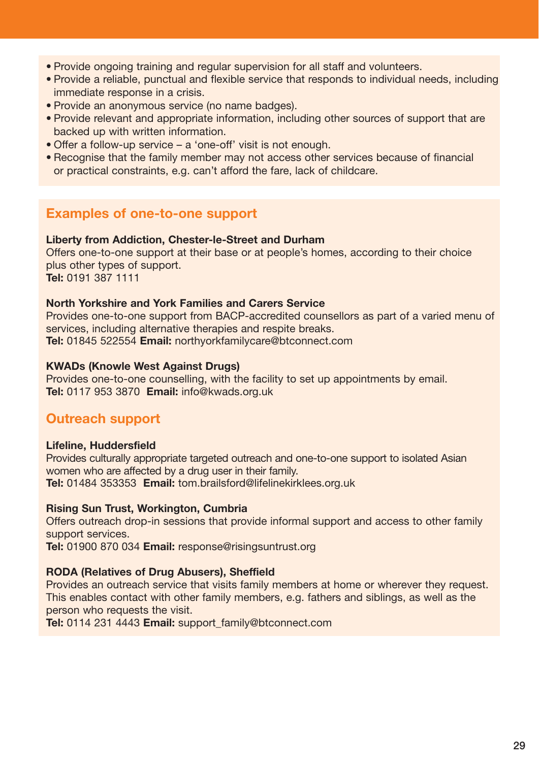- Provide ongoing training and regular supervision for all staff and volunteers.
- Provide a reliable, punctual and flexible service that responds to individual needs, including immediate response in a crisis.
- Provide an anonymous service (no name badges).
- Provide relevant and appropriate information, including other sources of support that are backed up with written information.
- Offer a follow-up service – a 'one-off' visit is not enough.
- Recognise that the family member may not access other services because of financial or practical constraints, e.g. can't afford the fare, lack of childcare.

## Examples of one-to-one support

**Liberty from Addiction, Chester-le-Street and Durham**
Offers one-to-one support at their base or at people's homes, according to their choice plus other types of support.
**Tel:** 0191 387 1111

**North Yorkshire and York Families and Carers Service**
Provides one-to-one support from BACP-accredited counsellors as part of a varied menu of services, including alternative therapies and respite breaks.
**Tel:** 01845 522554 **Email:** northyorkfamilycare@btconnect.com

**KWADs (Knowle West Against Drugs)**
Provides one-to-one counselling, with the facility to set up appointments by email.
**Tel:** 0117 953 3870 **Email:** info@kwads.org.uk

## Outreach support

**Lifeline, Huddersfield**
Provides culturally appropriate targeted outreach and one-to-one support to isolated Asian women who are affected by a drug user in their family.
**Tel:** 01484 353353 **Email:** tom.brailsford@lifelinekirklees.org.uk

**Rising Sun Trust, Workington, Cumbria**
Offers outreach drop-in sessions that provide informal support and access to other family support services.
**Tel:** 01900 870 034 **Email:** response@risingsuntrust.org

**RODA (Relatives of Drug Abusers), Sheffield**
Provides an outreach service that visits family members at home or wherever they request. This enables contact with other family members, e.g. fathers and siblings, as well as the person who requests the visit.
**Tel:** 0114 231 4443 **Email:** support_family@btconnect.com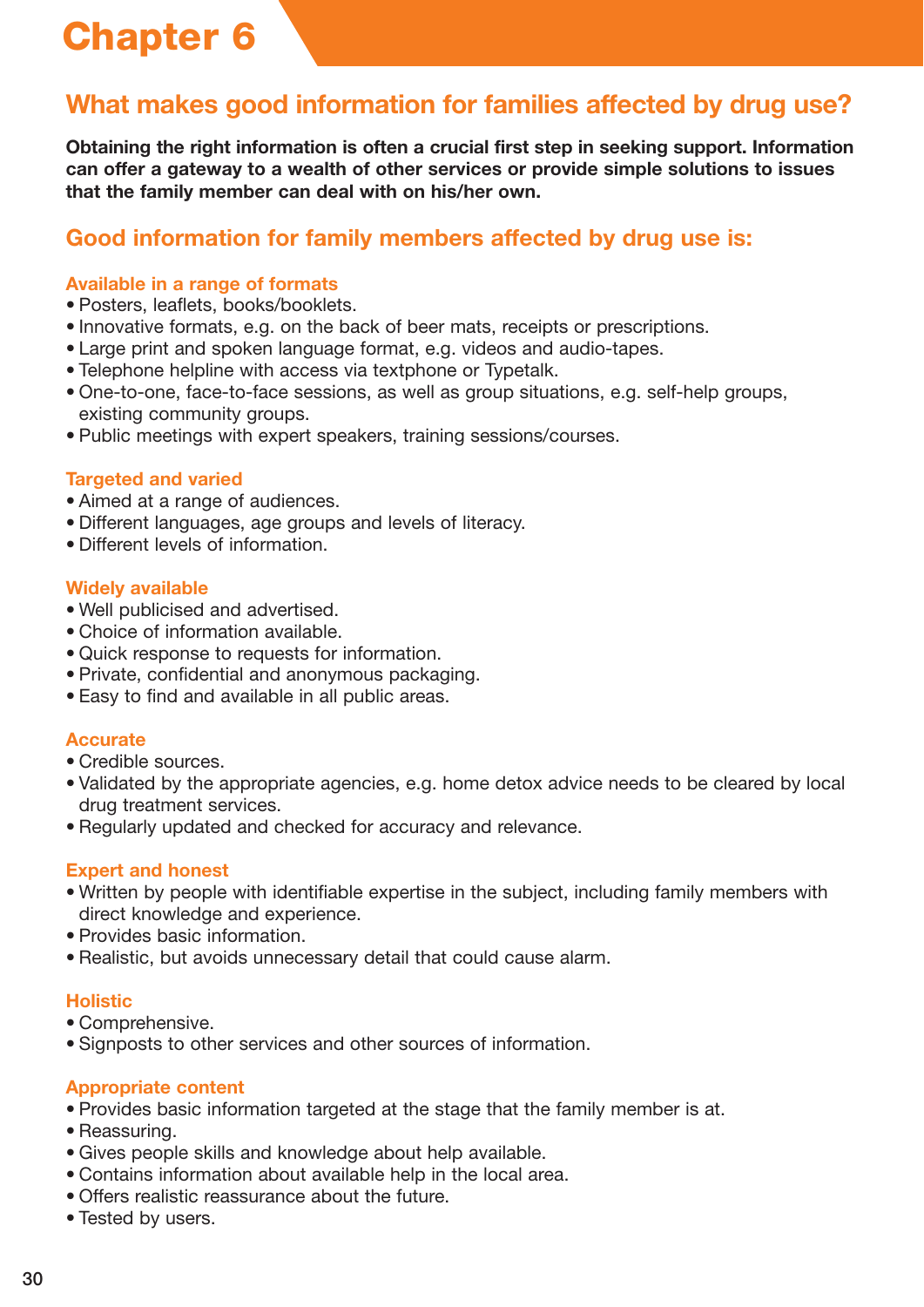# Chapter 6

## What makes good information for families affected by drug use?

**Obtaining the right information is often a crucial first step in seeking support. Information can offer a gateway to a wealth of other services or provide simple solutions to issues that the family member can deal with on his/her own.**

## Good information for family members affected by drug use is:

### Available in a range of formats

- Posters, leaflets, books/booklets.
- Innovative formats, e.g. on the back of beer mats, receipts or prescriptions.
- Large print and spoken language format, e.g. videos and audio-tapes.
- Telephone helpline with access via textphone or Typetalk.
- One-to-one, face-to-face sessions, as well as group situations, e.g. self-help groups, existing community groups.
- Public meetings with expert speakers, training sessions/courses.

### Targeted and varied

- Aimed at a range of audiences.
- Different languages, age groups and levels of literacy.
- Different levels of information.

### Widely available

- Well publicised and advertised.
- Choice of information available.
- Quick response to requests for information.
- Private, confidential and anonymous packaging.
- Easy to find and available in all public areas.

### Accurate

- Credible sources.
- Validated by the appropriate agencies, e.g. home detox advice needs to be cleared by local drug treatment services.
- Regularly updated and checked for accuracy and relevance.

### Expert and honest

- Written by people with identifiable expertise in the subject, including family members with direct knowledge and experience.
- Provides basic information.
- Realistic, but avoids unnecessary detail that could cause alarm.

### Holistic

- Comprehensive.
- Signposts to other services and other sources of information.

### Appropriate content

- Provides basic information targeted at the stage that the family member is at.
- Reassuring.
- Gives people skills and knowledge about help available.
- Contains information about available help in the local area.
- Offers realistic reassurance about the future.
- Tested by users.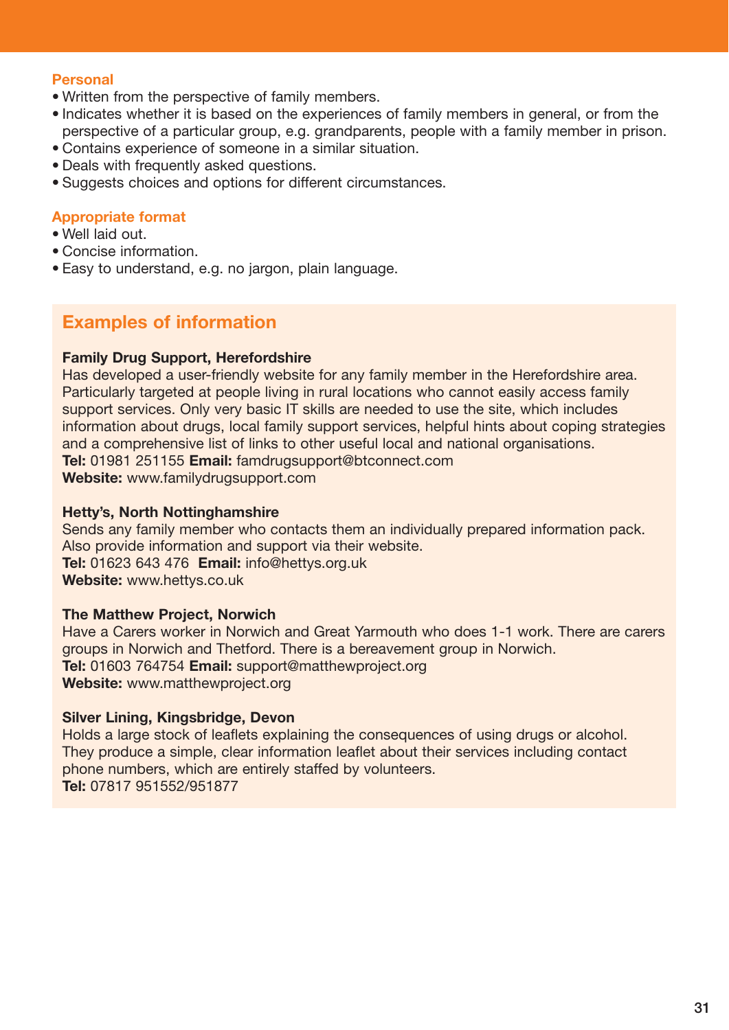### Personal

- Written from the perspective of family members.
- Indicates whether it is based on the experiences of family members in general, or from the perspective of a particular group, e.g. grandparents, people with a family member in prison.
- Contains experience of someone in a similar situation.
- Deals with frequently asked questions.
- Suggests choices and options for different circumstances.

### Appropriate format

- Well laid out.
- Concise information.
- Easy to understand, e.g. no jargon, plain language.

## Examples of information

**Family Drug Support, Herefordshire**
Has developed a user-friendly website for any family member in the Herefordshire area. Particularly targeted at people living in rural locations who cannot easily access family support services. Only very basic IT skills are needed to use the site, which includes information about drugs, local family support services, helpful hints about coping strategies and a comprehensive list of links to other useful local and national organisations.
**Tel:** 01981 251155 **Email:** famdrugsupport@btconnect.com
**Website:** www.familydrugsupport.com

**Hetty's, North Nottinghamshire**
Sends any family member who contacts them an individually prepared information pack. Also provide information and support via their website.
**Tel:** 01623 643 476 **Email:** info@hettys.org.uk
**Website:** www.hettys.co.uk

**The Matthew Project, Norwich**
Have a Carers worker in Norwich and Great Yarmouth who does 1-1 work. There are carers groups in Norwich and Thetford. There is a bereavement group in Norwich.
**Tel:** 01603 764754 **Email:** support@matthewproject.org
**Website:** www.matthewproject.org

**Silver Lining, Kingsbridge, Devon**
Holds a large stock of leaflets explaining the consequences of using drugs or alcohol. They produce a simple, clear information leaflet about their services including contact phone numbers, which are entirely staffed by volunteers.
**Tel:** 07817 951552/951877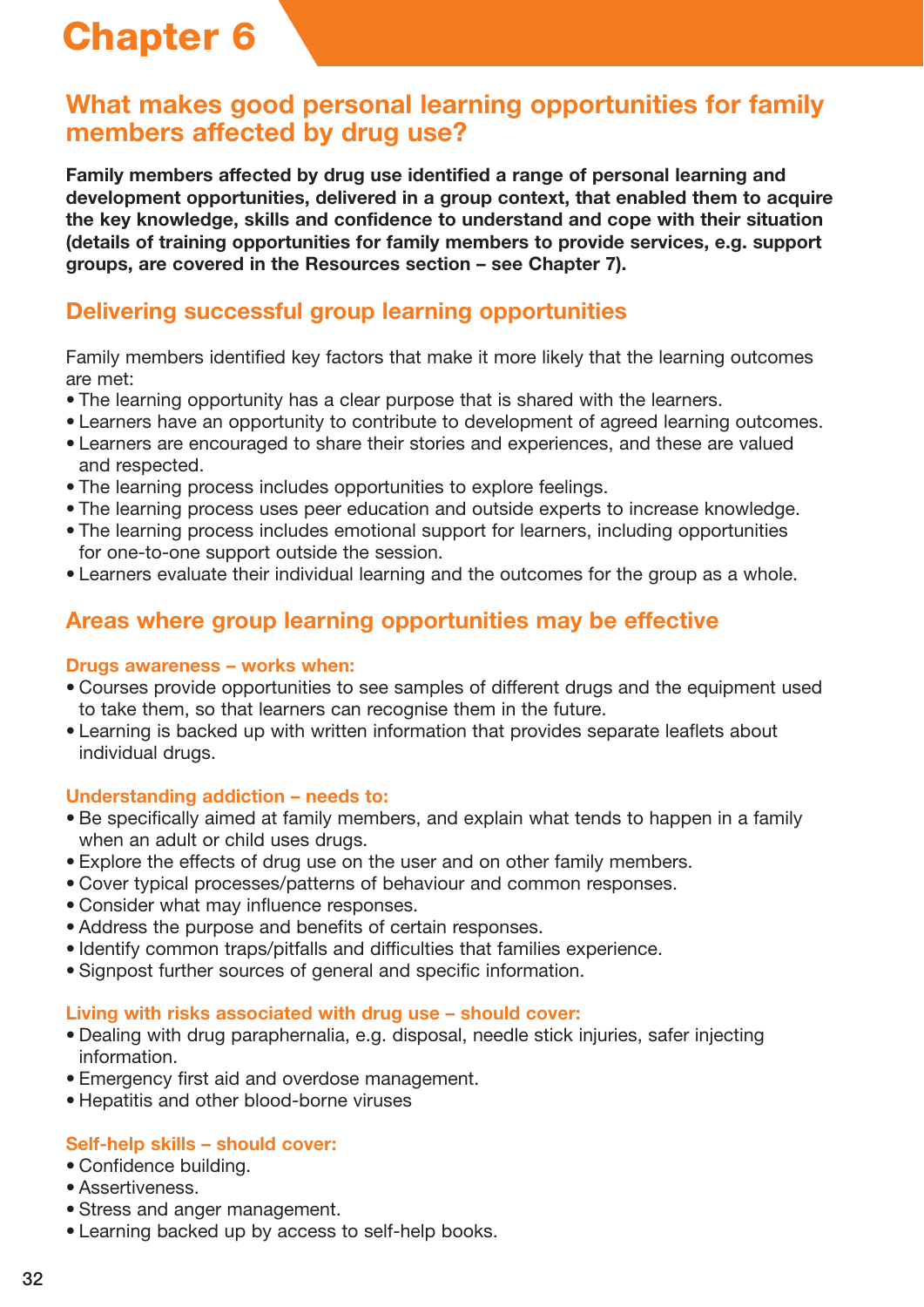# Chapter 6

## What makes good personal learning opportunities for family members affected by drug use?

**Family members affected by drug use identified a range of personal learning and development opportunities, delivered in a group context, that enabled them to acquire the key knowledge, skills and confidence to understand and cope with their situation (details of training opportunities for family members to provide services, e.g. support groups, are covered in the Resources section – see Chapter 7).**

## Delivering successful group learning opportunities

Family members identified key factors that make it more likely that the learning outcomes are met:

- The learning opportunity has a clear purpose that is shared with the learners.
- Learners have an opportunity to contribute to development of agreed learning outcomes.
- Learners are encouraged to share their stories and experiences, and these are valued and respected.
- The learning process includes opportunities to explore feelings.
- The learning process uses peer education and outside experts to increase knowledge.
- The learning process includes emotional support for learners, including opportunities for one-to-one support outside the session.
- Learners evaluate their individual learning and the outcomes for the group as a whole.

## Areas where group learning opportunities may be effective

### Drugs awareness – works when:

- Courses provide opportunities to see samples of different drugs and the equipment used to take them, so that learners can recognise them in the future.
- Learning is backed up with written information that provides separate leaflets about individual drugs.

### Understanding addiction – needs to:

- Be specifically aimed at family members, and explain what tends to happen in a family when an adult or child uses drugs.
- Explore the effects of drug use on the user and on other family members.
- Cover typical processes/patterns of behaviour and common responses.
- Consider what may influence responses.
- Address the purpose and benefits of certain responses.
- Identify common traps/pitfalls and difficulties that families experience.
- Signpost further sources of general and specific information.

### Living with risks associated with drug use – should cover:

- Dealing with drug paraphernalia, e.g. disposal, needle stick injuries, safer injecting information.
- Emergency first aid and overdose management.
- Hepatitis and other blood-borne viruses

### Self-help skills – should cover:

- Confidence building.
- Assertiveness.
- Stress and anger management.
- Learning backed up by access to self-help books.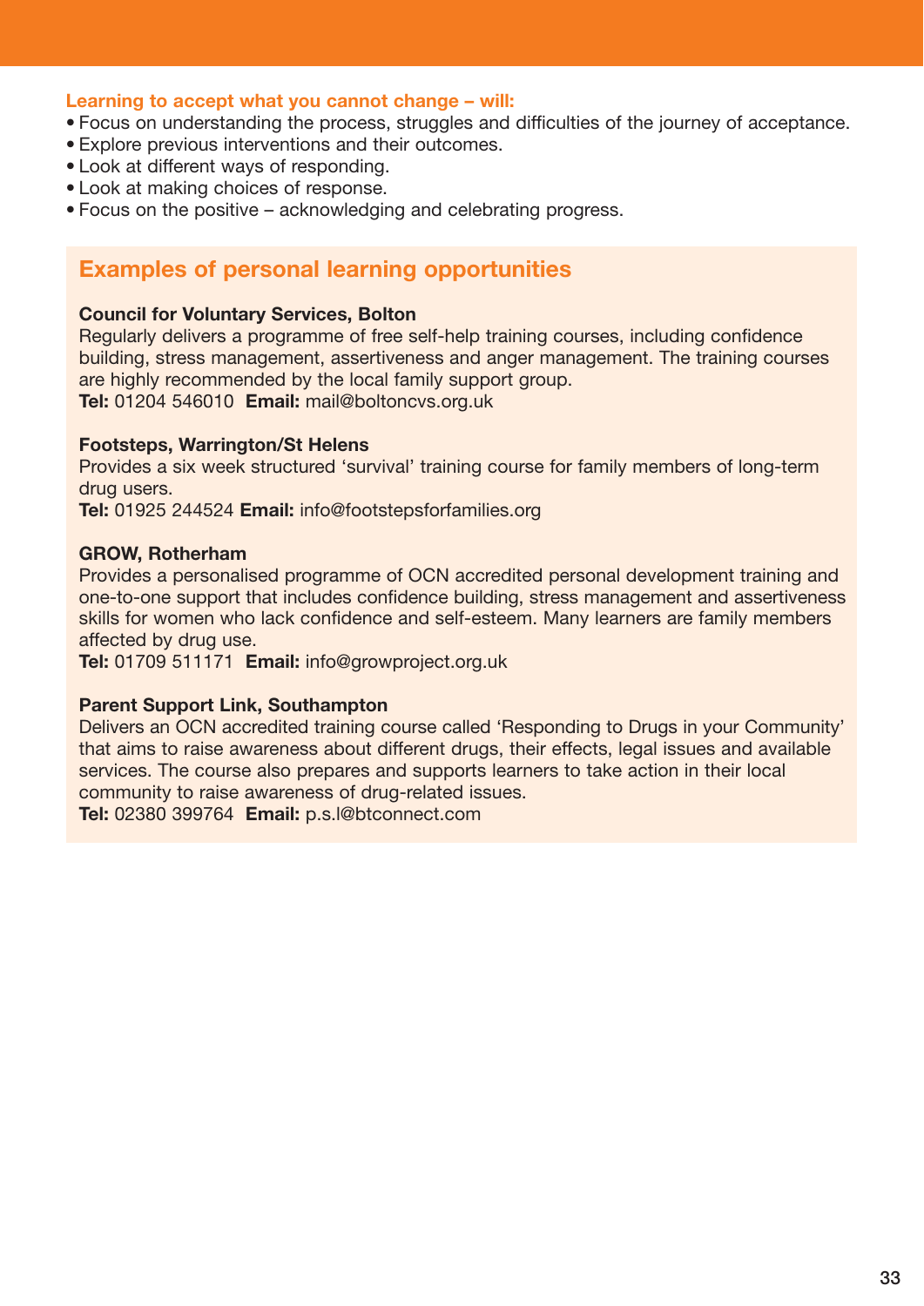**Learning to accept what you cannot change – will:**

- Focus on understanding the process, struggles and difficulties of the journey of acceptance.
- Explore previous interventions and their outcomes.
- Look at different ways of responding.
- Look at making choices of response.
- Focus on the positive – acknowledging and celebrating progress.

## Examples of personal learning opportunities

**Council for Voluntary Services, Bolton**
Regularly delivers a programme of free self-help training courses, including confidence building, stress management, assertiveness and anger management. The training courses are highly recommended by the local family support group.
**Tel:** 01204 546010 **Email:** mail@boltoncvs.org.uk

**Footsteps, Warrington/St Helens**
Provides a six week structured 'survival' training course for family members of long-term drug users.
**Tel:** 01925 244524 **Email:** info@footstepsforfamilies.org

**GROW, Rotherham**
Provides a personalised programme of OCN accredited personal development training and one-to-one support that includes confidence building, stress management and assertiveness skills for women who lack confidence and self-esteem. Many learners are family members affected by drug use.
**Tel:** 01709 511171 **Email:** info@growproject.org.uk

**Parent Support Link, Southampton**
Delivers an OCN accredited training course called 'Responding to Drugs in your Community' that aims to raise awareness about different drugs, their effects, legal issues and available services. The course also prepares and supports learners to take action in their local community to raise awareness of drug-related issues.
**Tel:** 02380 399764 **Email:** p.s.l@btconnect.com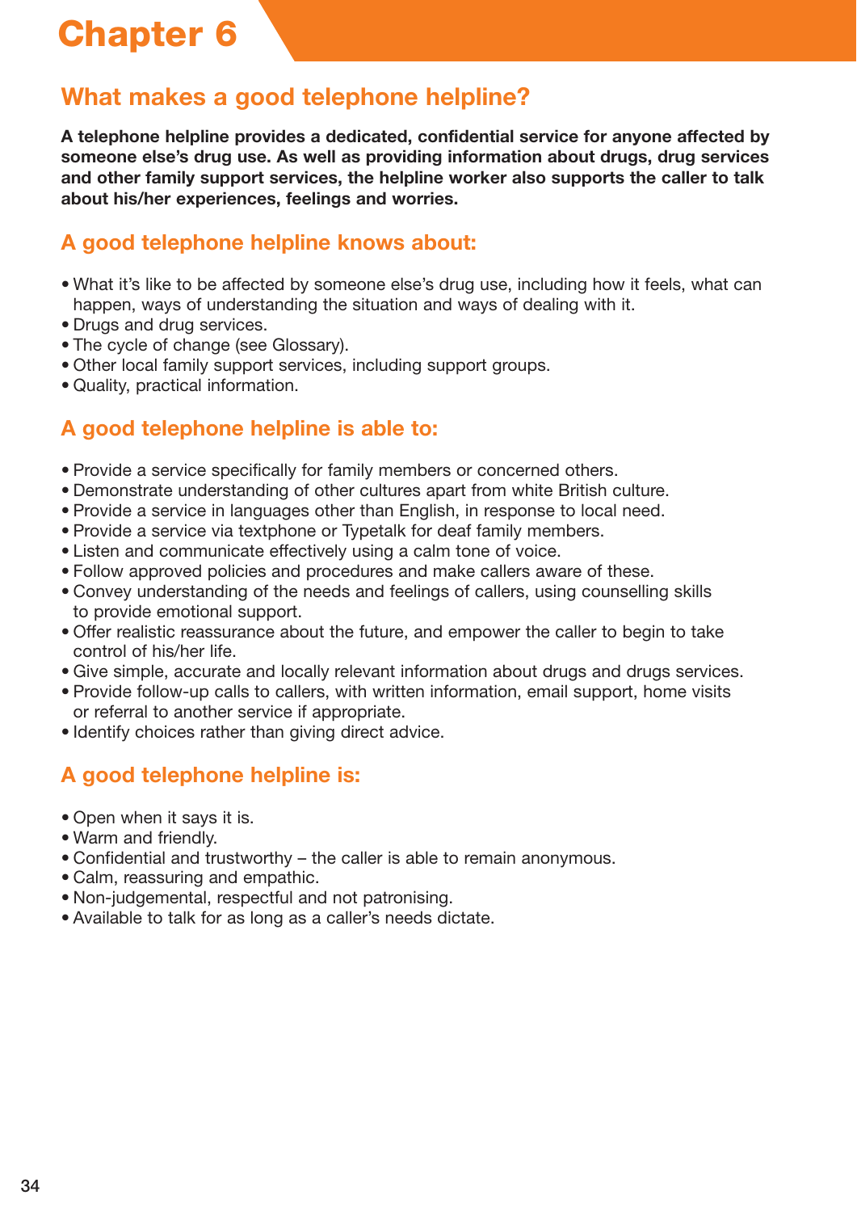# Chapter 6

## What makes a good telephone helpline?

**A telephone helpline provides a dedicated, confidential service for anyone affected by someone else's drug use. As well as providing information about drugs, drug services and other family support services, the helpline worker also supports the caller to talk about his/her experiences, feelings and worries.**

### A good telephone helpline knows about:

- What it's like to be affected by someone else's drug use, including how it feels, what can happen, ways of understanding the situation and ways of dealing with it.
- Drugs and drug services.
- The cycle of change (see Glossary).
- Other local family support services, including support groups.
- Quality, practical information.

### A good telephone helpline is able to:

- Provide a service specifically for family members or concerned others.
- Demonstrate understanding of other cultures apart from white British culture.
- Provide a service in languages other than English, in response to local need.
- Provide a service via textphone or Typetalk for deaf family members.
- Listen and communicate effectively using a calm tone of voice.
- Follow approved policies and procedures and make callers aware of these.
- Convey understanding of the needs and feelings of callers, using counselling skills to provide emotional support.
- Offer realistic reassurance about the future, and empower the caller to begin to take control of his/her life.
- Give simple, accurate and locally relevant information about drugs and drugs services.
- Provide follow-up calls to callers, with written information, email support, home visits or referral to another service if appropriate.
- Identify choices rather than giving direct advice.

### A good telephone helpline is:

- Open when it says it is.
- Warm and friendly.
- Confidential and trustworthy – the caller is able to remain anonymous.
- Calm, reassuring and empathic.
- Non-judgemental, respectful and not patronising.
- Available to talk for as long as a caller's needs dictate.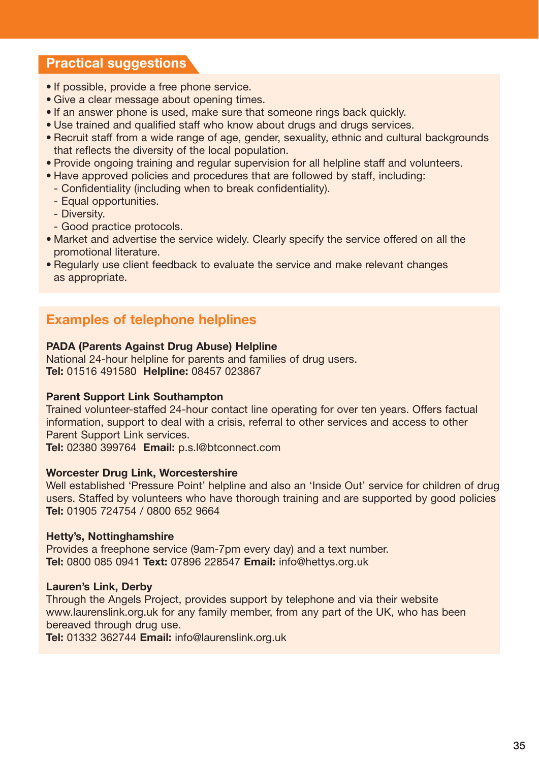## Practical suggestions

- If possible, provide a free phone service.
- Give a clear message about opening times.
- If an answer phone is used, make sure that someone rings back quickly.
- Use trained and qualified staff who know about drugs and drugs services.
- Recruit staff from a wide range of age, gender, sexuality, ethnic and cultural backgrounds that reflects the diversity of the local population.
- Provide ongoing training and regular supervision for all helpline staff and volunteers.
- Have approved policies and procedures that are followed by staff, including:
  - Confidentiality (including when to break confidentiality).
  - Equal opportunities.
  - Diversity.
  - Good practice protocols.
- Market and advertise the service widely. Clearly specify the service offered on all the promotional literature.
- Regularly use client feedback to evaluate the service and make relevant changes as appropriate.

## Examples of telephone helplines

**PADA (Parents Against Drug Abuse) Helpline**
National 24-hour helpline for parents and families of drug users.
**Tel:** 01516 491580 **Helpline:** 08457 023867

**Parent Support Link Southampton**
Trained volunteer-staffed 24-hour contact line operating for over ten years. Offers factual information, support to deal with a crisis, referral to other services and access to other Parent Support Link services.
**Tel:** 02380 399764 **Email:** p.s.l@btconnect.com

**Worcester Drug Link, Worcestershire**
Well established 'Pressure Point' helpline and also an 'Inside Out' service for children of drug users. Staffed by volunteers who have thorough training and are supported by good policies
**Tel:** 01905 724754 / 0800 652 9664

**Hetty's, Nottinghamshire**
Provides a freephone service (9am-7pm every day) and a text number.
**Tel:** 0800 085 0941 **Text:** 07896 228547 **Email:** info@hettys.org.uk

**Lauren's Link, Derby**
Through the Angels Project, provides support by telephone and via their website www.laurenslink.org.uk for any family member, from any part of the UK, who has been bereaved through drug use.
**Tel:** 01332 362744 **Email:** info@laurenslink.org.uk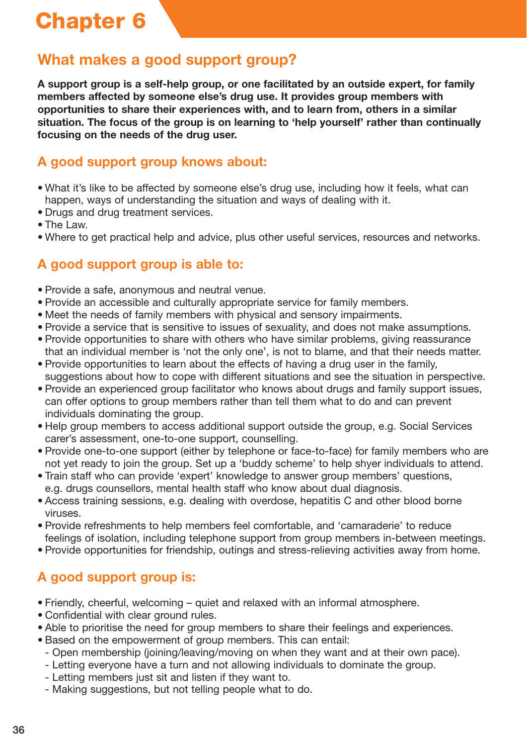# Chapter 6

## What makes a good support group?

**A support group is a self-help group, or one facilitated by an outside expert, for family members affected by someone else's drug use. It provides group members with opportunities to share their experiences with, and to learn from, others in a similar situation. The focus of the group is on learning to 'help yourself' rather than continually focusing on the needs of the drug user.**

### A good support group knows about:

- What it's like to be affected by someone else's drug use, including how it feels, what can happen, ways of understanding the situation and ways of dealing with it.
- Drugs and drug treatment services.
- The Law.
- Where to get practical help and advice, plus other useful services, resources and networks.

### A good support group is able to:

- Provide a safe, anonymous and neutral venue.
- Provide an accessible and culturally appropriate service for family members.
- Meet the needs of family members with physical and sensory impairments.
- Provide a service that is sensitive to issues of sexuality, and does not make assumptions.
- Provide opportunities to share with others who have similar problems, giving reassurance that an individual member is 'not the only one', is not to blame, and that their needs matter.
- Provide opportunities to learn about the effects of having a drug user in the family, suggestions about how to cope with different situations and see the situation in perspective.
- Provide an experienced group facilitator who knows about drugs and family support issues, can offer options to group members rather than tell them what to do and can prevent individuals dominating the group.
- Help group members to access additional support outside the group, e.g. Social Services carer's assessment, one-to-one support, counselling.
- Provide one-to-one support (either by telephone or face-to-face) for family members who are not yet ready to join the group. Set up a 'buddy scheme' to help shyer individuals to attend.
- Train staff who can provide 'expert' knowledge to answer group members' questions, e.g. drugs counsellors, mental health staff who know about dual diagnosis.
- Access training sessions, e.g. dealing with overdose, hepatitis C and other blood borne viruses.
- Provide refreshments to help members feel comfortable, and 'camaraderie' to reduce feelings of isolation, including telephone support from group members in-between meetings.
- Provide opportunities for friendship, outings and stress-relieving activities away from home.

### A good support group is:

- Friendly, cheerful, welcoming – quiet and relaxed with an informal atmosphere.
- Confidential with clear ground rules.
- Able to prioritise the need for group members to share their feelings and experiences.
- Based on the empowerment of group members. This can entail:
  - Open membership (joining/leaving/moving on when they want and at their own pace).
  - Letting everyone have a turn and not allowing individuals to dominate the group.
  - Letting members just sit and listen if they want to.
  - Making suggestions, but not telling people what to do.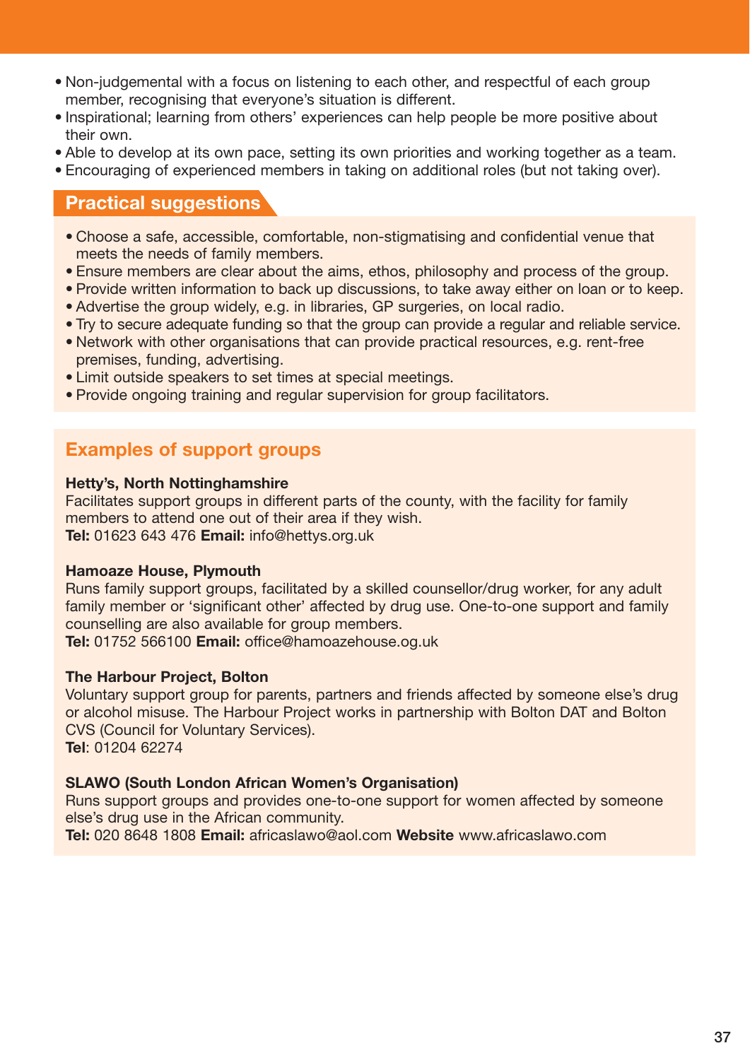- Non-judgemental with a focus on listening to each other, and respectful of each group member, recognising that everyone's situation is different.
- Inspirational; learning from others' experiences can help people be more positive about their own.
- Able to develop at its own pace, setting its own priorities and working together as a team.
- Encouraging of experienced members in taking on additional roles (but not taking over).

## Practical suggestions

- Choose a safe, accessible, comfortable, non-stigmatising and confidential venue that meets the needs of family members.
- Ensure members are clear about the aims, ethos, philosophy and process of the group.
- Provide written information to back up discussions, to take away either on loan or to keep.
- Advertise the group widely, e.g. in libraries, GP surgeries, on local radio.
- Try to secure adequate funding so that the group can provide a regular and reliable service.
- Network with other organisations that can provide practical resources, e.g. rent-free premises, funding, advertising.
- Limit outside speakers to set times at special meetings.
- Provide ongoing training and regular supervision for group facilitators.

## Examples of support groups

**Hetty's, North Nottinghamshire**
Facilitates support groups in different parts of the county, with the facility for family members to attend one out of their area if they wish.
**Tel:** 01623 643 476 **Email:** info@hettys.org.uk

**Hamoaze House, Plymouth**
Runs family support groups, facilitated by a skilled counsellor/drug worker, for any adult family member or 'significant other' affected by drug use. One-to-one support and family counselling are also available for group members.
**Tel:** 01752 566100 **Email:** office@hamoazehouse.og.uk

**The Harbour Project, Bolton**
Voluntary support group for parents, partners and friends affected by someone else's drug or alcohol misuse. The Harbour Project works in partnership with Bolton DAT and Bolton CVS (Council for Voluntary Services).
**Tel**: 01204 62274

**SLAWO (South London African Women's Organisation)**
Runs support groups and provides one-to-one support for women affected by someone else's drug use in the African community.
**Tel:** 020 8648 1808 **Email:** africaslawo@aol.com **Website** www.africaslawo.com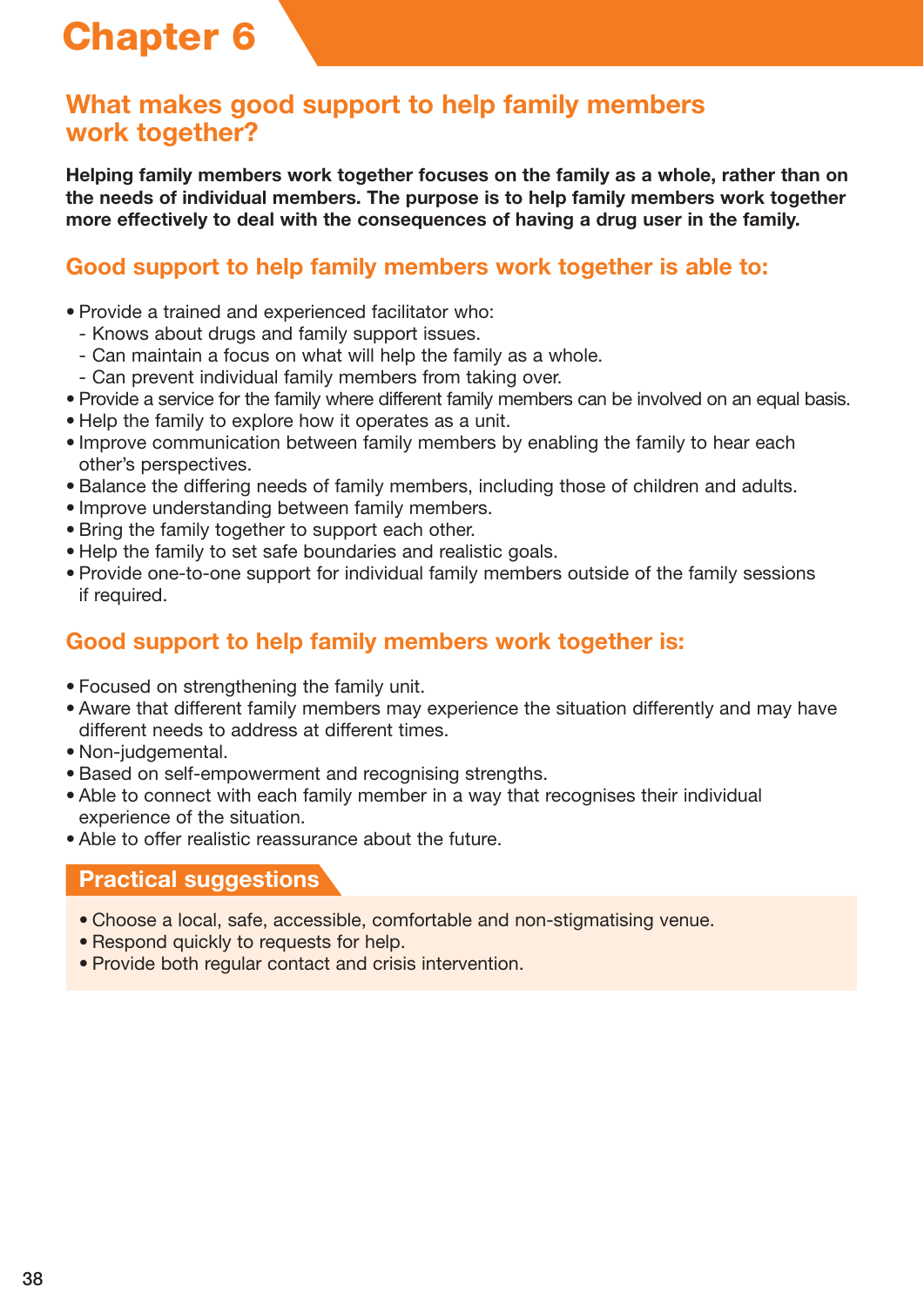# Chapter 6

## What makes good support to help family members work together?

**Helping family members work together focuses on the family as a whole, rather than on the needs of individual members. The purpose is to help family members work together more effectively to deal with the consequences of having a drug user in the family.**

### Good support to help family members work together is able to:

- Provide a trained and experienced facilitator who:
  - Knows about drugs and family support issues.
  - Can maintain a focus on what will help the family as a whole.
  - Can prevent individual family members from taking over.
- Provide a service for the family where different family members can be involved on an equal basis.
- Help the family to explore how it operates as a unit.
- Improve communication between family members by enabling the family to hear each other's perspectives.
- Balance the differing needs of family members, including those of children and adults.
- Improve understanding between family members.
- Bring the family together to support each other.
- Help the family to set safe boundaries and realistic goals.
- Provide one-to-one support for individual family members outside of the family sessions if required.

### Good support to help family members work together is:

- Focused on strengthening the family unit.
- Aware that different family members may experience the situation differently and may have different needs to address at different times.
- Non-judgemental.
- Based on self-empowerment and recognising strengths.
- Able to connect with each family member in a way that recognises their individual experience of the situation.
- Able to offer realistic reassurance about the future.

### Practical suggestions

- Choose a local, safe, accessible, comfortable and non-stigmatising venue.
- Respond quickly to requests for help.
- Provide both regular contact and crisis intervention.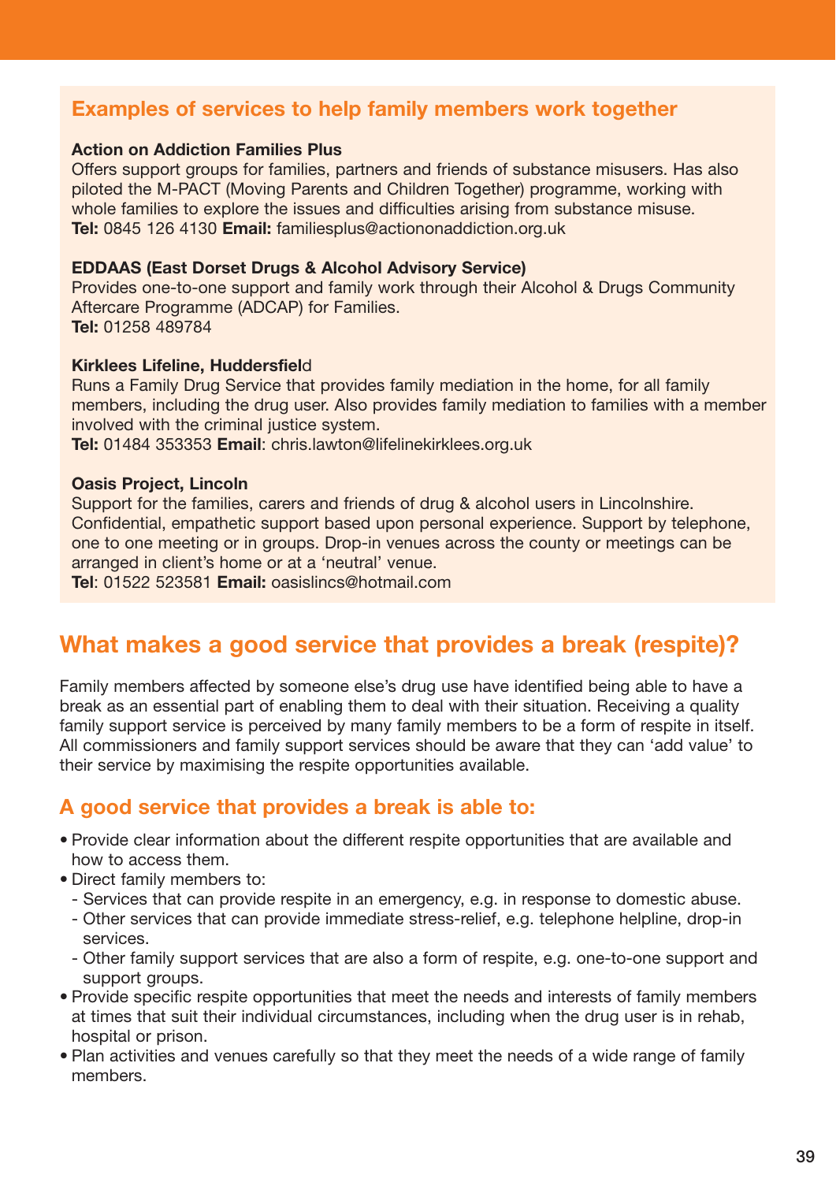## Examples of services to help family members work together

**Action on Addiction Families Plus**
Offers support groups for families, partners and friends of substance misusers. Has also piloted the M-PACT (Moving Parents and Children Together) programme, working with whole families to explore the issues and difficulties arising from substance misuse.
**Tel:** 0845 126 4130 **Email:** familiesplus@actiononaddiction.org.uk

**EDDAAS (East Dorset Drugs & Alcohol Advisory Service)**
Provides one-to-one support and family work through their Alcohol & Drugs Community Aftercare Programme (ADCAP) for Families.
**Tel:** 01258 489784

**Kirklees Lifeline, Huddersfield**
Runs a Family Drug Service that provides family mediation in the home, for all family members, including the drug user. Also provides family mediation to families with a member involved with the criminal justice system.
**Tel:** 01484 353353 **Email**: chris.lawton@lifelinekirklees.org.uk

**Oasis Project, Lincoln**
Support for the families, carers and friends of drug & alcohol users in Lincolnshire. Confidential, empathetic support based upon personal experience. Support by telephone, one to one meeting or in groups. Drop-in venues across the county or meetings can be arranged in client's home or at a 'neutral' venue.
**Tel**: 01522 523581 **Email:** oasislincs@hotmail.com

## What makes a good service that provides a break (respite)?

Family members affected by someone else's drug use have identified being able to have a break as an essential part of enabling them to deal with their situation. Receiving a quality family support service is perceived by many family members to be a form of respite in itself. All commissioners and family support services should be aware that they can 'add value' to their service by maximising the respite opportunities available.

### A good service that provides a break is able to:

- Provide clear information about the different respite opportunities that are available and how to access them.
- Direct family members to:
  - Services that can provide respite in an emergency, e.g. in response to domestic abuse.
  - Other services that can provide immediate stress-relief, e.g. telephone helpline, drop-in services.
  - Other family support services that are also a form of respite, e.g. one-to-one support and support groups.
- Provide specific respite opportunities that meet the needs and interests of family members at times that suit their individual circumstances, including when the drug user is in rehab, hospital or prison.
- Plan activities and venues carefully so that they meet the needs of a wide range of family members.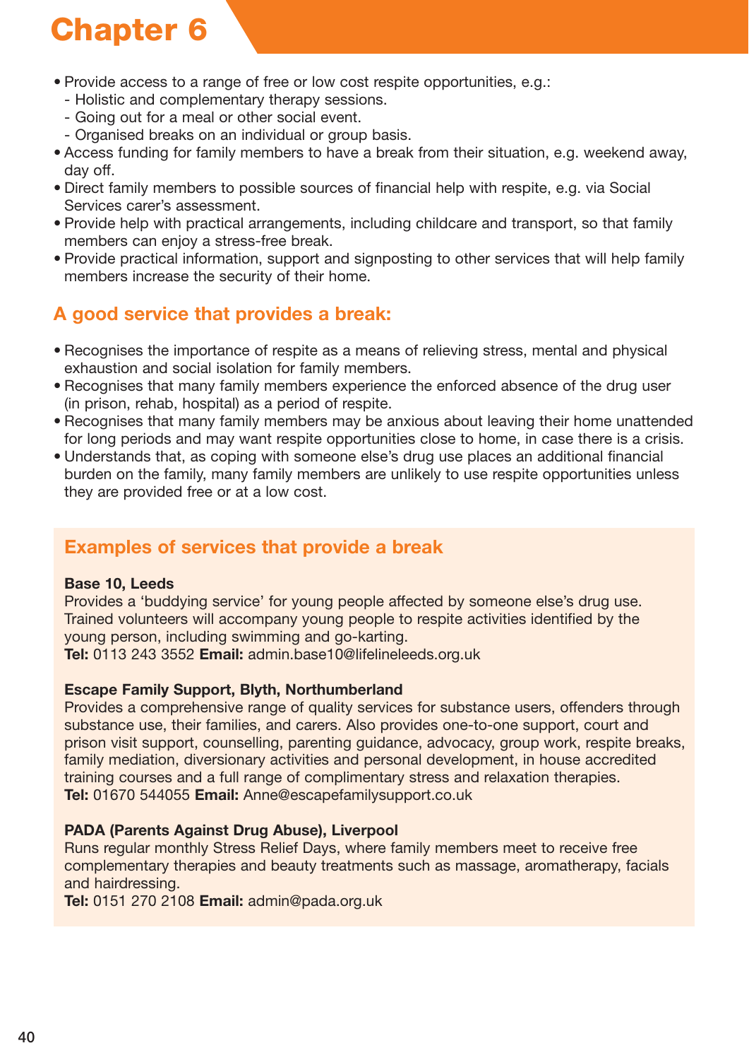- Provide access to a range of free or low cost respite opportunities, e.g.:
  - Holistic and complementary therapy sessions.
  - Going out for a meal or other social event.
  - Organised breaks on an individual or group basis.
- Access funding for family members to have a break from their situation, e.g. weekend away, day off.
- Direct family members to possible sources of financial help with respite, e.g. via Social Services carer's assessment.
- Provide help with practical arrangements, including childcare and transport, so that family members can enjoy a stress-free break.
- Provide practical information, support and signposting to other services that will help family members increase the security of their home.

## A good service that provides a break:

- Recognises the importance of respite as a means of relieving stress, mental and physical exhaustion and social isolation for family members.
- Recognises that many family members experience the enforced absence of the drug user (in prison, rehab, hospital) as a period of respite.
- Recognises that many family members may be anxious about leaving their home unattended for long periods and may want respite opportunities close to home, in case there is a crisis.
- Understands that, as coping with someone else's drug use places an additional financial burden on the family, many family members are unlikely to use respite opportunities unless they are provided free or at a low cost.

## Examples of services that provide a break

**Base 10, Leeds**
Provides a 'buddying service' for young people affected by someone else's drug use. Trained volunteers will accompany young people to respite activities identified by the young person, including swimming and go-karting.
**Tel:** 0113 243 3552 **Email:** admin.base10@lifelineleeds.org.uk

**Escape Family Support, Blyth, Northumberland**
Provides a comprehensive range of quality services for substance users, offenders through substance use, their families, and carers. Also provides one-to-one support, court and prison visit support, counselling, parenting guidance, advocacy, group work, respite breaks, family mediation, diversionary activities and personal development, in house accredited training courses and a full range of complimentary stress and relaxation therapies.
**Tel:** 01670 544055 **Email:** Anne@escapefamilysupport.co.uk

**PADA (Parents Against Drug Abuse), Liverpool**
Runs regular monthly Stress Relief Days, where family members meet to receive free complementary therapies and beauty treatments such as massage, aromatherapy, facials and hairdressing.
**Tel:** 0151 270 2108 **Email:** admin@pada.org.uk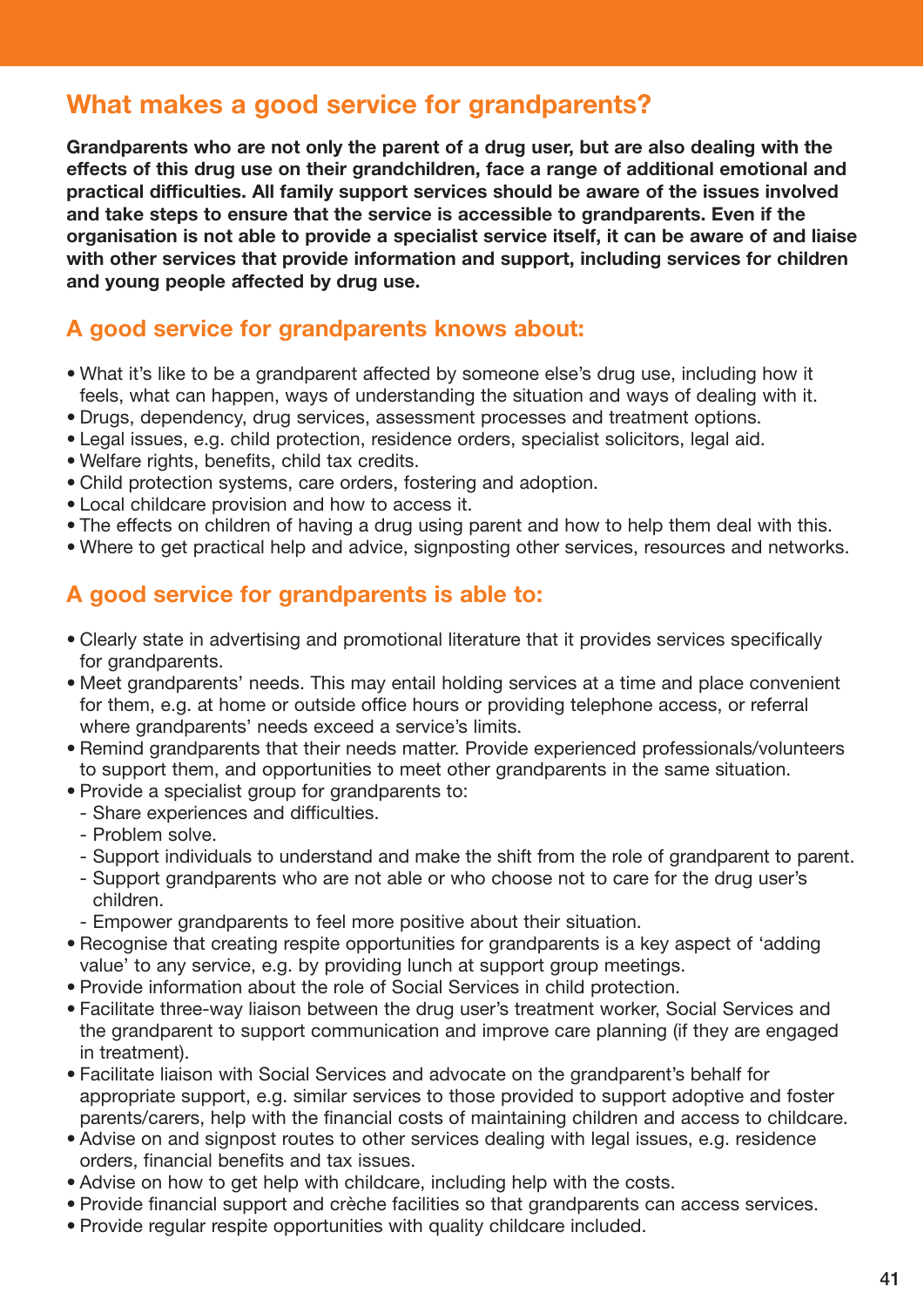## What makes a good service for grandparents?

**Grandparents who are not only the parent of a drug user, but are also dealing with the effects of this drug use on their grandchildren, face a range of additional emotional and practical difficulties. All family support services should be aware of the issues involved and take steps to ensure that the service is accessible to grandparents. Even if the organisation is not able to provide a specialist service itself, it can be aware of and liaise with other services that provide information and support, including services for children and young people affected by drug use.**

### A good service for grandparents knows about:

- What it's like to be a grandparent affected by someone else's drug use, including how it feels, what can happen, ways of understanding the situation and ways of dealing with it.
- Drugs, dependency, drug services, assessment processes and treatment options.
- Legal issues, e.g. child protection, residence orders, specialist solicitors, legal aid.
- Welfare rights, benefits, child tax credits.
- Child protection systems, care orders, fostering and adoption.
- Local childcare provision and how to access it.
- The effects on children of having a drug using parent and how to help them deal with this.
- Where to get practical help and advice, signposting other services, resources and networks.

### A good service for grandparents is able to:

- Clearly state in advertising and promotional literature that it provides services specifically for grandparents.
- Meet grandparents' needs. This may entail holding services at a time and place convenient for them, e.g. at home or outside office hours or providing telephone access, or referral where grandparents' needs exceed a service's limits.
- Remind grandparents that their needs matter. Provide experienced professionals/volunteers to support them, and opportunities to meet other grandparents in the same situation.
- Provide a specialist group for grandparents to:
  - Share experiences and difficulties.
  - Problem solve.
  - Support individuals to understand and make the shift from the role of grandparent to parent.
  - Support grandparents who are not able or who choose not to care for the drug user's children.
  - Empower grandparents to feel more positive about their situation.
- Recognise that creating respite opportunities for grandparents is a key aspect of 'adding value' to any service, e.g. by providing lunch at support group meetings.
- Provide information about the role of Social Services in child protection.
- Facilitate three-way liaison between the drug user's treatment worker, Social Services and the grandparent to support communication and improve care planning (if they are engaged in treatment).
- Facilitate liaison with Social Services and advocate on the grandparent's behalf for appropriate support, e.g. similar services to those provided to support adoptive and foster parents/carers, help with the financial costs of maintaining children and access to childcare.
- Advise on and signpost routes to other services dealing with legal issues, e.g. residence orders, financial benefits and tax issues.
- Advise on how to get help with childcare, including help with the costs.
- Provide financial support and crèche facilities so that grandparents can access services.
- Provide regular respite opportunities with quality childcare included.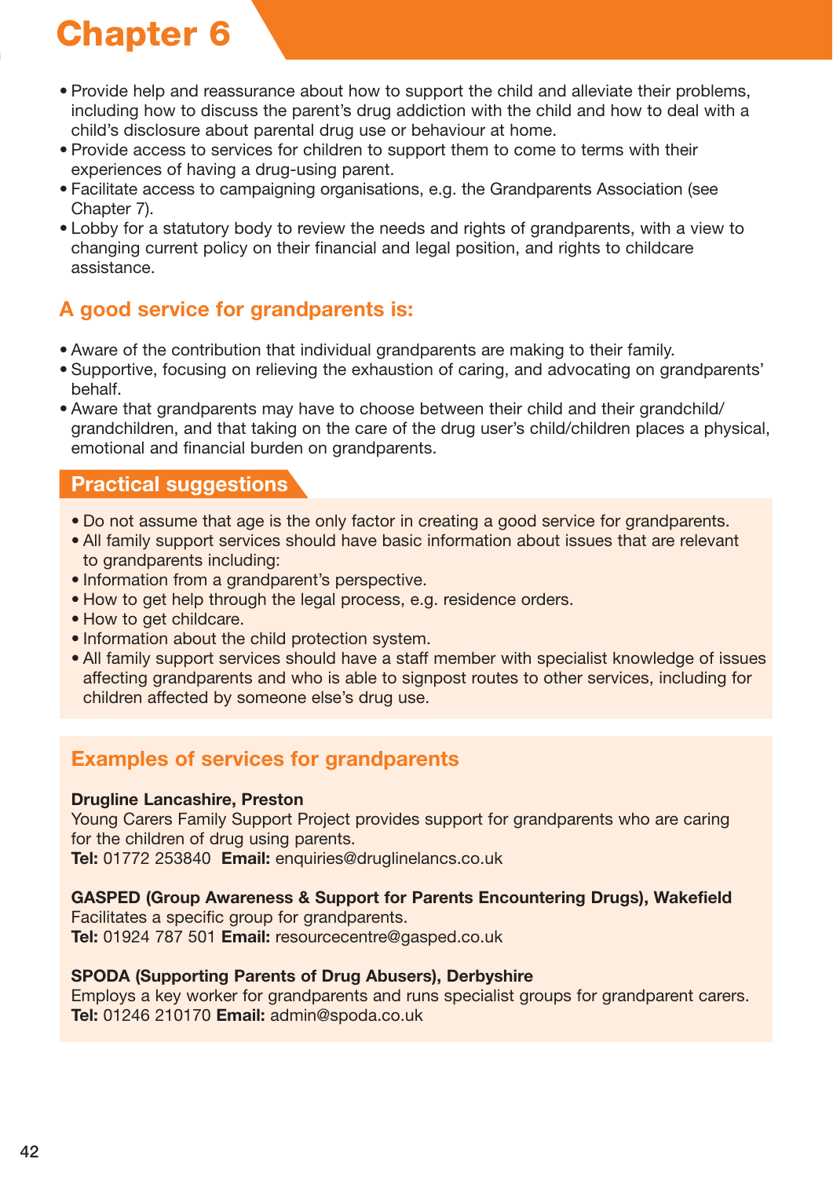- Provide help and reassurance about how to support the child and alleviate their problems, including how to discuss the parent's drug addiction with the child and how to deal with a child's disclosure about parental drug use or behaviour at home.
- Provide access to services for children to support them to come to terms with their experiences of having a drug-using parent.
- Facilitate access to campaigning organisations, e.g. the Grandparents Association (see Chapter 7).
- Lobby for a statutory body to review the needs and rights of grandparents, with a view to changing current policy on their financial and legal position, and rights to childcare assistance.

## A good service for grandparents is:

- Aware of the contribution that individual grandparents are making to their family.
- Supportive, focusing on relieving the exhaustion of caring, and advocating on grandparents' behalf.
- Aware that grandparents may have to choose between their child and their grandchild/grandchildren, and that taking on the care of the drug user's child/children places a physical, emotional and financial burden on grandparents.

## Practical suggestions

- Do not assume that age is the only factor in creating a good service for grandparents.
- All family support services should have basic information about issues that are relevant to grandparents including:
- Information from a grandparent's perspective.
- How to get help through the legal process, e.g. residence orders.
- How to get childcare.
- Information about the child protection system.
- All family support services should have a staff member with specialist knowledge of issues affecting grandparents and who is able to signpost routes to other services, including for children affected by someone else's drug use.

## Examples of services for grandparents

**Drugline Lancashire, Preston**
Young Carers Family Support Project provides support for grandparents who are caring for the children of drug using parents.
**Tel:** 01772 253840 **Email:** enquiries@druglinelancs.co.uk

**GASPED (Group Awareness & Support for Parents Encountering Drugs), Wakefield**
Facilitates a specific group for grandparents.
**Tel:** 01924 787 501 **Email:** resourcecentre@gasped.co.uk

**SPODA (Supporting Parents of Drug Abusers), Derbyshire**
Employs a key worker for grandparents and runs specialist groups for grandparent carers.
**Tel:** 01246 210170 **Email:** admin@spoda.co.uk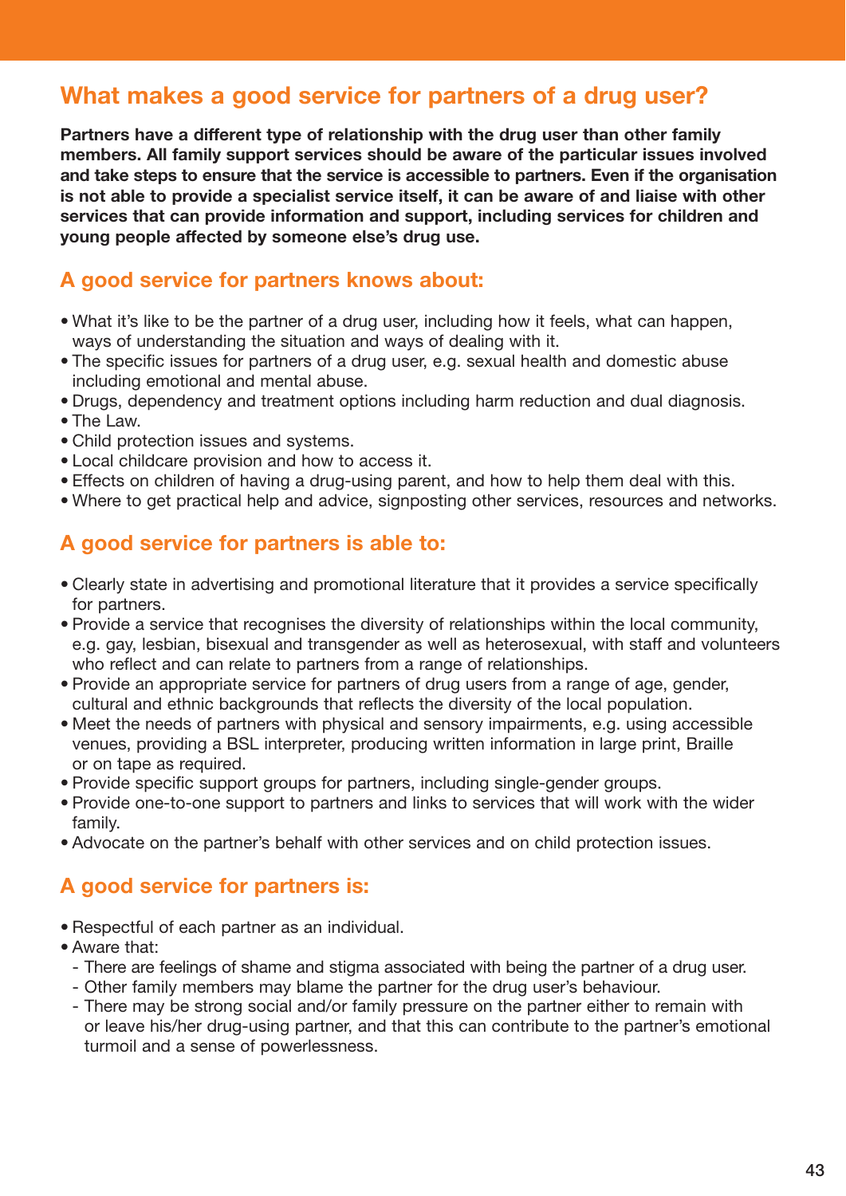## What makes a good service for partners of a drug user?

**Partners have a different type of relationship with the drug user than other family members. All family support services should be aware of the particular issues involved and take steps to ensure that the service is accessible to partners. Even if the organisation is not able to provide a specialist service itself, it can be aware of and liaise with other services that can provide information and support, including services for children and young people affected by someone else's drug use.**

### A good service for partners knows about:

- What it's like to be the partner of a drug user, including how it feels, what can happen, ways of understanding the situation and ways of dealing with it.
- The specific issues for partners of a drug user, e.g. sexual health and domestic abuse including emotional and mental abuse.
- Drugs, dependency and treatment options including harm reduction and dual diagnosis.
- The Law.
- Child protection issues and systems.
- Local childcare provision and how to access it.
- Effects on children of having a drug-using parent, and how to help them deal with this.
- Where to get practical help and advice, signposting other services, resources and networks.

### A good service for partners is able to:

- Clearly state in advertising and promotional literature that it provides a service specifically for partners.
- Provide a service that recognises the diversity of relationships within the local community, e.g. gay, lesbian, bisexual and transgender as well as heterosexual, with staff and volunteers who reflect and can relate to partners from a range of relationships.
- Provide an appropriate service for partners of drug users from a range of age, gender, cultural and ethnic backgrounds that reflects the diversity of the local population.
- Meet the needs of partners with physical and sensory impairments, e.g. using accessible venues, providing a BSL interpreter, producing written information in large print, Braille or on tape as required.
- Provide specific support groups for partners, including single-gender groups.
- Provide one-to-one support to partners and links to services that will work with the wider family.
- Advocate on the partner's behalf with other services and on child protection issues.

### A good service for partners is:

- Respectful of each partner as an individual.
- Aware that:
  - There are feelings of shame and stigma associated with being the partner of a drug user.
  - Other family members may blame the partner for the drug user's behaviour.
  - There may be strong social and/or family pressure on the partner either to remain with or leave his/her drug-using partner, and that this can contribute to the partner's emotional turmoil and a sense of powerlessness.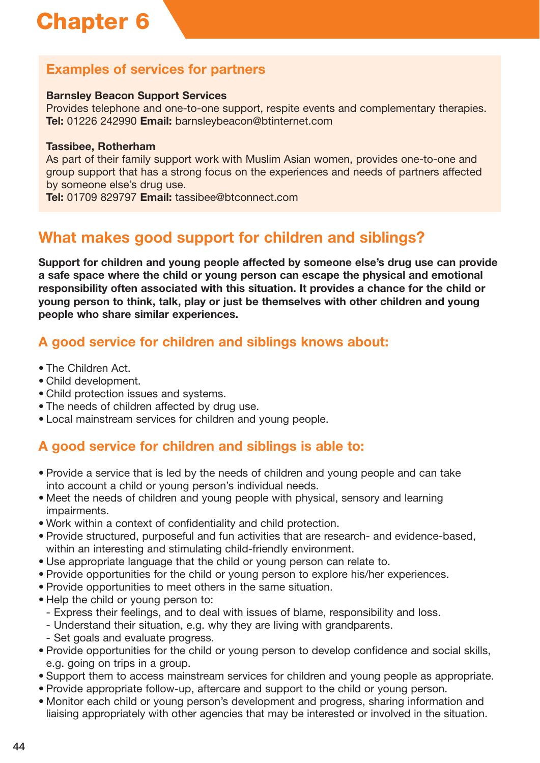# Chapter 6

## Examples of services for partners

**Barnsley Beacon Support Services**
Provides telephone and one-to-one support, respite events and complementary therapies.
**Tel:** 01226 242990 **Email:** barnsleybeacon@btinternet.com

**Tassibee, Rotherham**
As part of their family support work with Muslim Asian women, provides one-to-one and group support that has a strong focus on the experiences and needs of partners affected by someone else's drug use.
**Tel:** 01709 829797 **Email:** tassibee@btconnect.com

## What makes good support for children and siblings?

**Support for children and young people affected by someone else's drug use can provide a safe space where the child or young person can escape the physical and emotional responsibility often associated with this situation. It provides a chance for the child or young person to think, talk, play or just be themselves with other children and young people who share similar experiences.**

### A good service for children and siblings knows about:

- The Children Act.
- Child development.
- Child protection issues and systems.
- The needs of children affected by drug use.
- Local mainstream services for children and young people.

### A good service for children and siblings is able to:

- Provide a service that is led by the needs of children and young people and can take into account a child or young person's individual needs.
- Meet the needs of children and young people with physical, sensory and learning impairments.
- Work within a context of confidentiality and child protection.
- Provide structured, purposeful and fun activities that are research- and evidence-based, within an interesting and stimulating child-friendly environment.
- Use appropriate language that the child or young person can relate to.
- Provide opportunities for the child or young person to explore his/her experiences.
- Provide opportunities to meet others in the same situation.
- Help the child or young person to:
  - Express their feelings, and to deal with issues of blame, responsibility and loss.
  - Understand their situation, e.g. why they are living with grandparents.
  - Set goals and evaluate progress.
- Provide opportunities for the child or young person to develop confidence and social skills, e.g. going on trips in a group.
- Support them to access mainstream services for children and young people as appropriate.
- Provide appropriate follow-up, aftercare and support to the child or young person.
- Monitor each child or young person's development and progress, sharing information and liaising appropriately with other agencies that may be interested or involved in the situation.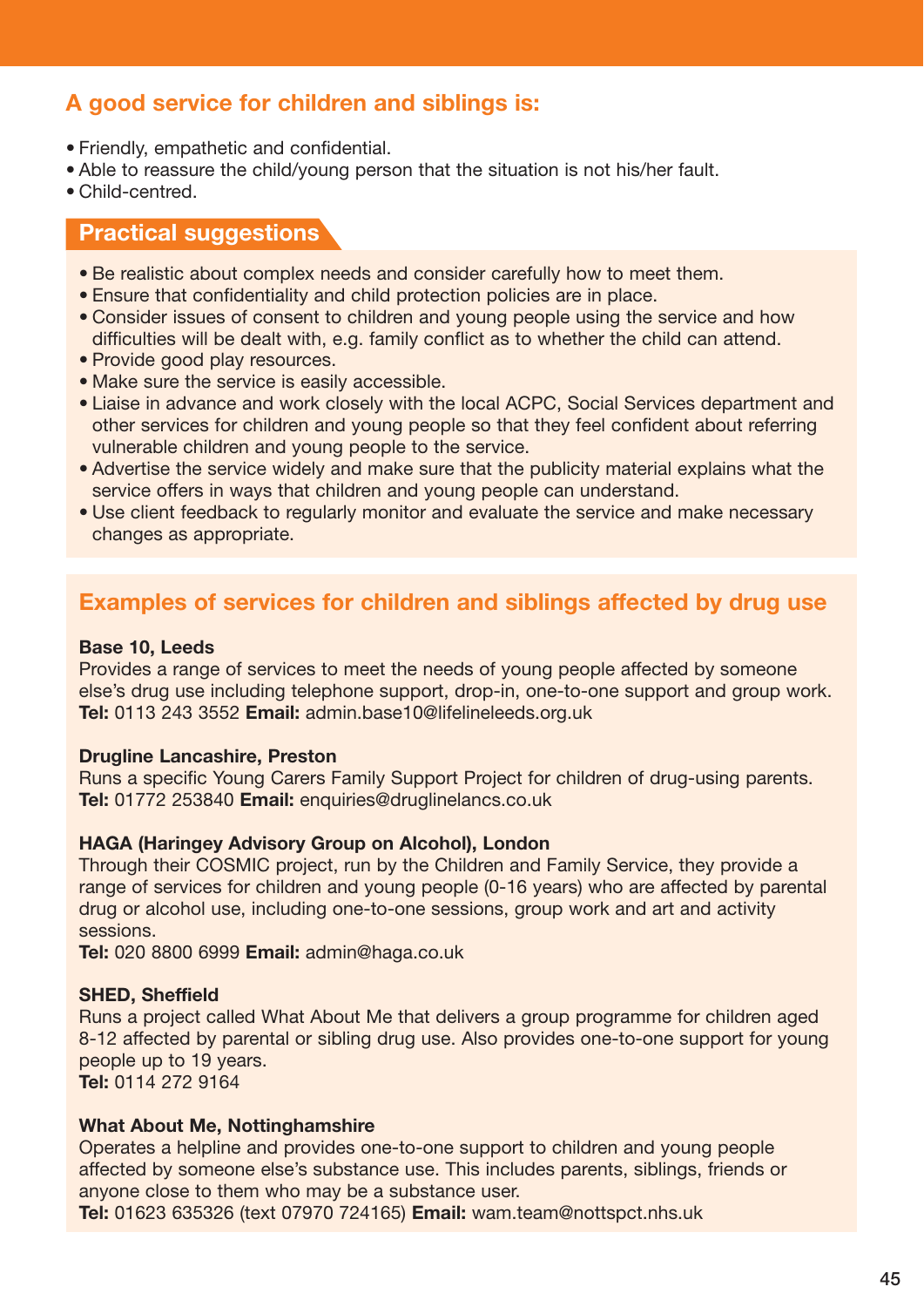## A good service for children and siblings is:

- Friendly, empathetic and confidential.
- Able to reassure the child/young person that the situation is not his/her fault.
- Child-centred.

### Practical suggestions

- Be realistic about complex needs and consider carefully how to meet them.
- Ensure that confidentiality and child protection policies are in place.
- Consider issues of consent to children and young people using the service and how difficulties will be dealt with, e.g. family conflict as to whether the child can attend.
- Provide good play resources.
- Make sure the service is easily accessible.
- Liaise in advance and work closely with the local ACPC, Social Services department and other services for children and young people so that they feel confident about referring vulnerable children and young people to the service.
- Advertise the service widely and make sure that the publicity material explains what the service offers in ways that children and young people can understand.
- Use client feedback to regularly monitor and evaluate the service and make necessary changes as appropriate.

## Examples of services for children and siblings affected by drug use

**Base 10, Leeds**
Provides a range of services to meet the needs of young people affected by someone else's drug use including telephone support, drop-in, one-to-one support and group work.
**Tel:** 0113 243 3552 **Email:** admin.base10@lifelineleeds.org.uk

**Drugline Lancashire, Preston**
Runs a specific Young Carers Family Support Project for children of drug-using parents.
**Tel:** 01772 253840 **Email:** enquiries@druglinelancs.co.uk

**HAGA (Haringey Advisory Group on Alcohol), London**
Through their COSMIC project, run by the Children and Family Service, they provide a range of services for children and young people (0-16 years) who are affected by parental drug or alcohol use, including one-to-one sessions, group work and art and activity sessions.
**Tel:** 020 8800 6999 **Email:** admin@haga.co.uk

**SHED, Sheffield**
Runs a project called What About Me that delivers a group programme for children aged 8-12 affected by parental or sibling drug use. Also provides one-to-one support for young people up to 19 years.
**Tel:** 0114 272 9164

**What About Me, Nottinghamshire**
Operates a helpline and provides one-to-one support to children and young people affected by someone else's substance use. This includes parents, siblings, friends or anyone close to them who may be a substance user.
**Tel:** 01623 635326 (text 07970 724165) **Email:** wam.team@nottspct.nhs.uk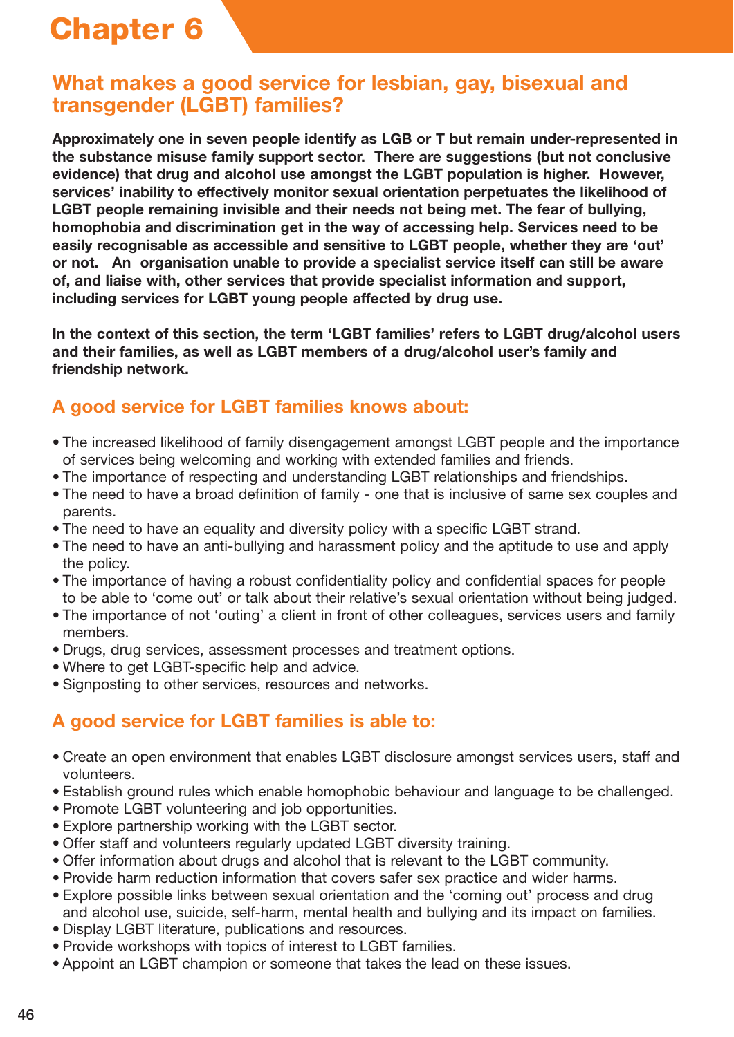# Chapter 6

## What makes a good service for lesbian, gay, bisexual and transgender (LGBT) families?

**Approximately one in seven people identify as LGB or T but remain under-represented in the substance misuse family support sector. There are suggestions (but not conclusive evidence) that drug and alcohol use amongst the LGBT population is higher. However, services' inability to effectively monitor sexual orientation perpetuates the likelihood of LGBT people remaining invisible and their needs not being met. The fear of bullying, homophobia and discrimination get in the way of accessing help. Services need to be easily recognisable as accessible and sensitive to LGBT people, whether they are 'out' or not. An organisation unable to provide a specialist service itself can still be aware of, and liaise with, other services that provide specialist information and support, including services for LGBT young people affected by drug use.**

**In the context of this section, the term 'LGBT families' refers to LGBT drug/alcohol users and their families, as well as LGBT members of a drug/alcohol user's family and friendship network.**

### A good service for LGBT families knows about:

- The increased likelihood of family disengagement amongst LGBT people and the importance of services being welcoming and working with extended families and friends.
- The importance of respecting and understanding LGBT relationships and friendships.
- The need to have a broad definition of family - one that is inclusive of same sex couples and parents.
- The need to have an equality and diversity policy with a specific LGBT strand.
- The need to have an anti-bullying and harassment policy and the aptitude to use and apply the policy.
- The importance of having a robust confidentiality policy and confidential spaces for people to be able to 'come out' or talk about their relative's sexual orientation without being judged.
- The importance of not 'outing' a client in front of other colleagues, services users and family members.
- Drugs, drug services, assessment processes and treatment options.
- Where to get LGBT-specific help and advice.
- Signposting to other services, resources and networks.

### A good service for LGBT families is able to:

- Create an open environment that enables LGBT disclosure amongst services users, staff and volunteers.
- Establish ground rules which enable homophobic behaviour and language to be challenged.
- Promote LGBT volunteering and job opportunities.
- Explore partnership working with the LGBT sector.
- Offer staff and volunteers regularly updated LGBT diversity training.
- Offer information about drugs and alcohol that is relevant to the LGBT community.
- Provide harm reduction information that covers safer sex practice and wider harms.
- Explore possible links between sexual orientation and the 'coming out' process and drug and alcohol use, suicide, self-harm, mental health and bullying and its impact on families.
- Display LGBT literature, publications and resources.
- Provide workshops with topics of interest to LGBT families.
- Appoint an LGBT champion or someone that takes the lead on these issues.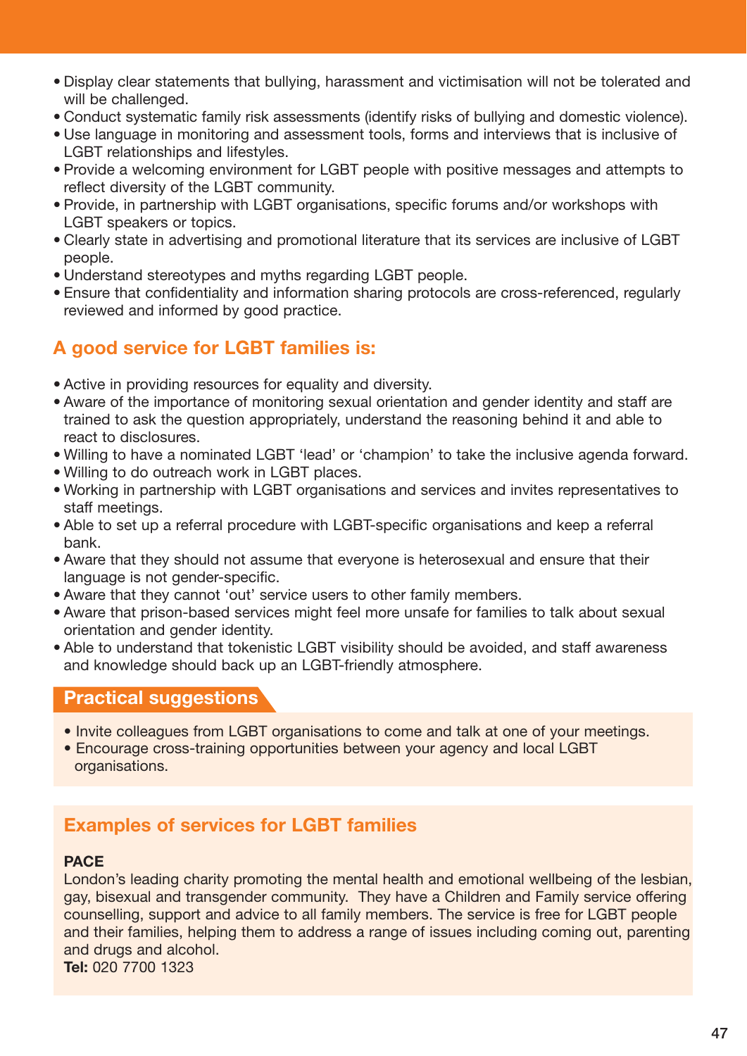- Display clear statements that bullying, harassment and victimisation will not be tolerated and will be challenged.
- Conduct systematic family risk assessments (identify risks of bullying and domestic violence).
- Use language in monitoring and assessment tools, forms and interviews that is inclusive of LGBT relationships and lifestyles.
- Provide a welcoming environment for LGBT people with positive messages and attempts to reflect diversity of the LGBT community.
- Provide, in partnership with LGBT organisations, specific forums and/or workshops with LGBT speakers or topics.
- Clearly state in advertising and promotional literature that its services are inclusive of LGBT people.
- Understand stereotypes and myths regarding LGBT people.
- Ensure that confidentiality and information sharing protocols are cross-referenced, regularly reviewed and informed by good practice.

## A good service for LGBT families is:

- Active in providing resources for equality and diversity.
- Aware of the importance of monitoring sexual orientation and gender identity and staff are trained to ask the question appropriately, understand the reasoning behind it and able to react to disclosures.
- Willing to have a nominated LGBT 'lead' or 'champion' to take the inclusive agenda forward.
- Willing to do outreach work in LGBT places.
- Working in partnership with LGBT organisations and services and invites representatives to staff meetings.
- Able to set up a referral procedure with LGBT-specific organisations and keep a referral bank.
- Aware that they should not assume that everyone is heterosexual and ensure that their language is not gender-specific.
- Aware that they cannot 'out' service users to other family members.
- Aware that prison-based services might feel more unsafe for families to talk about sexual orientation and gender identity.
- Able to understand that tokenistic LGBT visibility should be avoided, and staff awareness and knowledge should back up an LGBT-friendly atmosphere.

### Practical suggestions

- Invite colleagues from LGBT organisations to come and talk at one of your meetings.
- Encourage cross-training opportunities between your agency and local LGBT organisations.

## Examples of services for LGBT families

**PACE**
London's leading charity promoting the mental health and emotional wellbeing of the lesbian, gay, bisexual and transgender community. They have a Children and Family service offering counselling, support and advice to all family members. The service is free for LGBT people and their families, helping them to address a range of issues including coming out, parenting and drugs and alcohol.
**Tel:** 020 7700 1323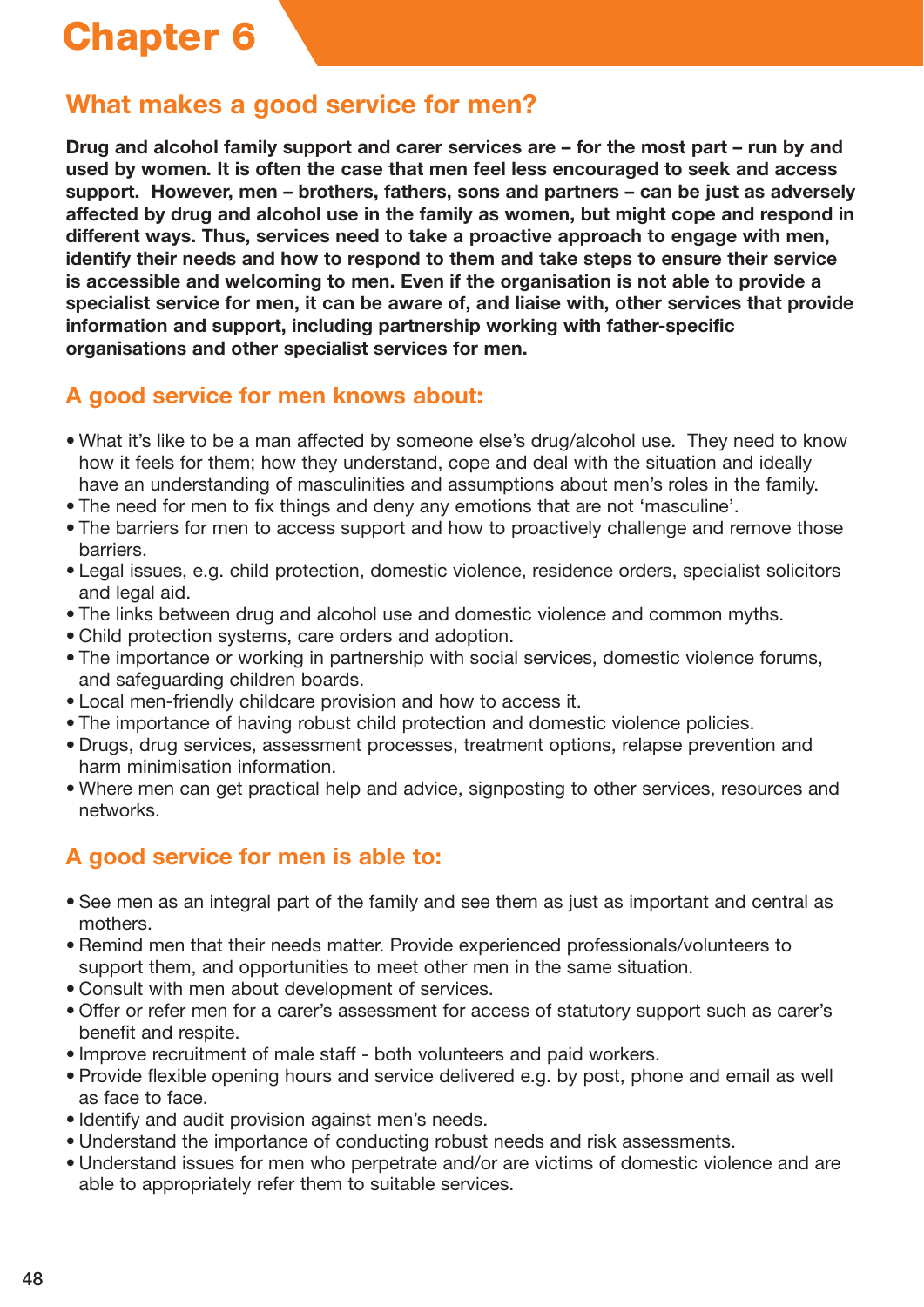# Chapter 6

## What makes a good service for men?

**Drug and alcohol family support and carer services are – for the most part – run by and used by women. It is often the case that men feel less encouraged to seek and access support. However, men – brothers, fathers, sons and partners – can be just as adversely affected by drug and alcohol use in the family as women, but might cope and respond in different ways. Thus, services need to take a proactive approach to engage with men, identify their needs and how to respond to them and take steps to ensure their service is accessible and welcoming to men. Even if the organisation is not able to provide a specialist service for men, it can be aware of, and liaise with, other services that provide information and support, including partnership working with father-specific organisations and other specialist services for men.**

### A good service for men knows about:

- What it's like to be a man affected by someone else's drug/alcohol use. They need to know how it feels for them; how they understand, cope and deal with the situation and ideally have an understanding of masculinities and assumptions about men's roles in the family.
- The need for men to fix things and deny any emotions that are not 'masculine'.
- The barriers for men to access support and how to proactively challenge and remove those barriers.
- Legal issues, e.g. child protection, domestic violence, residence orders, specialist solicitors and legal aid.
- The links between drug and alcohol use and domestic violence and common myths.
- Child protection systems, care orders and adoption.
- The importance or working in partnership with social services, domestic violence forums, and safeguarding children boards.
- Local men-friendly childcare provision and how to access it.
- The importance of having robust child protection and domestic violence policies.
- Drugs, drug services, assessment processes, treatment options, relapse prevention and harm minimisation information.
- Where men can get practical help and advice, signposting to other services, resources and networks.

### A good service for men is able to:

- See men as an integral part of the family and see them as just as important and central as mothers.
- Remind men that their needs matter. Provide experienced professionals/volunteers to support them, and opportunities to meet other men in the same situation.
- Consult with men about development of services.
- Offer or refer men for a carer's assessment for access of statutory support such as carer's benefit and respite.
- Improve recruitment of male staff - both volunteers and paid workers.
- Provide flexible opening hours and service delivered e.g. by post, phone and email as well as face to face.
- Identify and audit provision against men's needs.
- Understand the importance of conducting robust needs and risk assessments.
- Understand issues for men who perpetrate and/or are victims of domestic violence and are able to appropriately refer them to suitable services.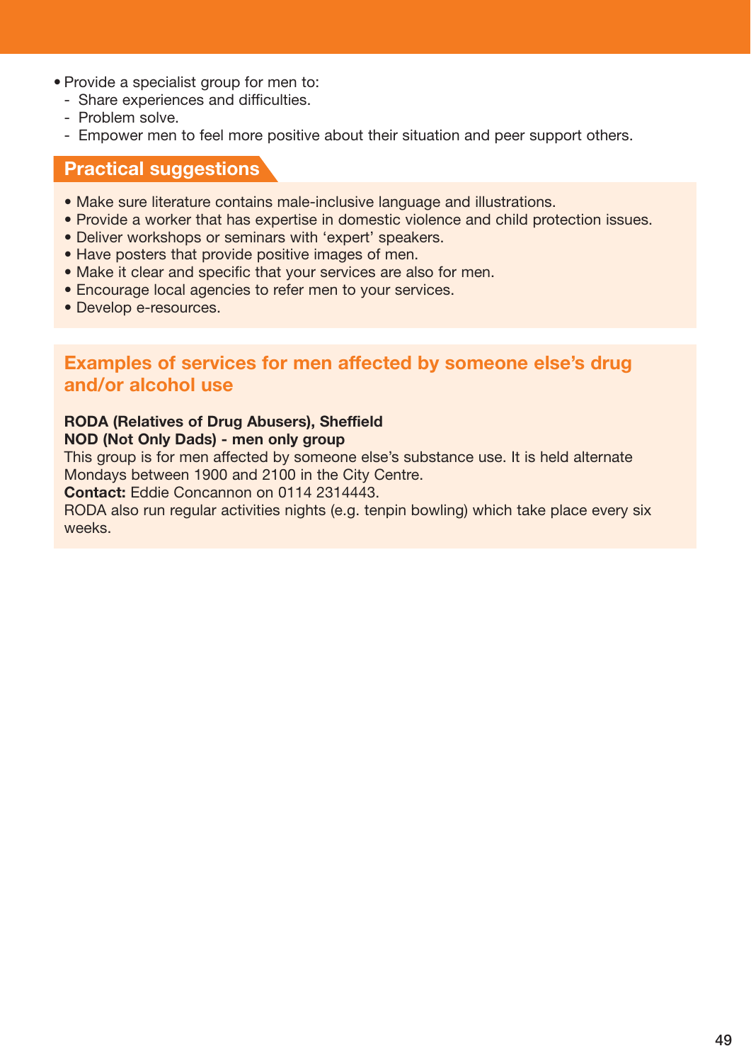- Provide a specialist group for men to:
  - Share experiences and difficulties.
  - Problem solve.
  - Empower men to feel more positive about their situation and peer support others.

## Practical suggestions

- Make sure literature contains male-inclusive language and illustrations.
- Provide a worker that has expertise in domestic violence and child protection issues.
- Deliver workshops or seminars with 'expert' speakers.
- Have posters that provide positive images of men.
- Make it clear and specific that your services are also for men.
- Encourage local agencies to refer men to your services.
- Develop e-resources.

## Examples of services for men affected by someone else's drug and/or alcohol use

**RODA (Relatives of Drug Abusers), Sheffield**
**NOD (Not Only Dads) - men only group**
This group is for men affected by someone else's substance use. It is held alternate Mondays between 1900 and 2100 in the City Centre.
**Contact:** Eddie Concannon on 0114 2314443.
RODA also run regular activities nights (e.g. tenpin bowling) which take place every six weeks.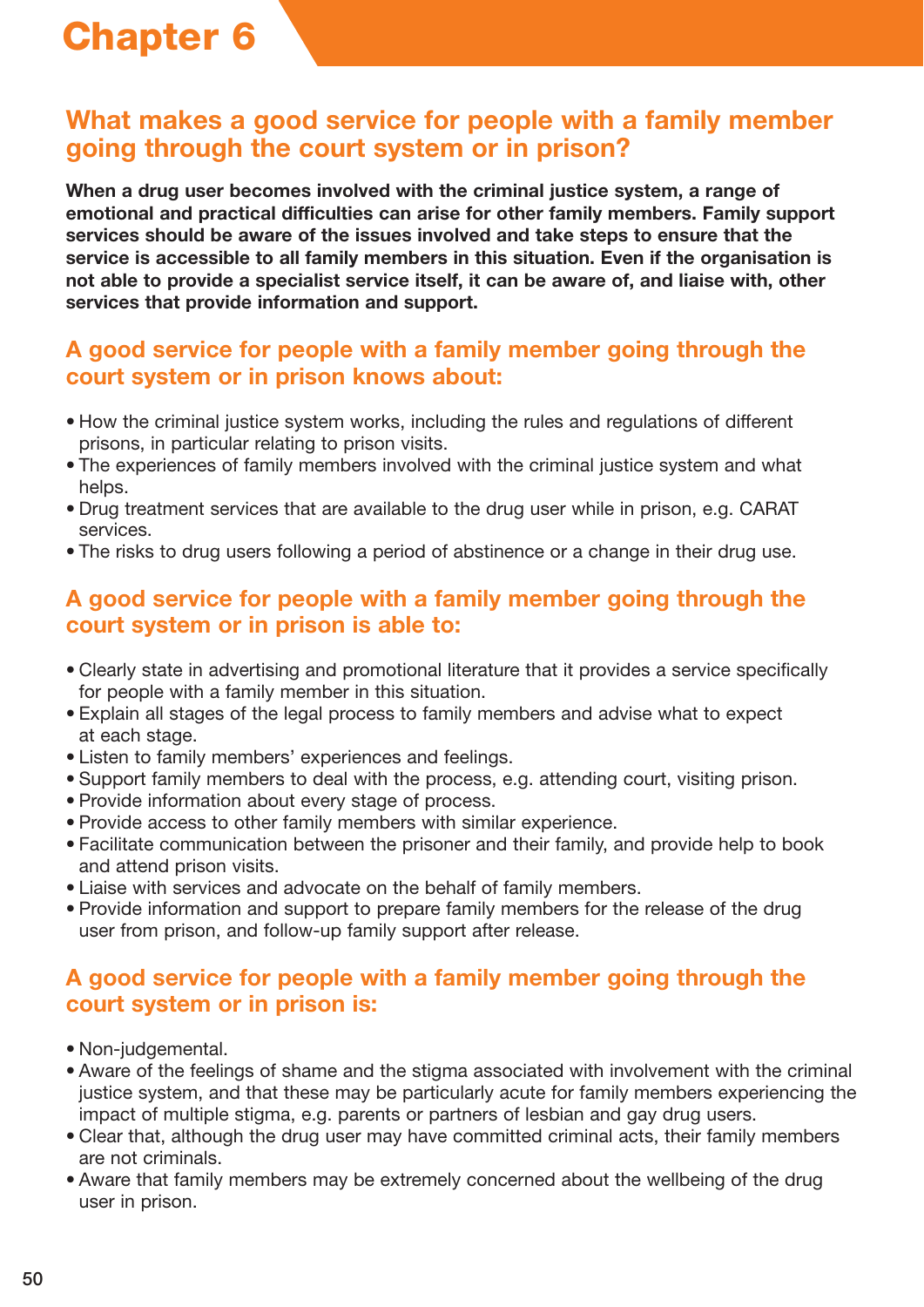# Chapter 6

## What makes a good service for people with a family member going through the court system or in prison?

**When a drug user becomes involved with the criminal justice system, a range of emotional and practical difficulties can arise for other family members. Family support services should be aware of the issues involved and take steps to ensure that the service is accessible to all family members in this situation. Even if the organisation is not able to provide a specialist service itself, it can be aware of, and liaise with, other services that provide information and support.**

### A good service for people with a family member going through the court system or in prison knows about:

- How the criminal justice system works, including the rules and regulations of different prisons, in particular relating to prison visits.
- The experiences of family members involved with the criminal justice system and what helps.
- Drug treatment services that are available to the drug user while in prison, e.g. CARAT services.
- The risks to drug users following a period of abstinence or a change in their drug use.

### A good service for people with a family member going through the court system or in prison is able to:

- Clearly state in advertising and promotional literature that it provides a service specifically for people with a family member in this situation.
- Explain all stages of the legal process to family members and advise what to expect at each stage.
- Listen to family members' experiences and feelings.
- Support family members to deal with the process, e.g. attending court, visiting prison.
- Provide information about every stage of process.
- Provide access to other family members with similar experience.
- Facilitate communication between the prisoner and their family, and provide help to book and attend prison visits.
- Liaise with services and advocate on the behalf of family members.
- Provide information and support to prepare family members for the release of the drug user from prison, and follow-up family support after release.

### A good service for people with a family member going through the court system or in prison is:

- Non-judgemental.
- Aware of the feelings of shame and the stigma associated with involvement with the criminal justice system, and that these may be particularly acute for family members experiencing the impact of multiple stigma, e.g. parents or partners of lesbian and gay drug users.
- Clear that, although the drug user may have committed criminal acts, their family members are not criminals.
- Aware that family members may be extremely concerned about the wellbeing of the drug user in prison.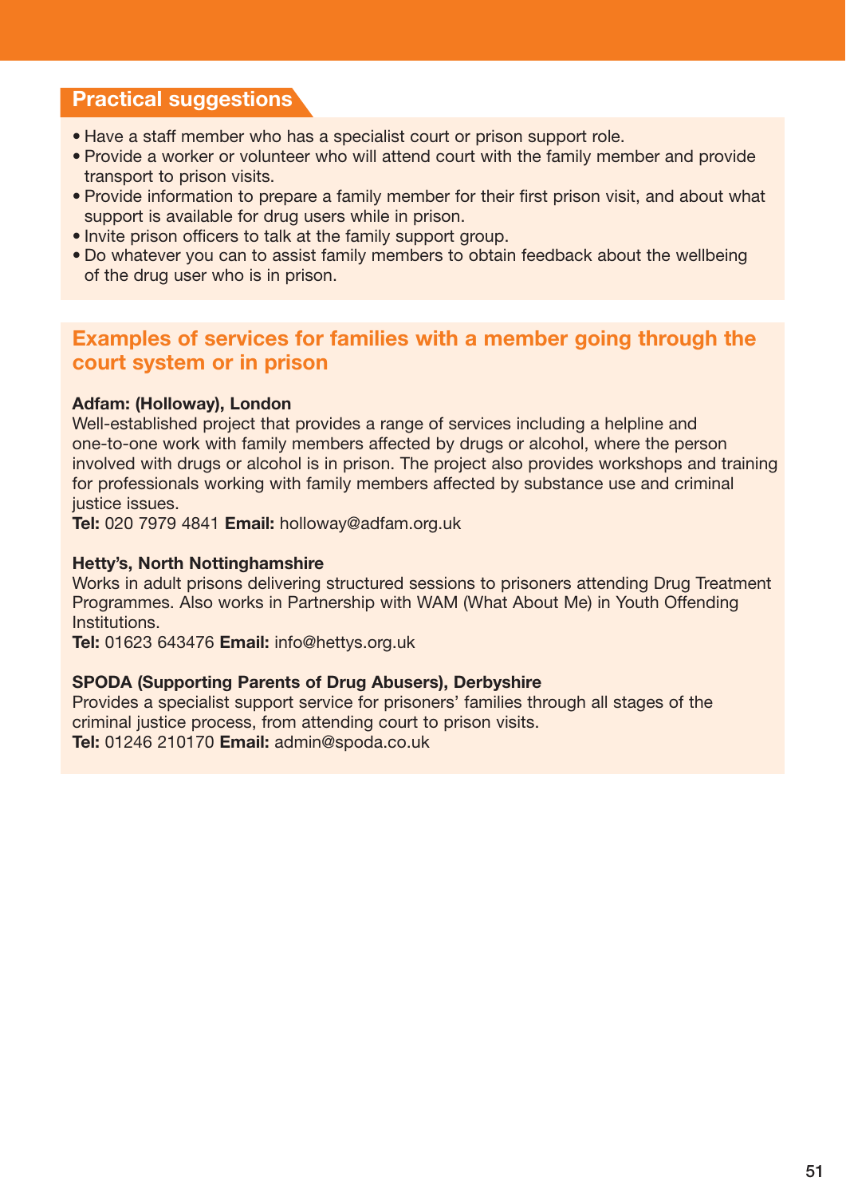## Practical suggestions

- Have a staff member who has a specialist court or prison support role.
- Provide a worker or volunteer who will attend court with the family member and provide transport to prison visits.
- Provide information to prepare a family member for their first prison visit, and about what support is available for drug users while in prison.
- Invite prison officers to talk at the family support group.
- Do whatever you can to assist family members to obtain feedback about the wellbeing of the drug user who is in prison.

## Examples of services for families with a member going through the court system or in prison

**Adfam: (Holloway), London**
Well-established project that provides a range of services including a helpline and one-to-one work with family members affected by drugs or alcohol, where the person involved with drugs or alcohol is in prison. The project also provides workshops and training for professionals working with family members affected by substance use and criminal justice issues.
**Tel:** 020 7979 4841 **Email:** holloway@adfam.org.uk

**Hetty's, North Nottinghamshire**
Works in adult prisons delivering structured sessions to prisoners attending Drug Treatment Programmes. Also works in Partnership with WAM (What About Me) in Youth Offending Institutions.
**Tel:** 01623 643476 **Email:** info@hettys.org.uk

**SPODA (Supporting Parents of Drug Abusers), Derbyshire**
Provides a specialist support service for prisoners' families through all stages of the criminal justice process, from attending court to prison visits.
**Tel:** 01246 210170 **Email:** admin@spoda.co.uk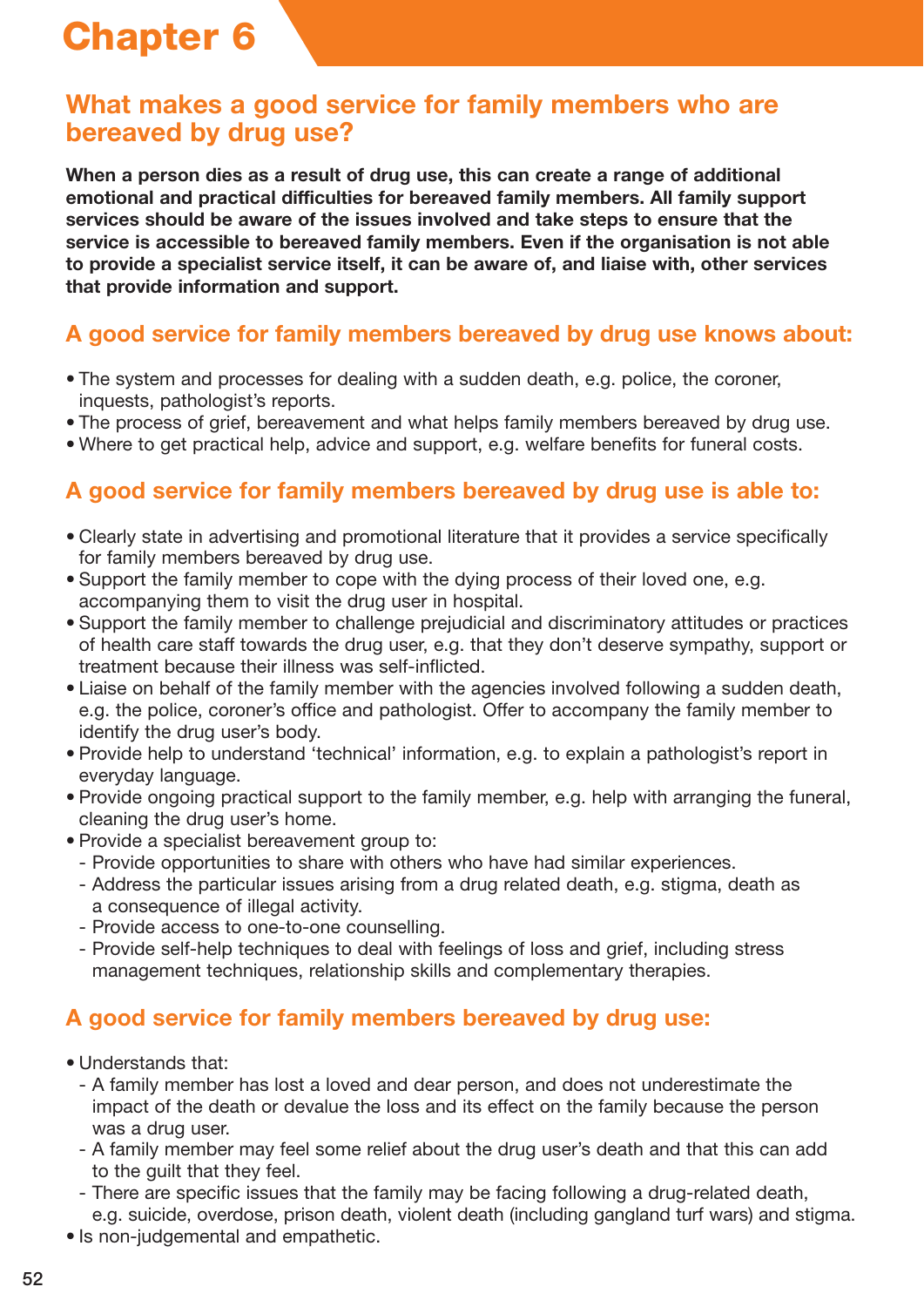# Chapter 6

## What makes a good service for family members who are bereaved by drug use?

**When a person dies as a result of drug use, this can create a range of additional emotional and practical difficulties for bereaved family members. All family support services should be aware of the issues involved and take steps to ensure that the service is accessible to bereaved family members. Even if the organisation is not able to provide a specialist service itself, it can be aware of, and liaise with, other services that provide information and support.**

### A good service for family members bereaved by drug use knows about:

- The system and processes for dealing with a sudden death, e.g. police, the coroner, inquests, pathologist's reports.
- The process of grief, bereavement and what helps family members bereaved by drug use.
- Where to get practical help, advice and support, e.g. welfare benefits for funeral costs.

### A good service for family members bereaved by drug use is able to:

- Clearly state in advertising and promotional literature that it provides a service specifically for family members bereaved by drug use.
- Support the family member to cope with the dying process of their loved one, e.g. accompanying them to visit the drug user in hospital.
- Support the family member to challenge prejudicial and discriminatory attitudes or practices of health care staff towards the drug user, e.g. that they don't deserve sympathy, support or treatment because their illness was self-inflicted.
- Liaise on behalf of the family member with the agencies involved following a sudden death, e.g. the police, coroner's office and pathologist. Offer to accompany the family member to identify the drug user's body.
- Provide help to understand 'technical' information, e.g. to explain a pathologist's report in everyday language.
- Provide ongoing practical support to the family member, e.g. help with arranging the funeral, cleaning the drug user's home.
- Provide a specialist bereavement group to:
  - Provide opportunities to share with others who have had similar experiences.
  - Address the particular issues arising from a drug related death, e.g. stigma, death as a consequence of illegal activity.
  - Provide access to one-to-one counselling.
  - Provide self-help techniques to deal with feelings of loss and grief, including stress management techniques, relationship skills and complementary therapies.

### A good service for family members bereaved by drug use:

- Understands that:
  - A family member has lost a loved and dear person, and does not underestimate the impact of the death or devalue the loss and its effect on the family because the person was a drug user.
  - A family member may feel some relief about the drug user's death and that this can add to the guilt that they feel.
  - There are specific issues that the family may be facing following a drug-related death, e.g. suicide, overdose, prison death, violent death (including gangland turf wars) and stigma.
- Is non-judgemental and empathetic.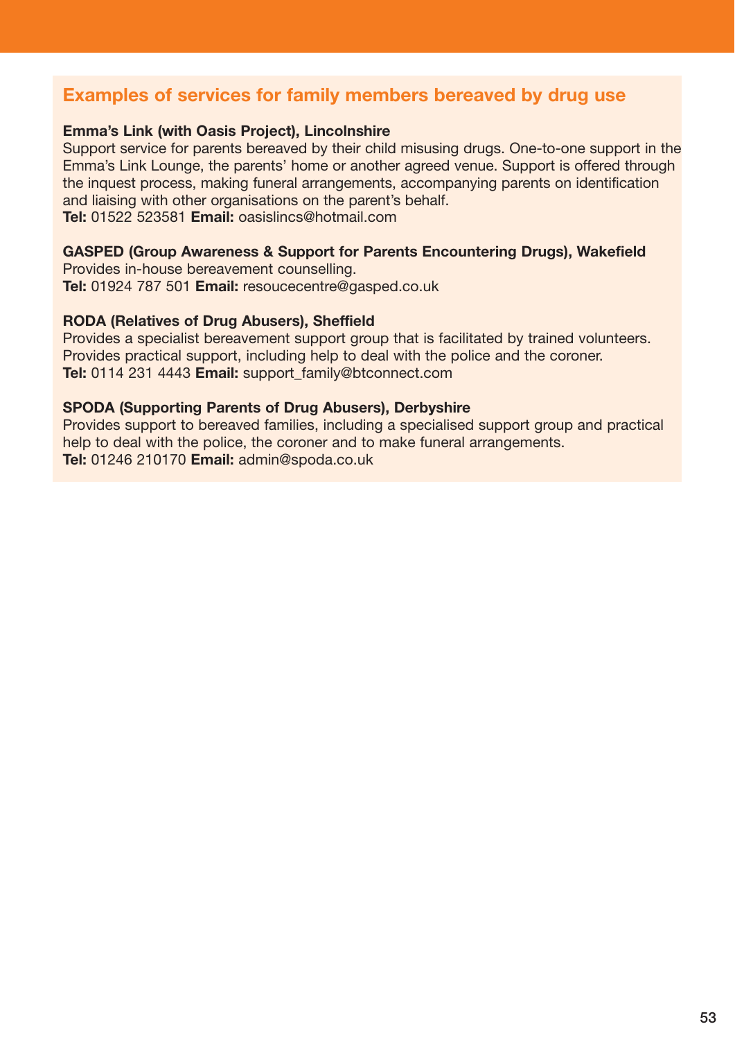## Examples of services for family members bereaved by drug use

**Emma's Link (with Oasis Project), Lincolnshire**
Support service for parents bereaved by their child misusing drugs. One-to-one support in the Emma's Link Lounge, the parents' home or another agreed venue. Support is offered through the inquest process, making funeral arrangements, accompanying parents on identification and liaising with other organisations on the parent's behalf.
**Tel:** 01522 523581 **Email:** oasislincs@hotmail.com

**GASPED (Group Awareness & Support for Parents Encountering Drugs), Wakefield**
Provides in-house bereavement counselling.
**Tel:** 01924 787 501 **Email:** resoucecentre@gasped.co.uk

**RODA (Relatives of Drug Abusers), Sheffield**
Provides a specialist bereavement support group that is facilitated by trained volunteers. Provides practical support, including help to deal with the police and the coroner.
**Tel:** 0114 231 4443 **Email:** support_family@btconnect.com

**SPODA (Supporting Parents of Drug Abusers), Derbyshire**
Provides support to bereaved families, including a specialised support group and practical help to deal with the police, the coroner and to make funeral arrangements.
**Tel:** 01246 210170 **Email:** admin@spoda.co.uk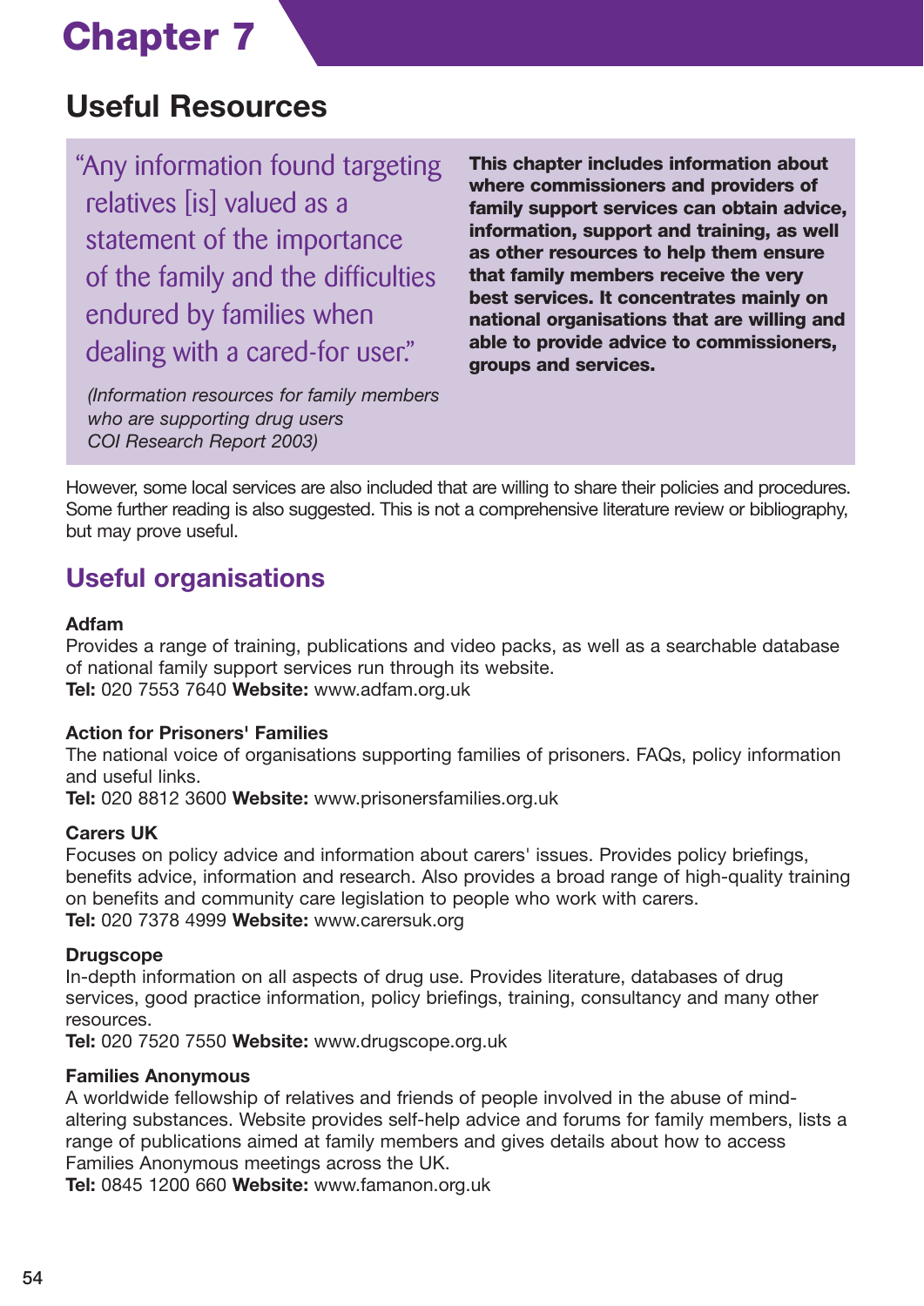# Chapter 7

## Useful Resources

> "Any information found targeting relatives [is] valued as a statement of the importance of the family and the difficulties endured by families when dealing with a cared-for user."
>
> *(Information resources for family members who are supporting drug users COI Research Report 2003)*

**This chapter includes information about where commissioners and providers of family support services can obtain advice, information, support and training, as well as other resources to help them ensure that family members receive the very best services. It concentrates mainly on national organisations that are willing and able to provide advice to commissioners, groups and services.**

However, some local services are also included that are willing to share their policies and procedures. Some further reading is also suggested. This is not a comprehensive literature review or bibliography, but may prove useful.

## Useful organisations

**Adfam**
Provides a range of training, publications and video packs, as well as a searchable database of national family support services run through its website.
**Tel:** 020 7553 7640 **Website:** www.adfam.org.uk

**Action for Prisoners' Families**
The national voice of organisations supporting families of prisoners. FAQs, policy information and useful links.
**Tel:** 020 8812 3600 **Website:** www.prisonersfamilies.org.uk

**Carers UK**
Focuses on policy advice and information about carers' issues. Provides policy briefings, benefits advice, information and research. Also provides a broad range of high-quality training on benefits and community care legislation to people who work with carers.
**Tel:** 020 7378 4999 **Website:** www.carersuk.org

**Drugscope**
In-depth information on all aspects of drug use. Provides literature, databases of drug services, good practice information, policy briefings, training, consultancy and many other resources.
**Tel:** 020 7520 7550 **Website:** www.drugscope.org.uk

**Families Anonymous**
A worldwide fellowship of relatives and friends of people involved in the abuse of mind-altering substances. Website provides self-help advice and forums for family members, lists a range of publications aimed at family members and gives details about how to access Families Anonymous meetings across the UK.
**Tel:** 0845 1200 660 **Website:** www.famanon.org.uk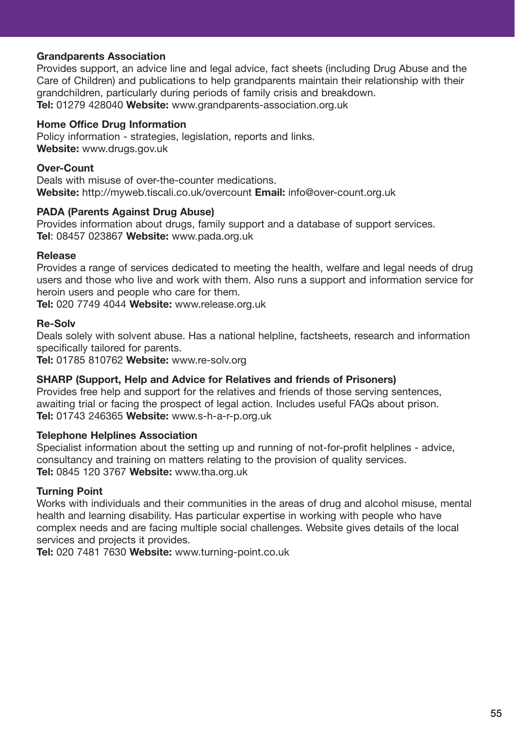**Grandparents Association**
Provides support, an advice line and legal advice, fact sheets (including Drug Abuse and the Care of Children) and publications to help grandparents maintain their relationship with their grandchildren, particularly during periods of family crisis and breakdown.
**Tel:** 01279 428040 **Website:** www.grandparents-association.org.uk

**Home Office Drug Information**
Policy information - strategies, legislation, reports and links.
**Website:** www.drugs.gov.uk

**Over-Count**
Deals with misuse of over-the-counter medications.
**Website:** http://myweb.tiscali.co.uk/overcount **Email:** info@over-count.org.uk

**PADA (Parents Against Drug Abuse)**
Provides information about drugs, family support and a database of support services.
**Tel**: 08457 023867 **Website:** www.pada.org.uk

**Release**
Provides a range of services dedicated to meeting the health, welfare and legal needs of drug users and those who live and work with them. Also runs a support and information service for heroin users and people who care for them.
**Tel:** 020 7749 4044 **Website:** www.release.org.uk

**Re-Solv**
Deals solely with solvent abuse. Has a national helpline, factsheets, research and information specifically tailored for parents.
**Tel:** 01785 810762 **Website:** www.re-solv.org

**SHARP (Support, Help and Advice for Relatives and friends of Prisoners)**
Provides free help and support for the relatives and friends of those serving sentences, awaiting trial or facing the prospect of legal action. Includes useful FAQs about prison.
**Tel:** 01743 246365 **Website:** www.s-h-a-r-p.org.uk

**Telephone Helplines Association**
Specialist information about the setting up and running of not-for-profit helplines - advice, consultancy and training on matters relating to the provision of quality services.
**Tel:** 0845 120 3767 **Website:** www.tha.org.uk

**Turning Point**
Works with individuals and their communities in the areas of drug and alcohol misuse, mental health and learning disability. Has particular expertise in working with people who have complex needs and are facing multiple social challenges. Website gives details of the local services and projects it provides.
**Tel:** 020 7481 7630 **Website:** www.turning-point.co.uk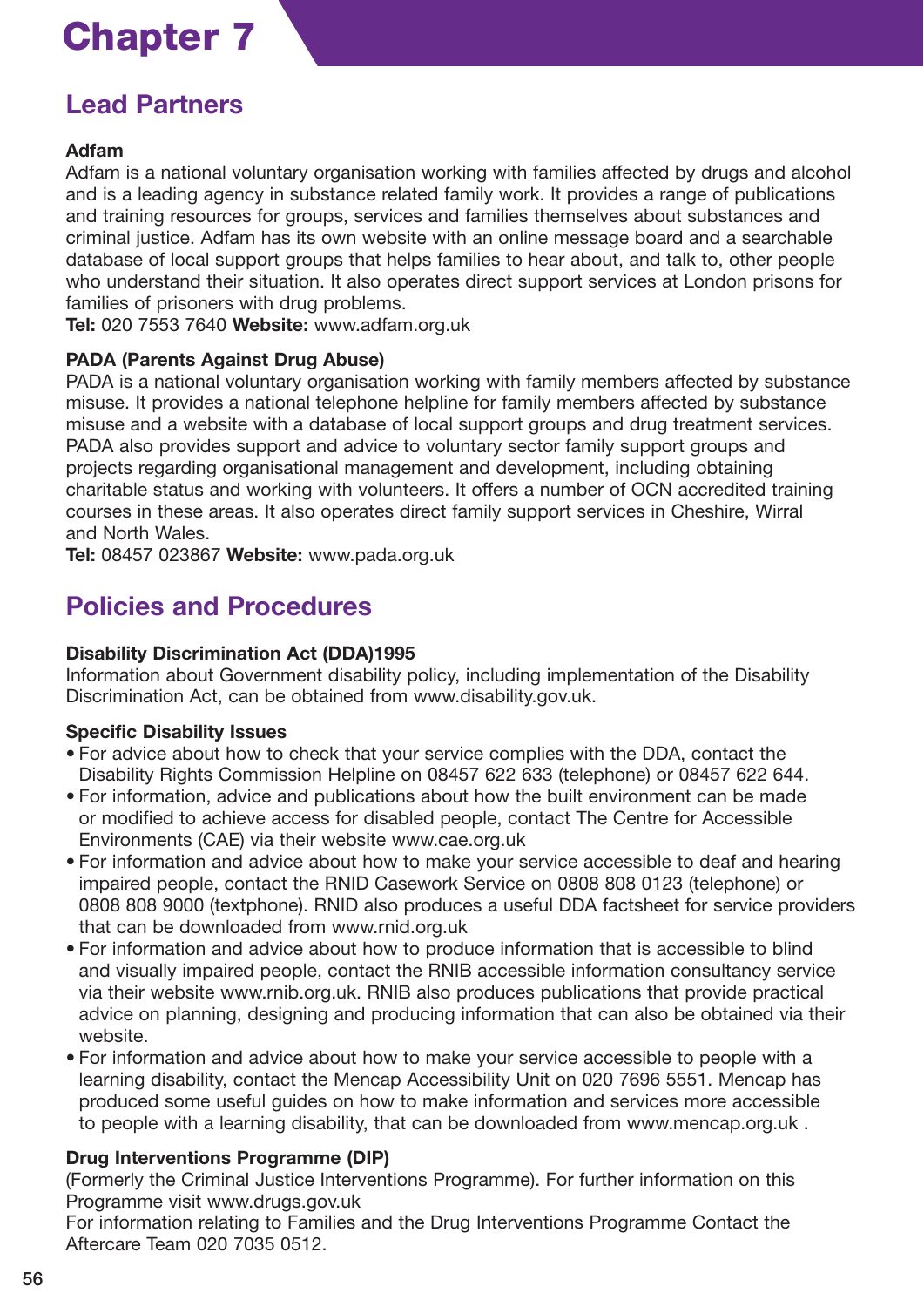# Chapter 7

## Lead Partners

**Adfam**
Adfam is a national voluntary organisation working with families affected by drugs and alcohol and is a leading agency in substance related family work. It provides a range of publications and training resources for groups, services and families themselves about substances and criminal justice. Adfam has its own website with an online message board and a searchable database of local support groups that helps families to hear about, and talk to, other people who understand their situation. It also operates direct support services at London prisons for families of prisoners with drug problems.
**Tel:** 020 7553 7640 **Website:** www.adfam.org.uk

**PADA (Parents Against Drug Abuse)**
PADA is a national voluntary organisation working with family members affected by substance misuse. It provides a national telephone helpline for family members affected by substance misuse and a website with a database of local support groups and drug treatment services. PADA also provides support and advice to voluntary sector family support groups and projects regarding organisational management and development, including obtaining charitable status and working with volunteers. It offers a number of OCN accredited training courses in these areas. It also operates direct family support services in Cheshire, Wirral and North Wales.
**Tel:** 08457 023867 **Website:** www.pada.org.uk

## Policies and Procedures

**Disability Discrimination Act (DDA)1995**
Information about Government disability policy, including implementation of the Disability Discrimination Act, can be obtained from www.disability.gov.uk.

**Specific Disability Issues**

- For advice about how to check that your service complies with the DDA, contact the Disability Rights Commission Helpline on 08457 622 633 (telephone) or 08457 622 644.
- For information, advice and publications about how the built environment can be made or modified to achieve access for disabled people, contact The Centre for Accessible Environments (CAE) via their website www.cae.org.uk
- For information and advice about how to make your service accessible to deaf and hearing impaired people, contact the RNID Casework Service on 0808 808 0123 (telephone) or 0808 808 9000 (textphone). RNID also produces a useful DDA factsheet for service providers that can be downloaded from www.rnid.org.uk
- For information and advice about how to produce information that is accessible to blind and visually impaired people, contact the RNIB accessible information consultancy service via their website www.rnib.org.uk. RNIB also produces publications that provide practical advice on planning, designing and producing information that can also be obtained via their website.
- For information and advice about how to make your service accessible to people with a learning disability, contact the Mencap Accessibility Unit on 020 7696 5551. Mencap has produced some useful guides on how to make information and services more accessible to people with a learning disability, that can be downloaded from www.mencap.org.uk .

**Drug Interventions Programme (DIP)**
(Formerly the Criminal Justice Interventions Programme). For further information on this Programme visit www.drugs.gov.uk
For information relating to Families and the Drug Interventions Programme Contact the Aftercare Team 020 7035 0512.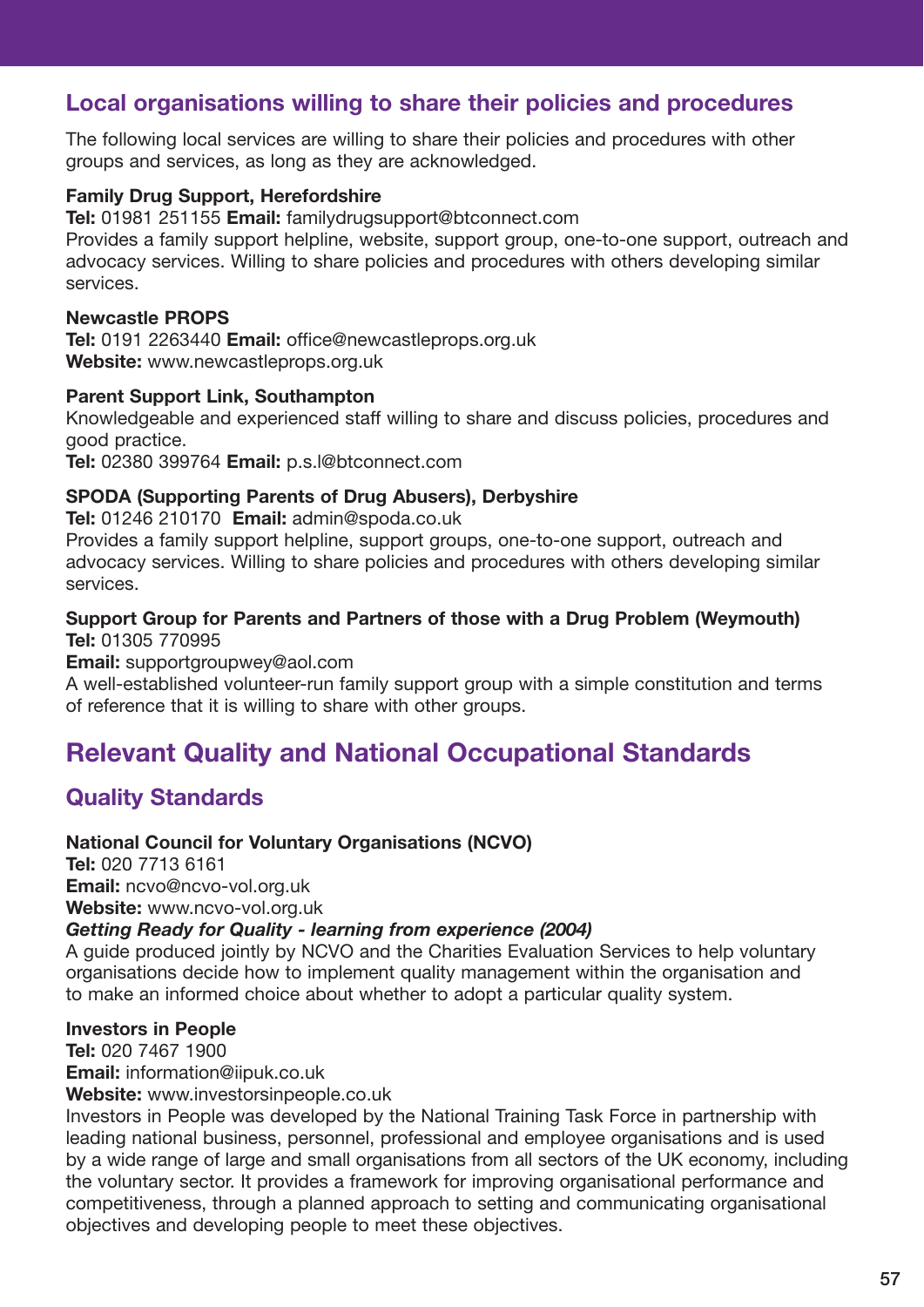## Local organisations willing to share their policies and procedures

The following local services are willing to share their policies and procedures with other groups and services, as long as they are acknowledged.

**Family Drug Support, Herefordshire**
**Tel:** 01981 251155 **Email:** familydrugsupport@btconnect.com
Provides a family support helpline, website, support group, one-to-one support, outreach and advocacy services. Willing to share policies and procedures with others developing similar services.

**Newcastle PROPS**
**Tel:** 0191 2263440 **Email:** office@newcastleprops.org.uk
**Website:** www.newcastleprops.org.uk

**Parent Support Link, Southampton**
Knowledgeable and experienced staff willing to share and discuss policies, procedures and good practice.
**Tel:** 02380 399764 **Email:** p.s.l@btconnect.com

**SPODA (Supporting Parents of Drug Abusers), Derbyshire**
**Tel:** 01246 210170 **Email:** admin@spoda.co.uk
Provides a family support helpline, support groups, one-to-one support, outreach and advocacy services. Willing to share policies and procedures with others developing similar services.

**Support Group for Parents and Partners of those with a Drug Problem (Weymouth)**
**Tel:** 01305 770995
**Email:** supportgroupwey@aol.com
A well-established volunteer-run family support group with a simple constitution and terms of reference that it is willing to share with other groups.

# Relevant Quality and National Occupational Standards

## Quality Standards

**National Council for Voluntary Organisations (NCVO)**
**Tel:** 020 7713 6161
**Email:** ncvo@ncvo-vol.org.uk
**Website:** www.ncvo-vol.org.uk
***Getting Ready for Quality - learning from experience (2004)***
A guide produced jointly by NCVO and the Charities Evaluation Services to help voluntary organisations decide how to implement quality management within the organisation and to make an informed choice about whether to adopt a particular quality system.

**Investors in People**
**Tel:** 020 7467 1900
**Email:** information@iipuk.co.uk
**Website:** www.investorsinpeople.co.uk
Investors in People was developed by the National Training Task Force in partnership with leading national business, personnel, professional and employee organisations and is used by a wide range of large and small organisations from all sectors of the UK economy, including the voluntary sector. It provides a framework for improving organisational performance and competitiveness, through a planned approach to setting and communicating organisational objectives and developing people to meet these objectives.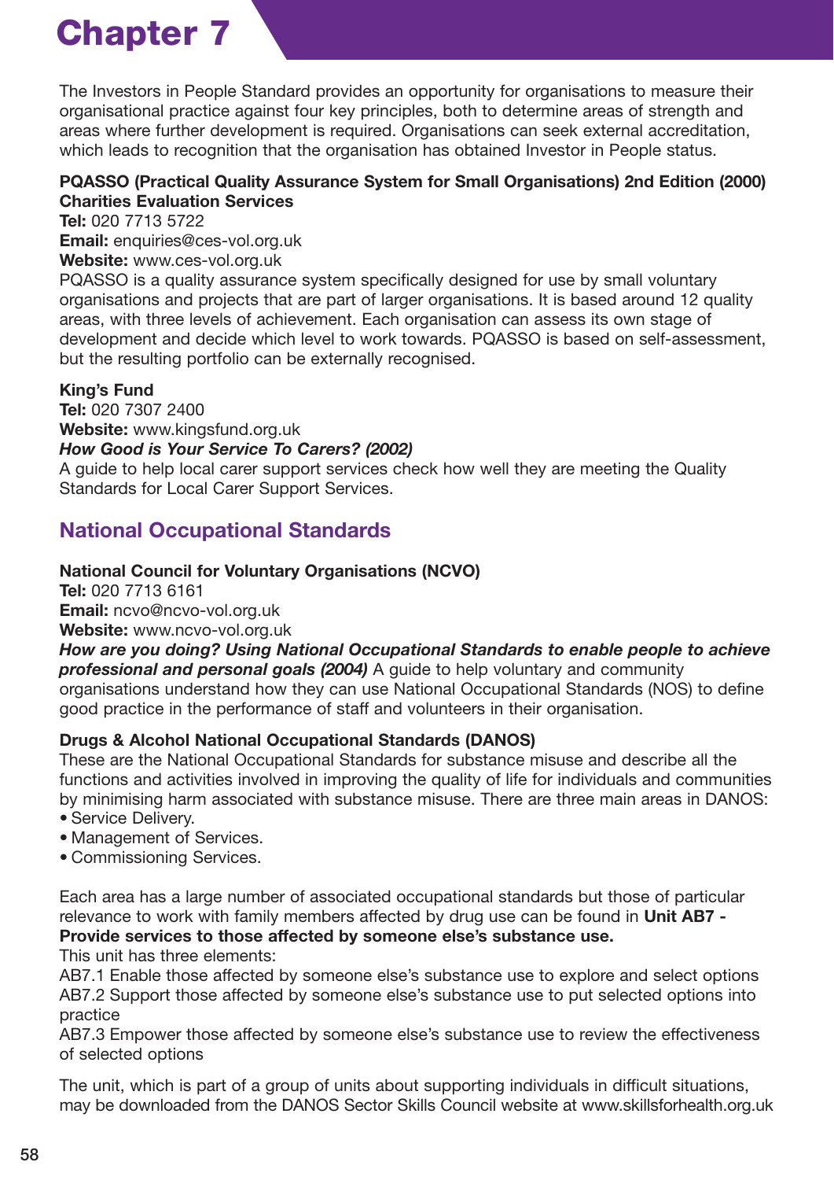# Chapter 7

The Investors in People Standard provides an opportunity for organisations to measure their organisational practice against four key principles, both to determine areas of strength and areas where further development is required. Organisations can seek external accreditation, which leads to recognition that the organisation has obtained Investor in People status.

**PQASSO (Practical Quality Assurance System for Small Organisations) 2nd Edition (2000)**
**Charities Evaluation Services**
**Tel:** 020 7713 5722
**Email:** enquiries@ces-vol.org.uk
**Website:** www.ces-vol.org.uk
PQASSO is a quality assurance system specifically designed for use by small voluntary organisations and projects that are part of larger organisations. It is based around 12 quality areas, with three levels of achievement. Each organisation can assess its own stage of development and decide which level to work towards. PQASSO is based on self-assessment, but the resulting portfolio can be externally recognised.

**King's Fund**
**Tel:** 020 7307 2400
**Website:** www.kingsfund.org.uk
***How Good is Your Service To Carers? (2002)***
A guide to help local carer support services check how well they are meeting the Quality Standards for Local Carer Support Services.

## National Occupational Standards

**National Council for Voluntary Organisations (NCVO)**
**Tel:** 020 7713 6161
**Email:** ncvo@ncvo-vol.org.uk
**Website:** www.ncvo-vol.org.uk
***How are you doing? Using National Occupational Standards to enable people to achieve professional and personal goals (2004)*** A guide to help voluntary and community organisations understand how they can use National Occupational Standards (NOS) to define good practice in the performance of staff and volunteers in their organisation.

**Drugs & Alcohol National Occupational Standards (DANOS)**
These are the National Occupational Standards for substance misuse and describe all the functions and activities involved in improving the quality of life for individuals and communities by minimising harm associated with substance misuse. There are three main areas in DANOS:

- Service Delivery.
- Management of Services.
- Commissioning Services.

Each area has a large number of associated occupational standards but those of particular relevance to work with family members affected by drug use can be found in **Unit AB7 - Provide services to those affected by someone else's substance use.**
This unit has three elements:
AB7.1 Enable those affected by someone else's substance use to explore and select options
AB7.2 Support those affected by someone else's substance use to put selected options into practice
AB7.3 Empower those affected by someone else's substance use to review the effectiveness of selected options

The unit, which is part of a group of units about supporting individuals in difficult situations, may be downloaded from the DANOS Sector Skills Council website at www.skillsforhealth.org.uk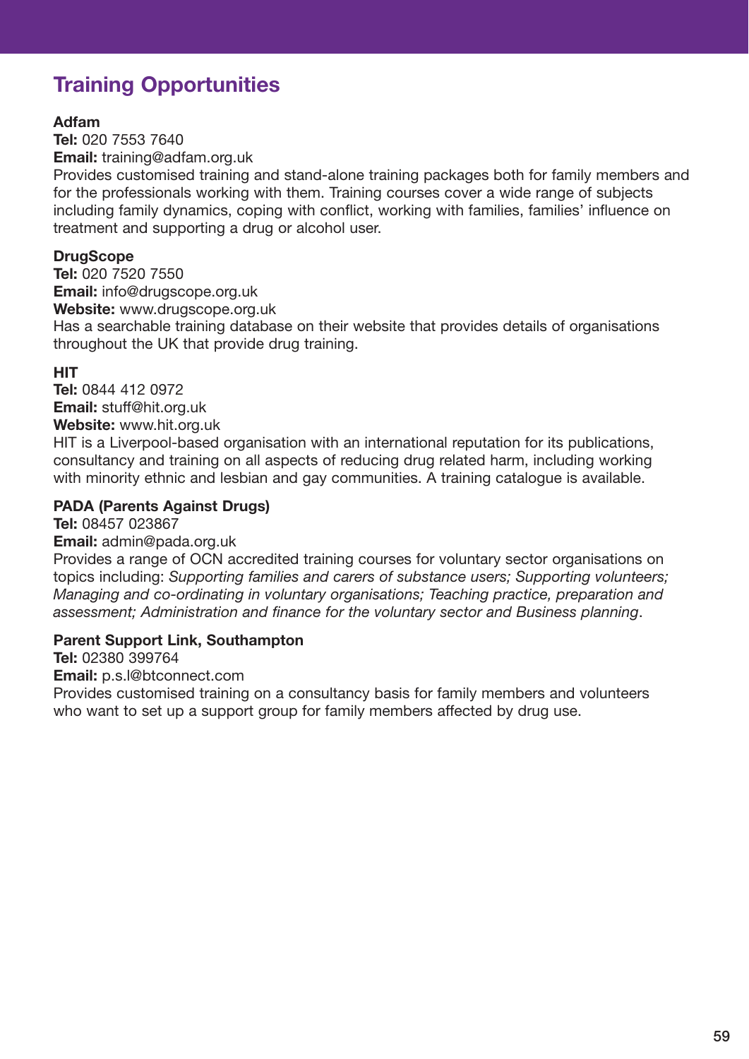## Training Opportunities

**Adfam**
**Tel:** 020 7553 7640
**Email:** training@adfam.org.uk
Provides customised training and stand-alone training packages both for family members and for the professionals working with them. Training courses cover a wide range of subjects including family dynamics, coping with conflict, working with families, families' influence on treatment and supporting a drug or alcohol user.

**DrugScope**
**Tel:** 020 7520 7550
**Email:** info@drugscope.org.uk
**Website:** www.drugscope.org.uk
Has a searchable training database on their website that provides details of organisations throughout the UK that provide drug training.

**HIT**
**Tel:** 0844 412 0972
**Email:** stuff@hit.org.uk
**Website:** www.hit.org.uk
HIT is a Liverpool-based organisation with an international reputation for its publications, consultancy and training on all aspects of reducing drug related harm, including working with minority ethnic and lesbian and gay communities. A training catalogue is available.

**PADA (Parents Against Drugs)**
**Tel:** 08457 023867
**Email:** admin@pada.org.uk
Provides a range of OCN accredited training courses for voluntary sector organisations on topics including: *Supporting families and carers of substance users; Supporting volunteers; Managing and co-ordinating in voluntary organisations; Teaching practice, preparation and assessment; Administration and finance for the voluntary sector and Business planning*.

**Parent Support Link, Southampton**
**Tel:** 02380 399764
**Email:** p.s.l@btconnect.com
Provides customised training on a consultancy basis for family members and volunteers who want to set up a support group for family members affected by drug use.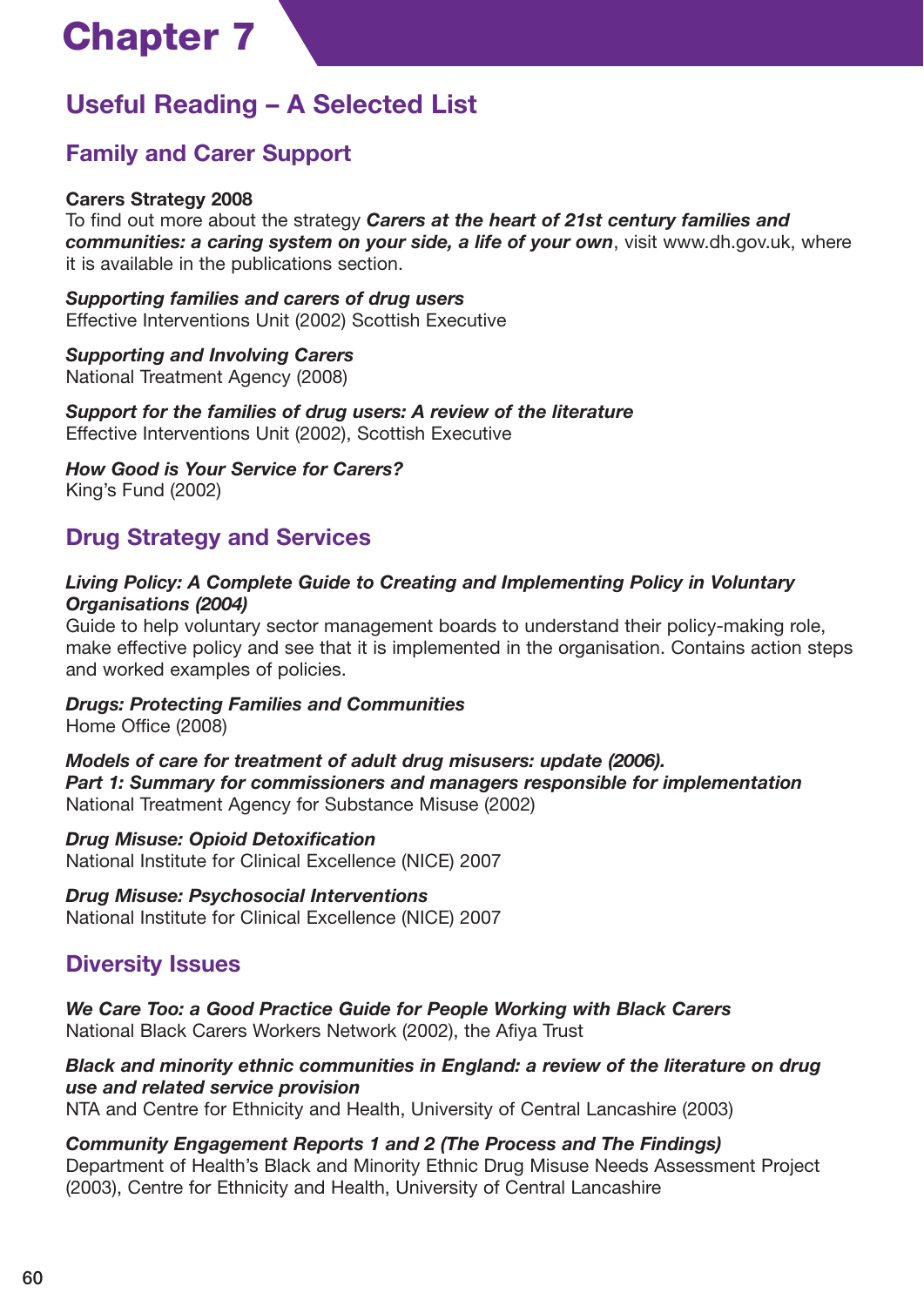# Chapter 7

## Useful Reading – A Selected List

### Family and Carer Support

**Carers Strategy 2008**
To find out more about the strategy ***Carers at the heart of 21st century families and communities: a caring system on your side, a life of your own***, visit www.dh.gov.uk, where it is available in the publications section.

***Supporting families and carers of drug users***
Effective Interventions Unit (2002) Scottish Executive

***Supporting and Involving Carers***
National Treatment Agency (2008)

***Support for the families of drug users: A review of the literature***
Effective Interventions Unit (2002), Scottish Executive

***How Good is Your Service for Carers?***
King's Fund (2002)

### Drug Strategy and Services

***Living Policy: A Complete Guide to Creating and Implementing Policy in Voluntary Organisations (2004)***
Guide to help voluntary sector management boards to understand their policy-making role, make effective policy and see that it is implemented in the organisation. Contains action steps and worked examples of policies.

***Drugs: Protecting Families and Communities***
Home Office (2008)

***Models of care for treatment of adult drug misusers: update (2006). Part 1: Summary for commissioners and managers responsible for implementation***
National Treatment Agency for Substance Misuse (2002)

***Drug Misuse: Opioid Detoxification***
National Institute for Clinical Excellence (NICE) 2007

***Drug Misuse: Psychosocial Interventions***
National Institute for Clinical Excellence (NICE) 2007

### Diversity Issues

***We Care Too: a Good Practice Guide for People Working with Black Carers***
National Black Carers Workers Network (2002), the Afiya Trust

***Black and minority ethnic communities in England: a review of the literature on drug use and related service provision***
NTA and Centre for Ethnicity and Health, University of Central Lancashire (2003)

***Community Engagement Reports 1 and 2 (The Process and The Findings)***
Department of Health's Black and Minority Ethnic Drug Misuse Needs Assessment Project (2003), Centre for Ethnicity and Health, University of Central Lancashire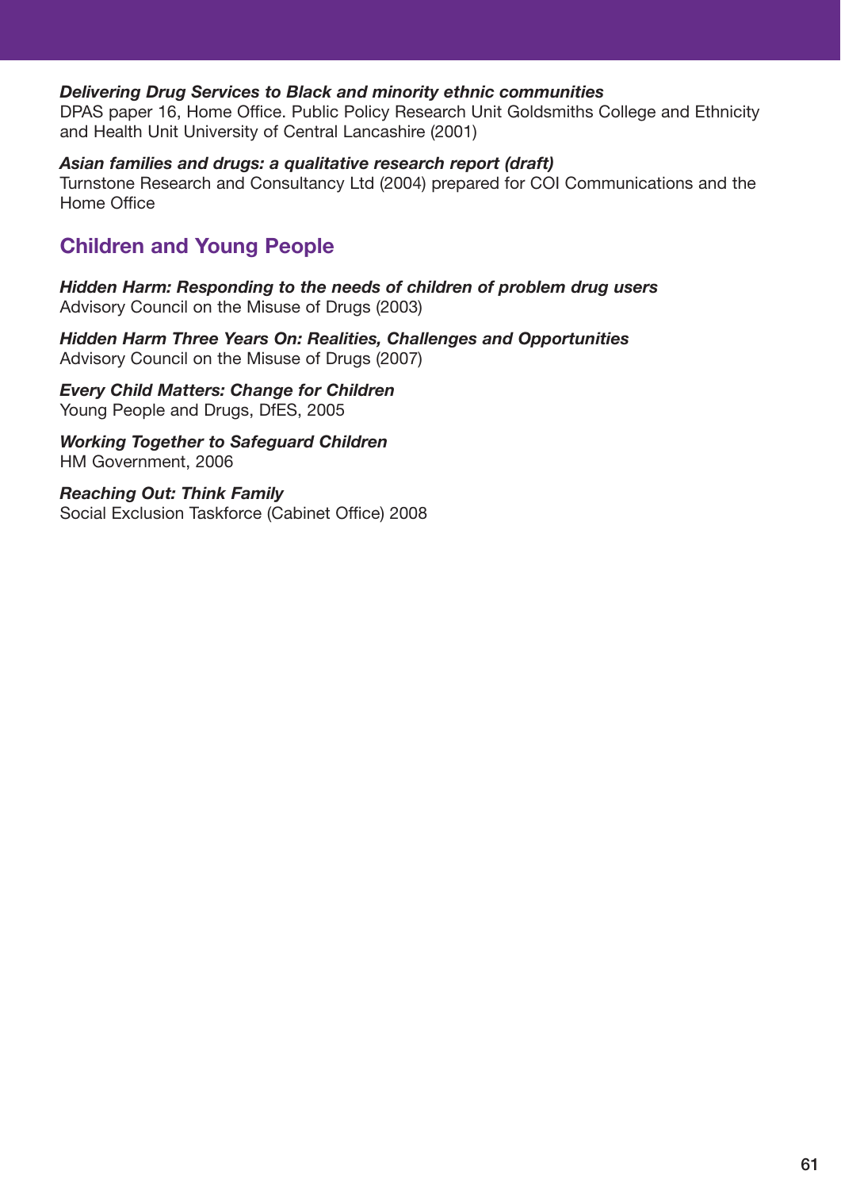***Delivering Drug Services to Black and minority ethnic communities***
DPAS paper 16, Home Office. Public Policy Research Unit Goldsmiths College and Ethnicity and Health Unit University of Central Lancashire (2001)

***Asian families and drugs: a qualitative research report (draft)***
Turnstone Research and Consultancy Ltd (2004) prepared for COI Communications and the Home Office

## Children and Young People

***Hidden Harm: Responding to the needs of children of problem drug users***
Advisory Council on the Misuse of Drugs (2003)

***Hidden Harm Three Years On: Realities, Challenges and Opportunities***
Advisory Council on the Misuse of Drugs (2007)

***Every Child Matters: Change for Children***
Young People and Drugs, DfES, 2005

***Working Together to Safeguard Children***
HM Government, 2006

***Reaching Out: Think Family***
Social Exclusion Taskforce (Cabinet Office) 2008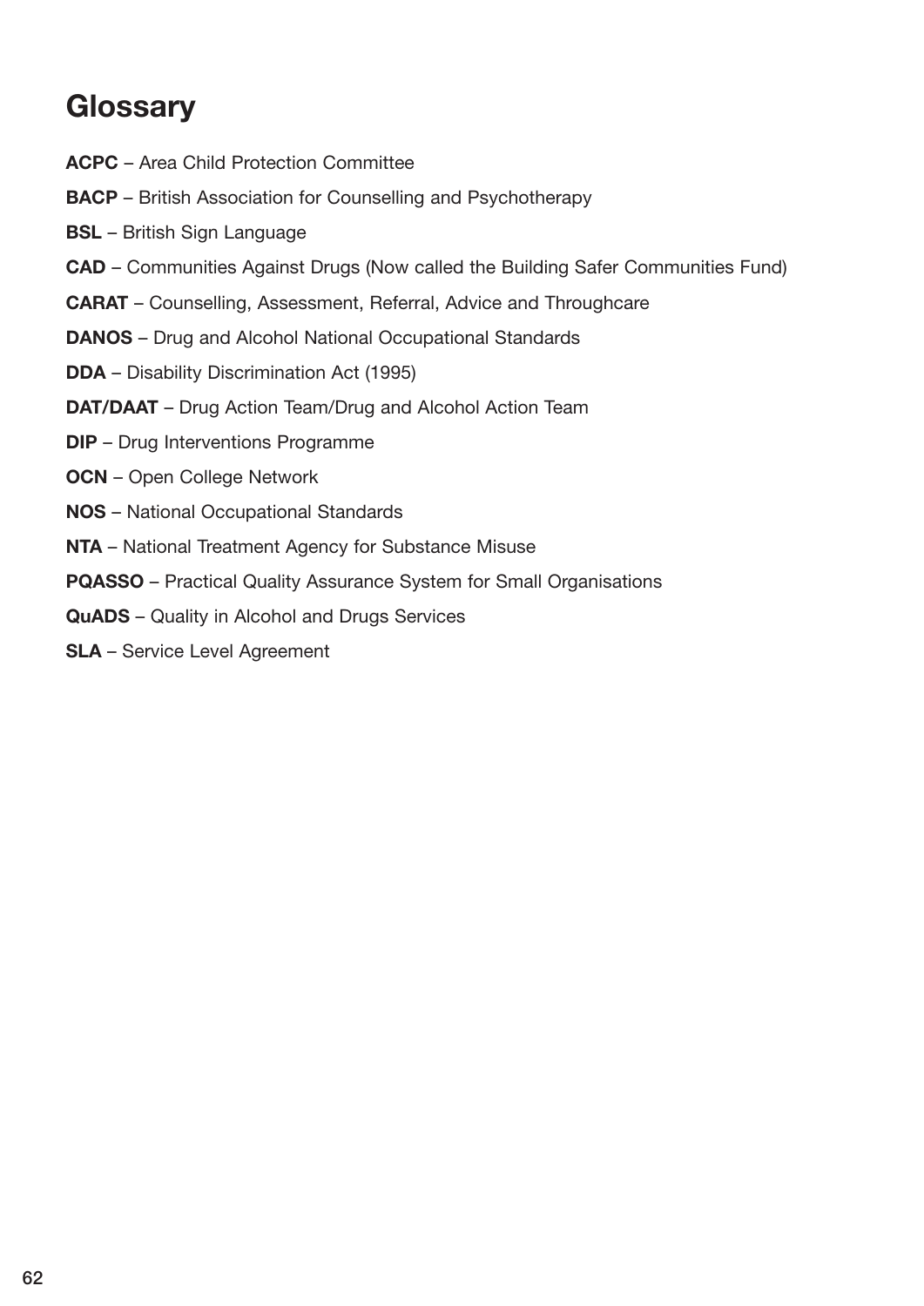# Glossary

**ACPC** – Area Child Protection Committee

**BACP** – British Association for Counselling and Psychotherapy

**BSL** – British Sign Language

**CAD** – Communities Against Drugs (Now called the Building Safer Communities Fund)

**CARAT** – Counselling, Assessment, Referral, Advice and Throughcare

**DANOS** – Drug and Alcohol National Occupational Standards

**DDA** – Disability Discrimination Act (1995)

**DAT/DAAT** – Drug Action Team/Drug and Alcohol Action Team

**DIP** – Drug Interventions Programme

**OCN** – Open College Network

**NOS** – National Occupational Standards

**NTA** – National Treatment Agency for Substance Misuse

**PQASSO** – Practical Quality Assurance System for Small Organisations

**QuADS** – Quality in Alcohol and Drugs Services

**SLA** – Service Level Agreement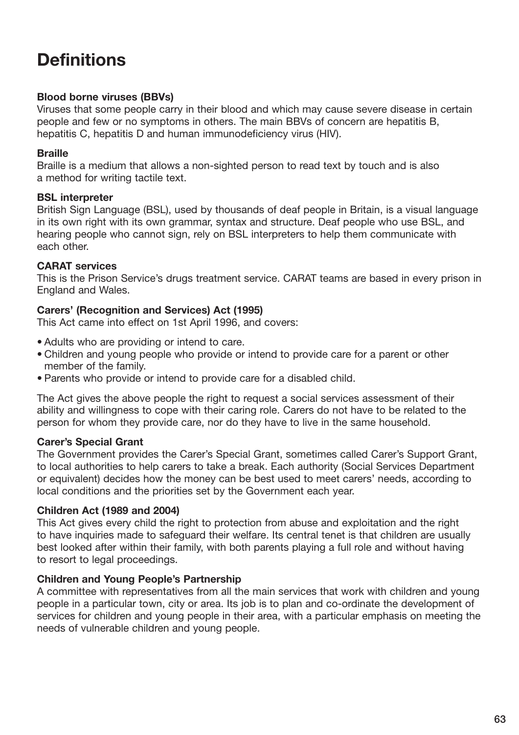# Definitions

**Blood borne viruses (BBVs)**
Viruses that some people carry in their blood and which may cause severe disease in certain people and few or no symptoms in others. The main BBVs of concern are hepatitis B, hepatitis C, hepatitis D and human immunodeficiency virus (HIV).

**Braille**
Braille is a medium that allows a non-sighted person to read text by touch and is also a method for writing tactile text.

**BSL interpreter**
British Sign Language (BSL), used by thousands of deaf people in Britain, is a visual language in its own right with its own grammar, syntax and structure. Deaf people who use BSL, and hearing people who cannot sign, rely on BSL interpreters to help them communicate with each other.

**CARAT services**
This is the Prison Service's drugs treatment service. CARAT teams are based in every prison in England and Wales.

**Carers' (Recognition and Services) Act (1995)**
This Act came into effect on 1st April 1996, and covers:

- Adults who are providing or intend to care.
- Children and young people who provide or intend to provide care for a parent or other member of the family.
- Parents who provide or intend to provide care for a disabled child.

The Act gives the above people the right to request a social services assessment of their ability and willingness to cope with their caring role. Carers do not have to be related to the person for whom they provide care, nor do they have to live in the same household.

**Carer's Special Grant**
The Government provides the Carer's Special Grant, sometimes called Carer's Support Grant, to local authorities to help carers to take a break. Each authority (Social Services Department or equivalent) decides how the money can be best used to meet carers' needs, according to local conditions and the priorities set by the Government each year.

**Children Act (1989 and 2004)**
This Act gives every child the right to protection from abuse and exploitation and the right to have inquiries made to safeguard their welfare. Its central tenet is that children are usually best looked after within their family, with both parents playing a full role and without having to resort to legal proceedings.

**Children and Young People's Partnership**
A committee with representatives from all the main services that work with children and young people in a particular town, city or area. Its job is to plan and co-ordinate the development of services for children and young people in their area, with a particular emphasis on meeting the needs of vulnerable children and young people.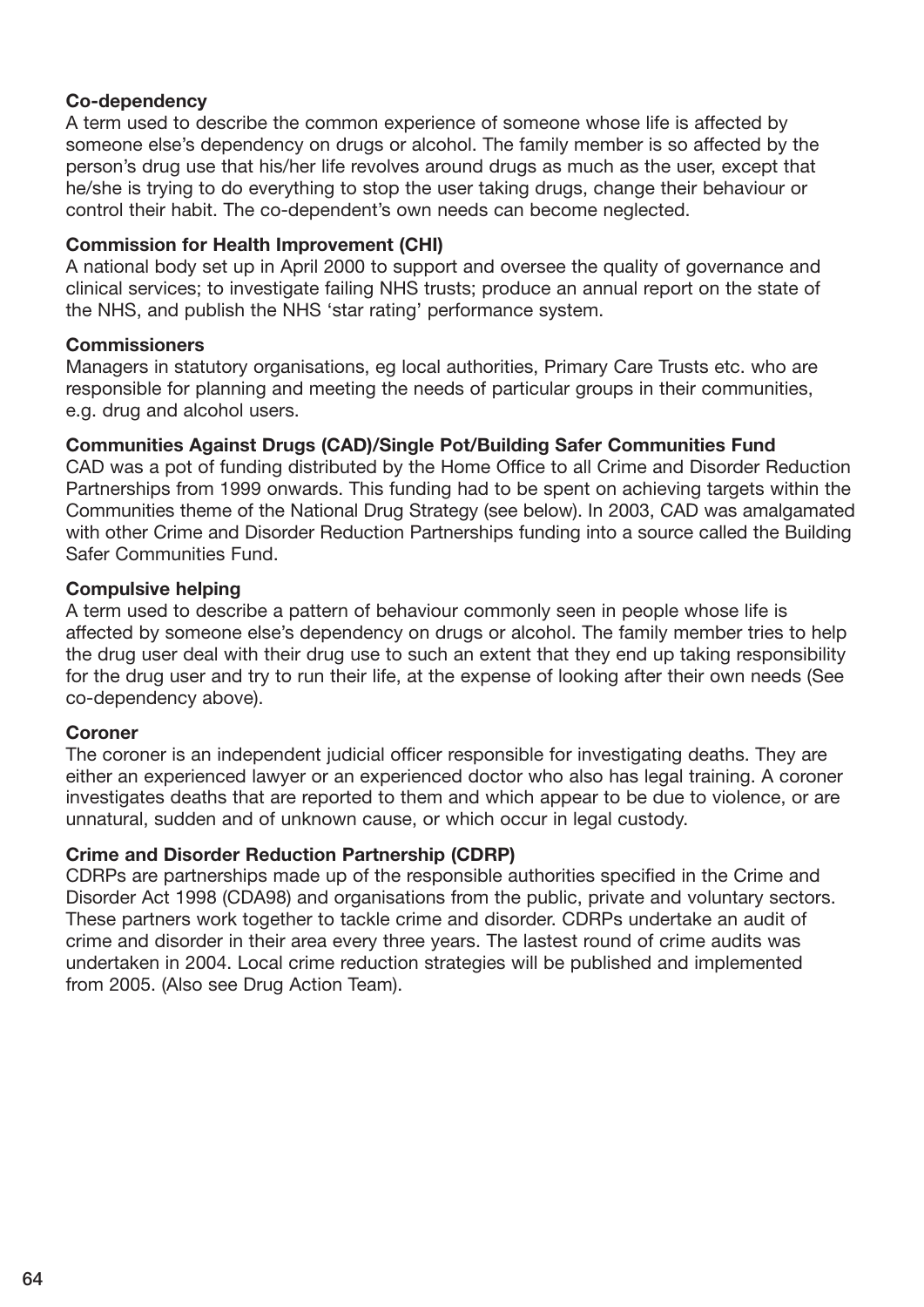**Co-dependency**
A term used to describe the common experience of someone whose life is affected by someone else's dependency on drugs or alcohol. The family member is so affected by the person's drug use that his/her life revolves around drugs as much as the user, except that he/she is trying to do everything to stop the user taking drugs, change their behaviour or control their habit. The co-dependent's own needs can become neglected.

**Commission for Health Improvement (CHI)**
A national body set up in April 2000 to support and oversee the quality of governance and clinical services; to investigate failing NHS trusts; produce an annual report on the state of the NHS, and publish the NHS 'star rating' performance system.

**Commissioners**
Managers in statutory organisations, eg local authorities, Primary Care Trusts etc. who are responsible for planning and meeting the needs of particular groups in their communities, e.g. drug and alcohol users.

**Communities Against Drugs (CAD)/Single Pot/Building Safer Communities Fund**
CAD was a pot of funding distributed by the Home Office to all Crime and Disorder Reduction Partnerships from 1999 onwards. This funding had to be spent on achieving targets within the Communities theme of the National Drug Strategy (see below). In 2003, CAD was amalgamated with other Crime and Disorder Reduction Partnerships funding into a source called the Building Safer Communities Fund.

**Compulsive helping**
A term used to describe a pattern of behaviour commonly seen in people whose life is affected by someone else's dependency on drugs or alcohol. The family member tries to help the drug user deal with their drug use to such an extent that they end up taking responsibility for the drug user and try to run their life, at the expense of looking after their own needs (See co-dependency above).

**Coroner**
The coroner is an independent judicial officer responsible for investigating deaths. They are either an experienced lawyer or an experienced doctor who also has legal training. A coroner investigates deaths that are reported to them and which appear to be due to violence, or are unnatural, sudden and of unknown cause, or which occur in legal custody.

**Crime and Disorder Reduction Partnership (CDRP)**
CDRPs are partnerships made up of the responsible authorities specified in the Crime and Disorder Act 1998 (CDA98) and organisations from the public, private and voluntary sectors. These partners work together to tackle crime and disorder. CDRPs undertake an audit of crime and disorder in their area every three years. The lastest round of crime audits was undertaken in 2004. Local crime reduction strategies will be published and implemented from 2005. (Also see Drug Action Team).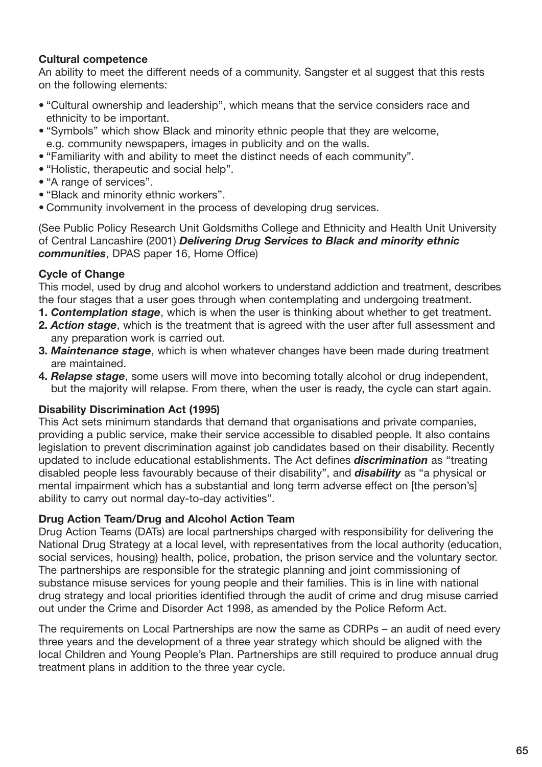**Cultural competence**
An ability to meet the different needs of a community. Sangster et al suggest that this rests on the following elements:

- "Cultural ownership and leadership", which means that the service considers race and ethnicity to be important.
- "Symbols" which show Black and minority ethnic people that they are welcome, e.g. community newspapers, images in publicity and on the walls.
- "Familiarity with and ability to meet the distinct needs of each community".
- "Holistic, therapeutic and social help".
- "A range of services".
- "Black and minority ethnic workers".
- Community involvement in the process of developing drug services.

(See Public Policy Research Unit Goldsmiths College and Ethnicity and Health Unit University of Central Lancashire (2001) ***Delivering Drug Services to Black and minority ethnic communities***, DPAS paper 16, Home Office)

**Cycle of Change**
This model, used by drug and alcohol workers to understand addiction and treatment, describes the four stages that a user goes through when contemplating and undergoing treatment.

1. ***Contemplation stage***, which is when the user is thinking about whether to get treatment.
2. ***Action stage***, which is the treatment that is agreed with the user after full assessment and any preparation work is carried out.
3. ***Maintenance stage***, which is when whatever changes have been made during treatment are maintained.
4. ***Relapse stage***, some users will move into becoming totally alcohol or drug independent, but the majority will relapse. From there, when the user is ready, the cycle can start again.

**Disability Discrimination Act (1995)**
This Act sets minimum standards that demand that organisations and private companies, providing a public service, make their service accessible to disabled people. It also contains legislation to prevent discrimination against job candidates based on their disability. Recently updated to include educational establishments. The Act defines ***discrimination*** as "treating disabled people less favourably because of their disability", and ***disability*** as "a physical or mental impairment which has a substantial and long term adverse effect on [the person's] ability to carry out normal day-to-day activities".

**Drug Action Team/Drug and Alcohol Action Team**
Drug Action Teams (DATs) are local partnerships charged with responsibility for delivering the National Drug Strategy at a local level, with representatives from the local authority (education, social services, housing) health, police, probation, the prison service and the voluntary sector. The partnerships are responsible for the strategic planning and joint commissioning of substance misuse services for young people and their families. This is in line with national drug strategy and local priorities identified through the audit of crime and drug misuse carried out under the Crime and Disorder Act 1998, as amended by the Police Reform Act.

The requirements on Local Partnerships are now the same as CDRPs – an audit of need every three years and the development of a three year strategy which should be aligned with the local Children and Young People's Plan. Partnerships are still required to produce annual drug treatment plans in addition to the three year cycle.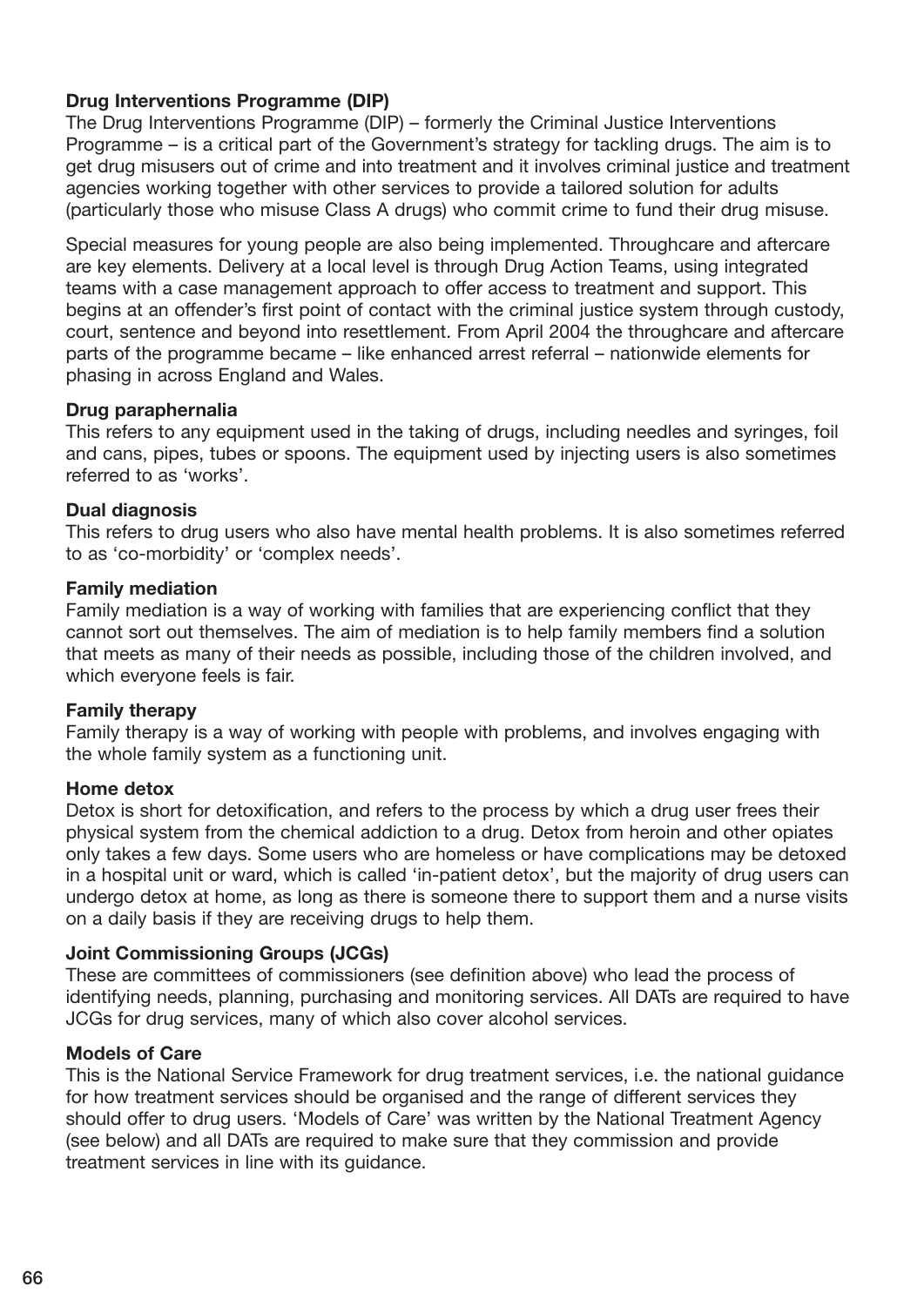**Drug Interventions Programme (DIP)**
The Drug Interventions Programme (DIP) – formerly the Criminal Justice Interventions Programme – is a critical part of the Government's strategy for tackling drugs. The aim is to get drug misusers out of crime and into treatment and it involves criminal justice and treatment agencies working together with other services to provide a tailored solution for adults (particularly those who misuse Class A drugs) who commit crime to fund their drug misuse.

Special measures for young people are also being implemented. Throughcare and aftercare are key elements. Delivery at a local level is through Drug Action Teams, using integrated teams with a case management approach to offer access to treatment and support. This begins at an offender's first point of contact with the criminal justice system through custody, court, sentence and beyond into resettlement. From April 2004 the throughcare and aftercare parts of the programme became – like enhanced arrest referral – nationwide elements for phasing in across England and Wales.

**Drug paraphernalia**
This refers to any equipment used in the taking of drugs, including needles and syringes, foil and cans, pipes, tubes or spoons. The equipment used by injecting users is also sometimes referred to as 'works'.

**Dual diagnosis**
This refers to drug users who also have mental health problems. It is also sometimes referred to as 'co-morbidity' or 'complex needs'.

**Family mediation**
Family mediation is a way of working with families that are experiencing conflict that they cannot sort out themselves. The aim of mediation is to help family members find a solution that meets as many of their needs as possible, including those of the children involved, and which everyone feels is fair.

**Family therapy**
Family therapy is a way of working with people with problems, and involves engaging with the whole family system as a functioning unit.

**Home detox**
Detox is short for detoxification, and refers to the process by which a drug user frees their physical system from the chemical addiction to a drug. Detox from heroin and other opiates only takes a few days. Some users who are homeless or have complications may be detoxed in a hospital unit or ward, which is called 'in-patient detox', but the majority of drug users can undergo detox at home, as long as there is someone there to support them and a nurse visits on a daily basis if they are receiving drugs to help them.

**Joint Commissioning Groups (JCGs)**
These are committees of commissioners (see definition above) who lead the process of identifying needs, planning, purchasing and monitoring services. All DATs are required to have JCGs for drug services, many of which also cover alcohol services.

**Models of Care**
This is the National Service Framework for drug treatment services, i.e. the national guidance for how treatment services should be organised and the range of different services they should offer to drug users. 'Models of Care' was written by the National Treatment Agency (see below) and all DATs are required to make sure that they commission and provide treatment services in line with its guidance.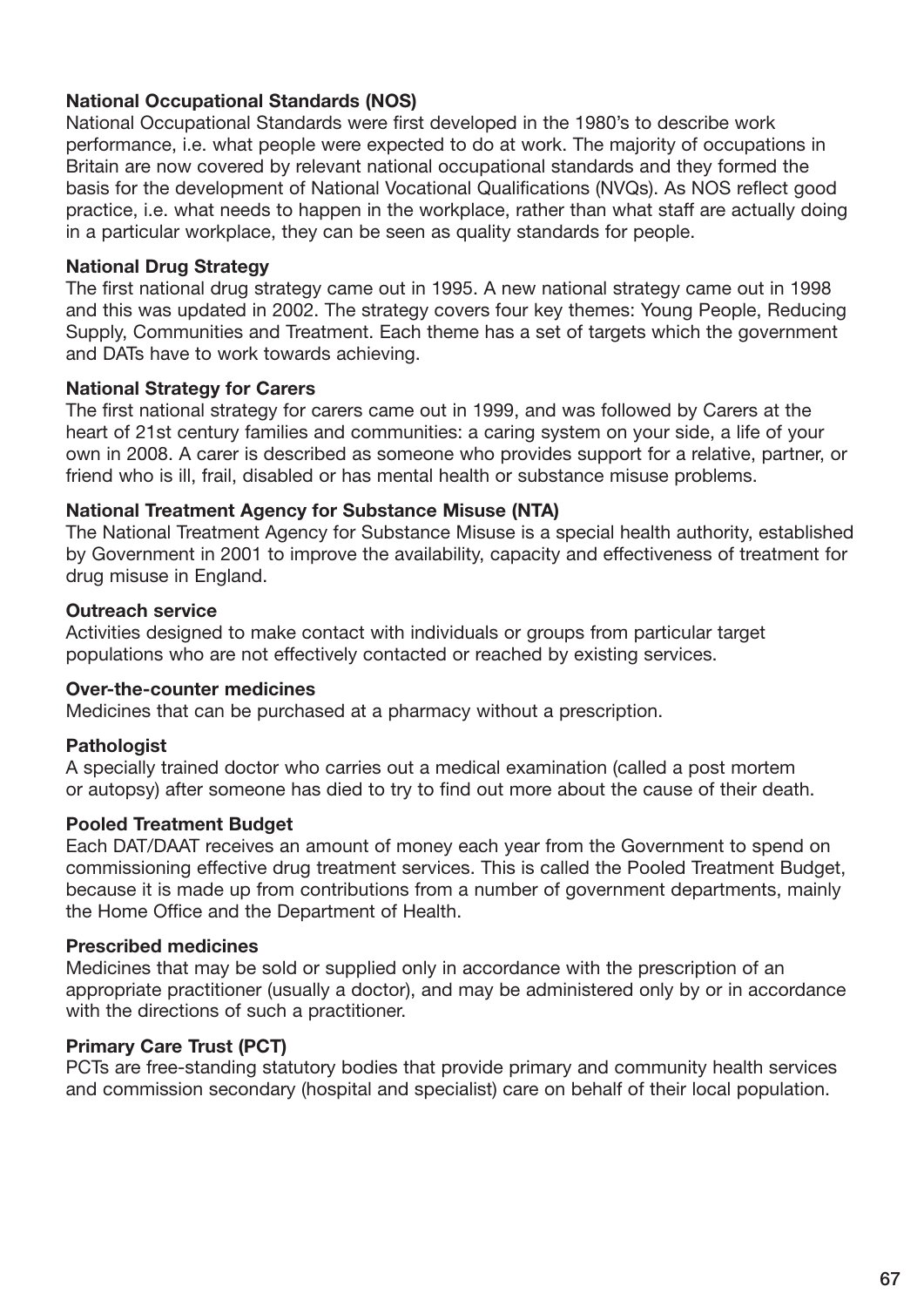**National Occupational Standards (NOS)**
National Occupational Standards were first developed in the 1980's to describe work performance, i.e. what people were expected to do at work. The majority of occupations in Britain are now covered by relevant national occupational standards and they formed the basis for the development of National Vocational Qualifications (NVQs). As NOS reflect good practice, i.e. what needs to happen in the workplace, rather than what staff are actually doing in a particular workplace, they can be seen as quality standards for people.

**National Drug Strategy**
The first national drug strategy came out in 1995. A new national strategy came out in 1998 and this was updated in 2002. The strategy covers four key themes: Young People, Reducing Supply, Communities and Treatment. Each theme has a set of targets which the government and DATs have to work towards achieving.

**National Strategy for Carers**
The first national strategy for carers came out in 1999, and was followed by Carers at the heart of 21st century families and communities: a caring system on your side, a life of your own in 2008. A carer is described as someone who provides support for a relative, partner, or friend who is ill, frail, disabled or has mental health or substance misuse problems.

**National Treatment Agency for Substance Misuse (NTA)**
The National Treatment Agency for Substance Misuse is a special health authority, established by Government in 2001 to improve the availability, capacity and effectiveness of treatment for drug misuse in England.

**Outreach service**
Activities designed to make contact with individuals or groups from particular target populations who are not effectively contacted or reached by existing services.

**Over-the-counter medicines**
Medicines that can be purchased at a pharmacy without a prescription.

**Pathologist**
A specially trained doctor who carries out a medical examination (called a post mortem or autopsy) after someone has died to try to find out more about the cause of their death.

**Pooled Treatment Budget**
Each DAT/DAAT receives an amount of money each year from the Government to spend on commissioning effective drug treatment services. This is called the Pooled Treatment Budget, because it is made up from contributions from a number of government departments, mainly the Home Office and the Department of Health.

**Prescribed medicines**
Medicines that may be sold or supplied only in accordance with the prescription of an appropriate practitioner (usually a doctor), and may be administered only by or in accordance with the directions of such a practitioner.

**Primary Care Trust (PCT)**
PCTs are free-standing statutory bodies that provide primary and community health services and commission secondary (hospital and specialist) care on behalf of their local population.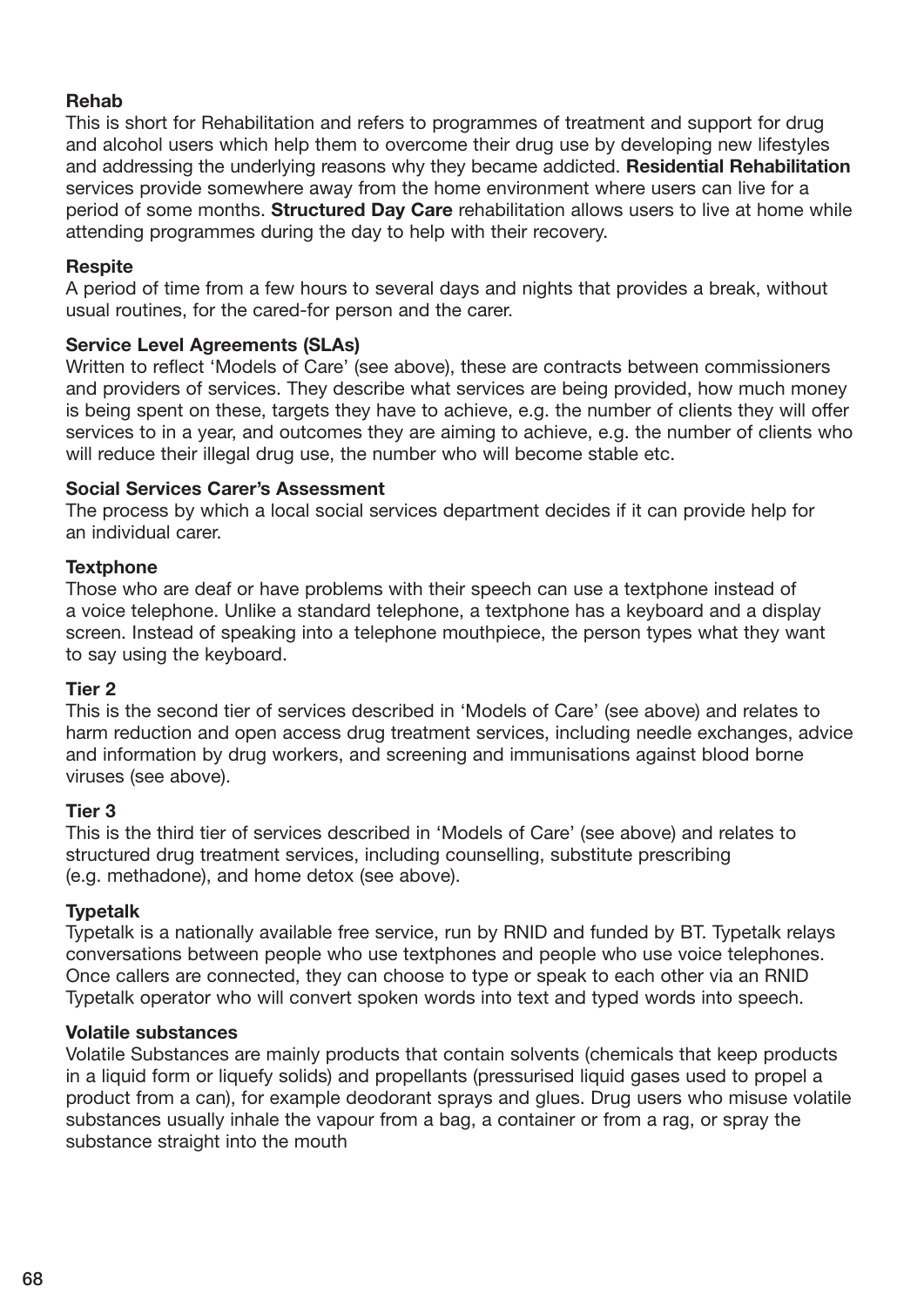**Rehab**
This is short for Rehabilitation and refers to programmes of treatment and support for drug and alcohol users which help them to overcome their drug use by developing new lifestyles and addressing the underlying reasons why they became addicted. **Residential Rehabilitation** services provide somewhere away from the home environment where users can live for a period of some months. **Structured Day Care** rehabilitation allows users to live at home while attending programmes during the day to help with their recovery.

**Respite**
A period of time from a few hours to several days and nights that provides a break, without usual routines, for the cared-for person and the carer.

**Service Level Agreements (SLAs)**
Written to reflect 'Models of Care' (see above), these are contracts between commissioners and providers of services. They describe what services are being provided, how much money is being spent on these, targets they have to achieve, e.g. the number of clients they will offer services to in a year, and outcomes they are aiming to achieve, e.g. the number of clients who will reduce their illegal drug use, the number who will become stable etc.

**Social Services Carer's Assessment**
The process by which a local social services department decides if it can provide help for an individual carer.

**Textphone**
Those who are deaf or have problems with their speech can use a textphone instead of a voice telephone. Unlike a standard telephone, a textphone has a keyboard and a display screen. Instead of speaking into a telephone mouthpiece, the person types what they want to say using the keyboard.

**Tier 2**
This is the second tier of services described in 'Models of Care' (see above) and relates to harm reduction and open access drug treatment services, including needle exchanges, advice and information by drug workers, and screening and immunisations against blood borne viruses (see above).

**Tier 3**
This is the third tier of services described in 'Models of Care' (see above) and relates to structured drug treatment services, including counselling, substitute prescribing (e.g. methadone), and home detox (see above).

**Typetalk**
Typetalk is a nationally available free service, run by RNID and funded by BT. Typetalk relays conversations between people who use textphones and people who use voice telephones. Once callers are connected, they can choose to type or speak to each other via an RNID Typetalk operator who will convert spoken words into text and typed words into speech.

**Volatile substances**
Volatile Substances are mainly products that contain solvents (chemicals that keep products in a liquid form or liquefy solids) and propellants (pressurised liquid gases used to propel a product from a can), for example deodorant sprays and glues. Drug users who misuse volatile substances usually inhale the vapour from a bag, a container or from a rag, or spray the substance straight into the mouth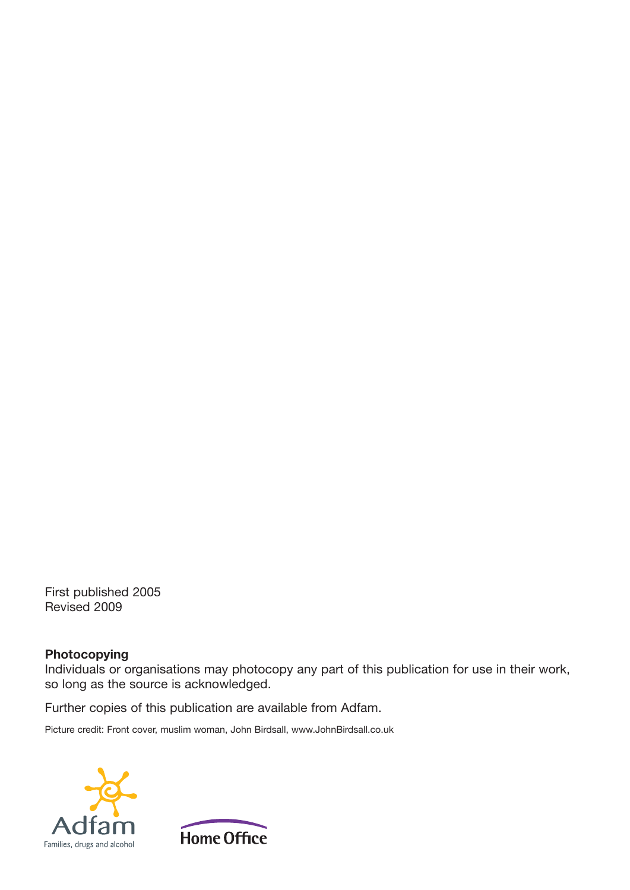First published 2005
Revised 2009

**Photocopying**
Individuals or organisations may photocopy any part of this publication for use in their work, so long as the source is acknowledged.

Further copies of this publication are available from Adfam.

Picture credit: Front cover, muslim woman, John Birdsall, www.JohnBirdsall.co.uk

Adfam
Families, drugs and alcohol

Home Office